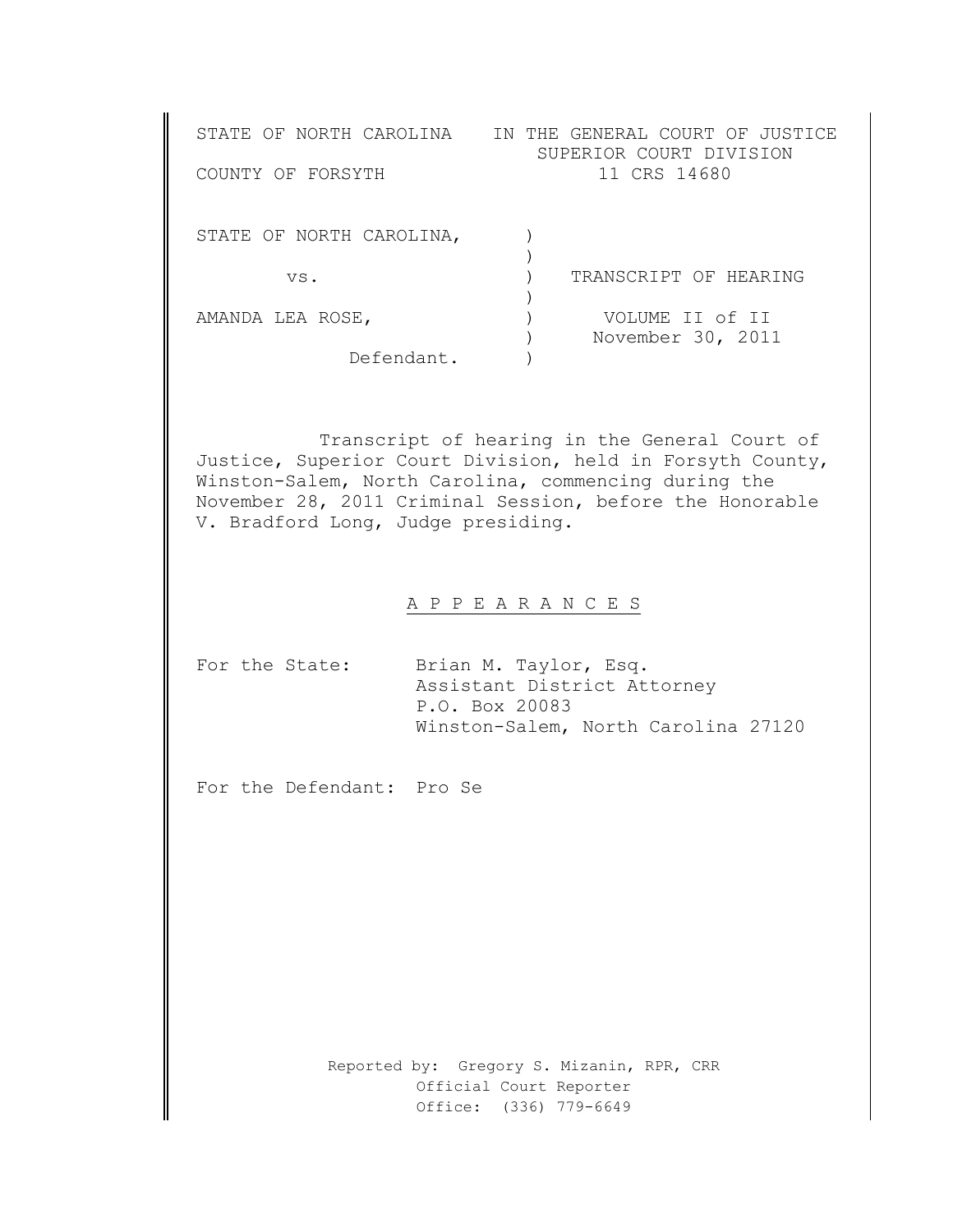STATE OF NORTH CAROLINA — IN THE GENERAL COURT OF JUSTICE
SUPERIOR COURT DIVISION

COUNTY OF FORSYTH — 11 CRS 14680

STATE OF NORTH CAROLINA,

vs.

AMANDA LEA ROSE,

Defendant.

TRANSCRIPT OF HEARING

VOLUME II of II

November 30, 2011

Transcript of hearing in the General Court of Justice, Superior Court Division, held in Forsyth County, Winston-Salem, North Carolina, commencing during the November 28, 2011 Criminal Session, before the Honorable V. Bradford Long, Judge presiding.

## A P P E A R A N C E S

For the State: Brian M. Taylor, Esq.
Assistant District Attorney
P.O. Box 20083
Winston-Salem, North Carolina 27120

For the Defendant: Pro Se

Reported by: Gregory S. Mizanin, RPR, CRR
Official Court Reporter
Office: (336) 779-6649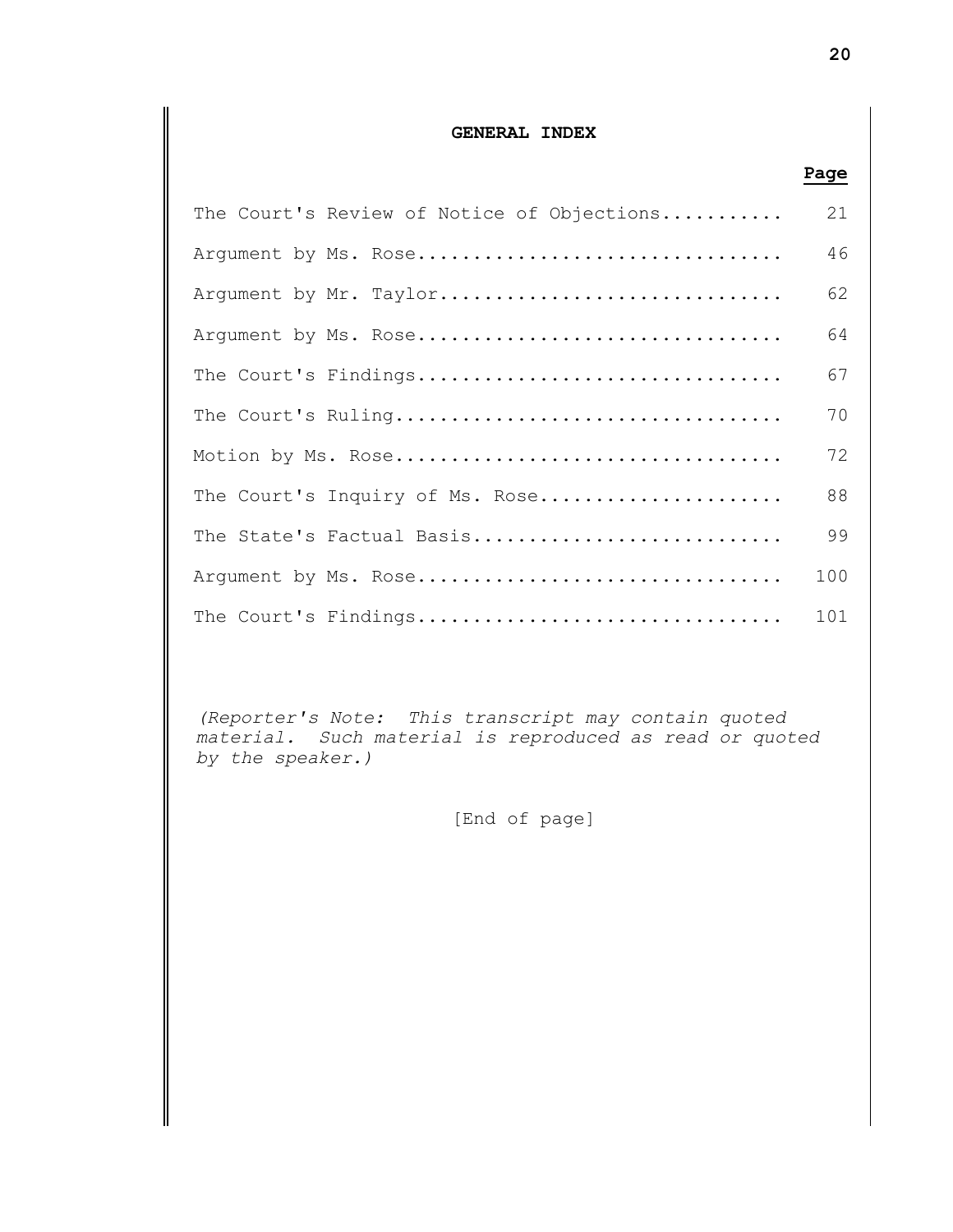## GENERAL INDEX

| | Page |
|---|---|
| The Court's Review of Notice of Objections........... | 21 |
| Argument by Ms. Rose................................ | 46 |
| Argument by Mr. Taylor.............................. | 62 |
| Argument by Ms. Rose................................ | 64 |
| The Court's Findings................................ | 67 |
| The Court's Ruling.................................. | 70 |
| Motion by Ms. Rose.................................. | 72 |
| The Court's Inquiry of Ms. Rose..................... | 88 |
| The State's Factual Basis........................... | 99 |
| Argument by Ms. Rose................................ | 100 |
| The Court's Findings................................ | 101 |

*(Reporter's Note: This transcript may contain quoted material. Such material is reproduced as read or quoted by the speaker.)*

[End of page]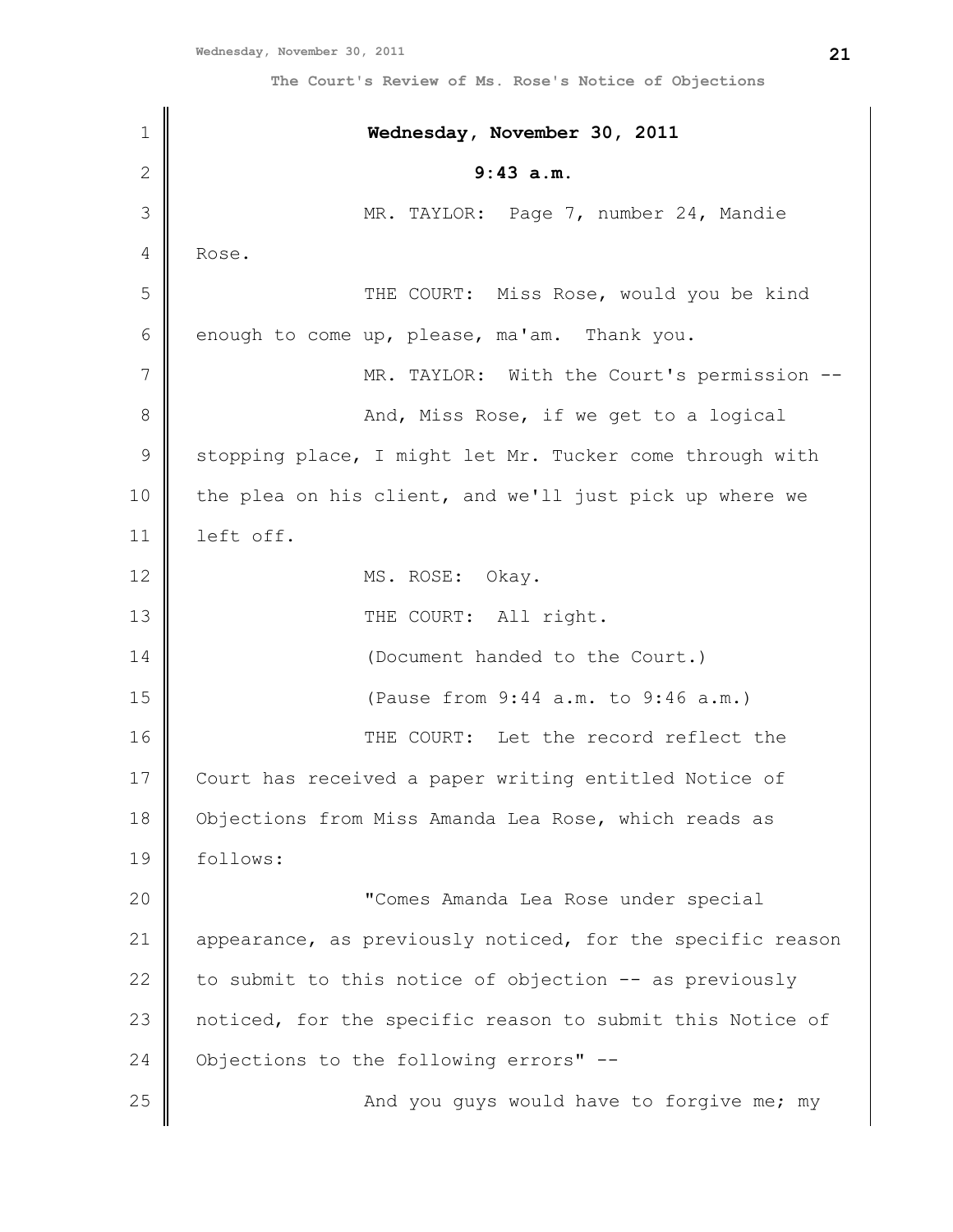**Wednesday, November 30, 2011**

**9:43 a.m.**

MR. TAYLOR: Page 7, number 24, Mandie Rose.

THE COURT: Miss Rose, would you be kind enough to come up, please, ma'am. Thank you.

MR. TAYLOR: With the Court's permission --

And, Miss Rose, if we get to a logical stopping place, I might let Mr. Tucker come through with the plea on his client, and we'll just pick up where we left off.

MS. ROSE: Okay.

THE COURT: All right.

(Document handed to the Court.)

(Pause from 9:44 a.m. to 9:46 a.m.)

THE COURT: Let the record reflect the Court has received a paper writing entitled Notice of Objections from Miss Amanda Lea Rose, which reads as follows:

"Comes Amanda Lea Rose under special appearance, as previously noticed, for the specific reason to submit to this notice of objection -- as previously noticed, for the specific reason to submit this Notice of Objections to the following errors" --

And you guys would have to forgive me; my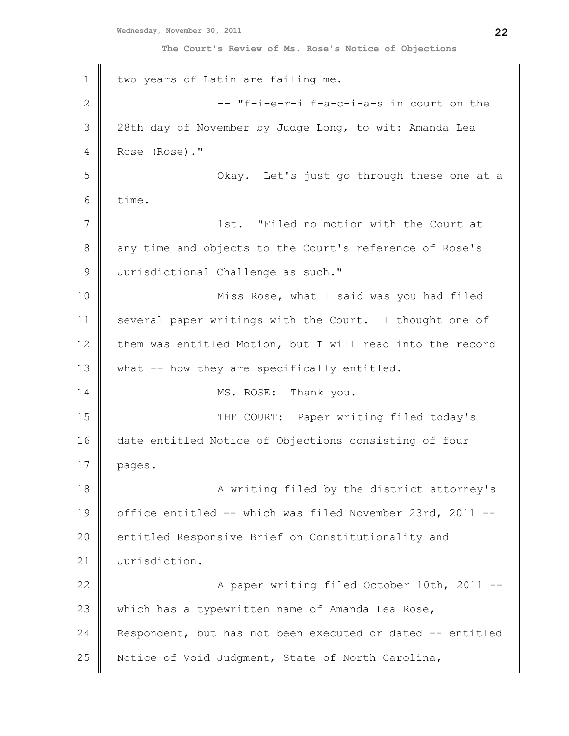two years of Latin are failing me.

-- "f-i-e-r-i f-a-c-i-a-s in court on the 28th day of November by Judge Long, to wit: Amanda Lea Rose (Rose)."

Okay. Let's just go through these one at a time.

1st. "Filed no motion with the Court at any time and objects to the Court's reference of Rose's Jurisdictional Challenge as such."

Miss Rose, what I said was you had filed several paper writings with the Court. I thought one of them was entitled Motion, but I will read into the record what -- how they are specifically entitled.

MS. ROSE: Thank you.

THE COURT: Paper writing filed today's date entitled Notice of Objections consisting of four pages.

A writing filed by the district attorney's office entitled -- which was filed November 23rd, 2011 -- entitled Responsive Brief on Constitutionality and Jurisdiction.

A paper writing filed October 10th, 2011 -- which has a typewritten name of Amanda Lea Rose, Respondent, but has not been executed or dated -- entitled Notice of Void Judgment, State of North Carolina,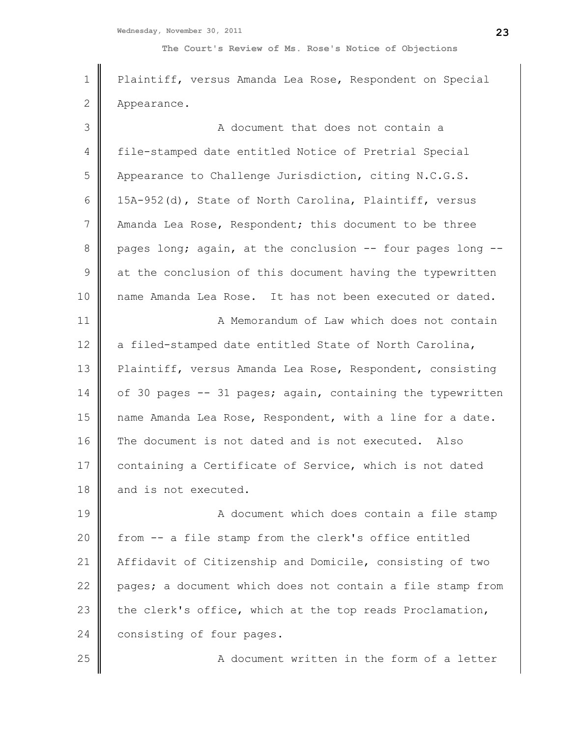Plaintiff, versus Amanda Lea Rose, Respondent on Special Appearance.

A document that does not contain a file-stamped date entitled Notice of Pretrial Special Appearance to Challenge Jurisdiction, citing N.C.G.S. 15A-952(d), State of North Carolina, Plaintiff, versus Amanda Lea Rose, Respondent; this document to be three pages long; again, at the conclusion -- four pages long -- at the conclusion of this document having the typewritten name Amanda Lea Rose. It has not been executed or dated.

A Memorandum of Law which does not contain a filed-stamped date entitled State of North Carolina, Plaintiff, versus Amanda Lea Rose, Respondent, consisting of 30 pages -- 31 pages; again, containing the typewritten name Amanda Lea Rose, Respondent, with a line for a date. The document is not dated and is not executed. Also containing a Certificate of Service, which is not dated and is not executed.

A document which does contain a file stamp from -- a file stamp from the clerk's office entitled Affidavit of Citizenship and Domicile, consisting of two pages; a document which does not contain a file stamp from the clerk's office, which at the top reads Proclamation, consisting of four pages.

A document written in the form of a letter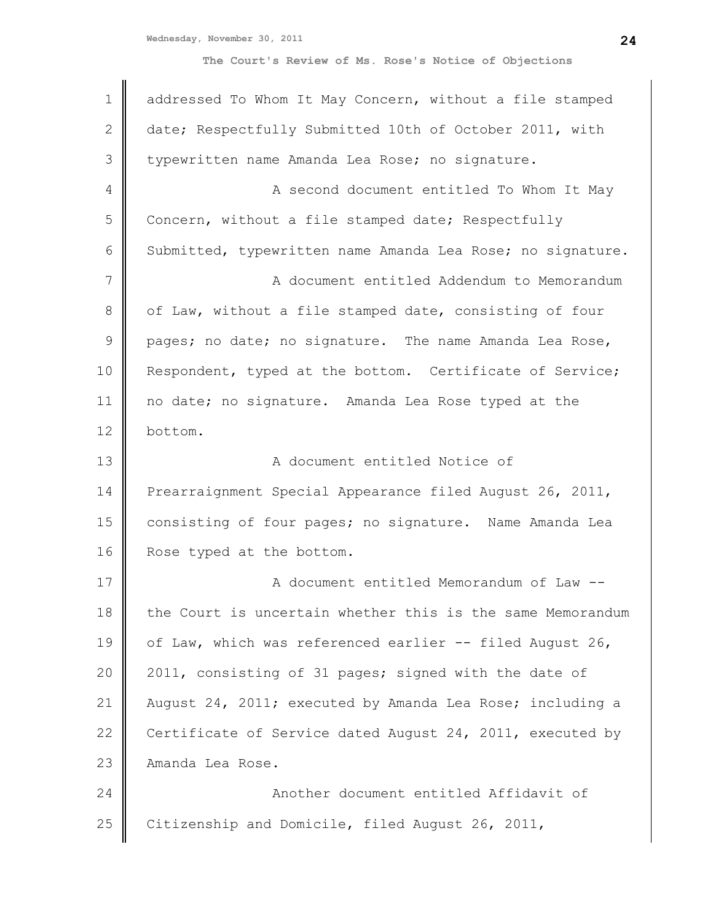addressed To Whom It May Concern, without a file stamped date; Respectfully Submitted 10th of October 2011, with typewritten name Amanda Lea Rose; no signature.

A second document entitled To Whom It May Concern, without a file stamped date; Respectfully Submitted, typewritten name Amanda Lea Rose; no signature.

A document entitled Addendum to Memorandum of Law, without a file stamped date, consisting of four pages; no date; no signature. The name Amanda Lea Rose, Respondent, typed at the bottom. Certificate of Service; no date; no signature. Amanda Lea Rose typed at the bottom.

A document entitled Notice of Prearraignment Special Appearance filed August 26, 2011, consisting of four pages; no signature. Name Amanda Lea Rose typed at the bottom.

A document entitled Memorandum of Law -- the Court is uncertain whether this is the same Memorandum of Law, which was referenced earlier -- filed August 26, 2011, consisting of 31 pages; signed with the date of August 24, 2011; executed by Amanda Lea Rose; including a Certificate of Service dated August 24, 2011, executed by Amanda Lea Rose.

Another document entitled Affidavit of Citizenship and Domicile, filed August 26, 2011,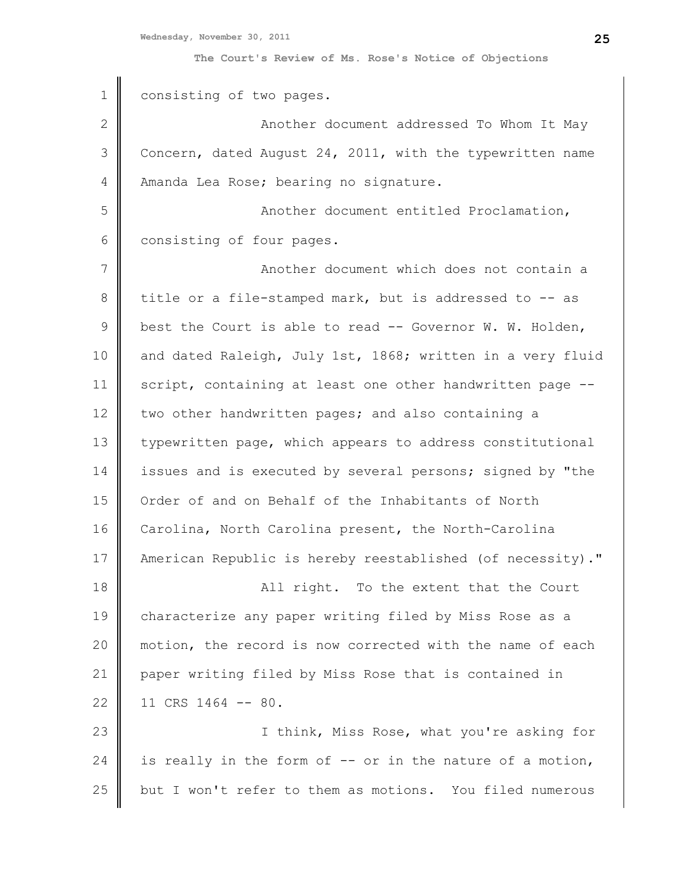consisting of two pages.

Another document addressed To Whom It May Concern, dated August 24, 2011, with the typewritten name Amanda Lea Rose; bearing no signature.

Another document entitled Proclamation, consisting of four pages.

Another document which does not contain a title or a file-stamped mark, but is addressed to -- as best the Court is able to read -- Governor W. W. Holden, and dated Raleigh, July 1st, 1868; written in a very fluid script, containing at least one other handwritten page -- two other handwritten pages; and also containing a typewritten page, which appears to address constitutional issues and is executed by several persons; signed by "the Order of and on Behalf of the Inhabitants of North Carolina, North Carolina present, the North-Carolina American Republic is hereby reestablished (of necessity)."

All right. To the extent that the Court characterize any paper writing filed by Miss Rose as a motion, the record is now corrected with the name of each paper writing filed by Miss Rose that is contained in 11 CRS 1464 -- 80.

I think, Miss Rose, what you're asking for is really in the form of -- or in the nature of a motion, but I won't refer to them as motions. You filed numerous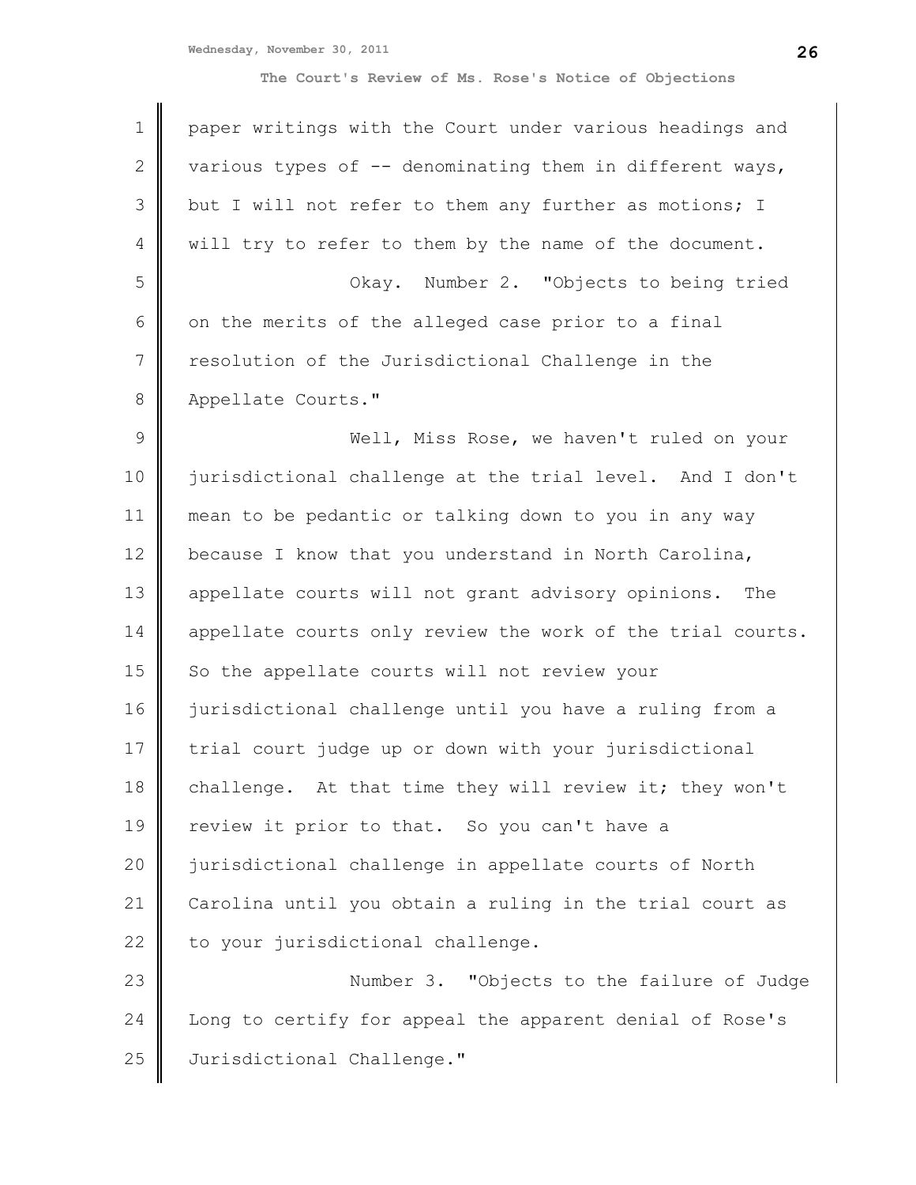paper writings with the Court under various headings and various types of -- denominating them in different ways, but I will not refer to them any further as motions; I will try to refer to them by the name of the document.

Okay. Number 2. "Objects to being tried on the merits of the alleged case prior to a final resolution of the Jurisdictional Challenge in the Appellate Courts."

Well, Miss Rose, we haven't ruled on your jurisdictional challenge at the trial level. And I don't mean to be pedantic or talking down to you in any way because I know that you understand in North Carolina, appellate courts will not grant advisory opinions. The appellate courts only review the work of the trial courts. So the appellate courts will not review your jurisdictional challenge until you have a ruling from a trial court judge up or down with your jurisdictional challenge. At that time they will review it; they won't review it prior to that. So you can't have a jurisdictional challenge in appellate courts of North Carolina until you obtain a ruling in the trial court as to your jurisdictional challenge.

Number 3. "Objects to the failure of Judge Long to certify for appeal the apparent denial of Rose's Jurisdictional Challenge."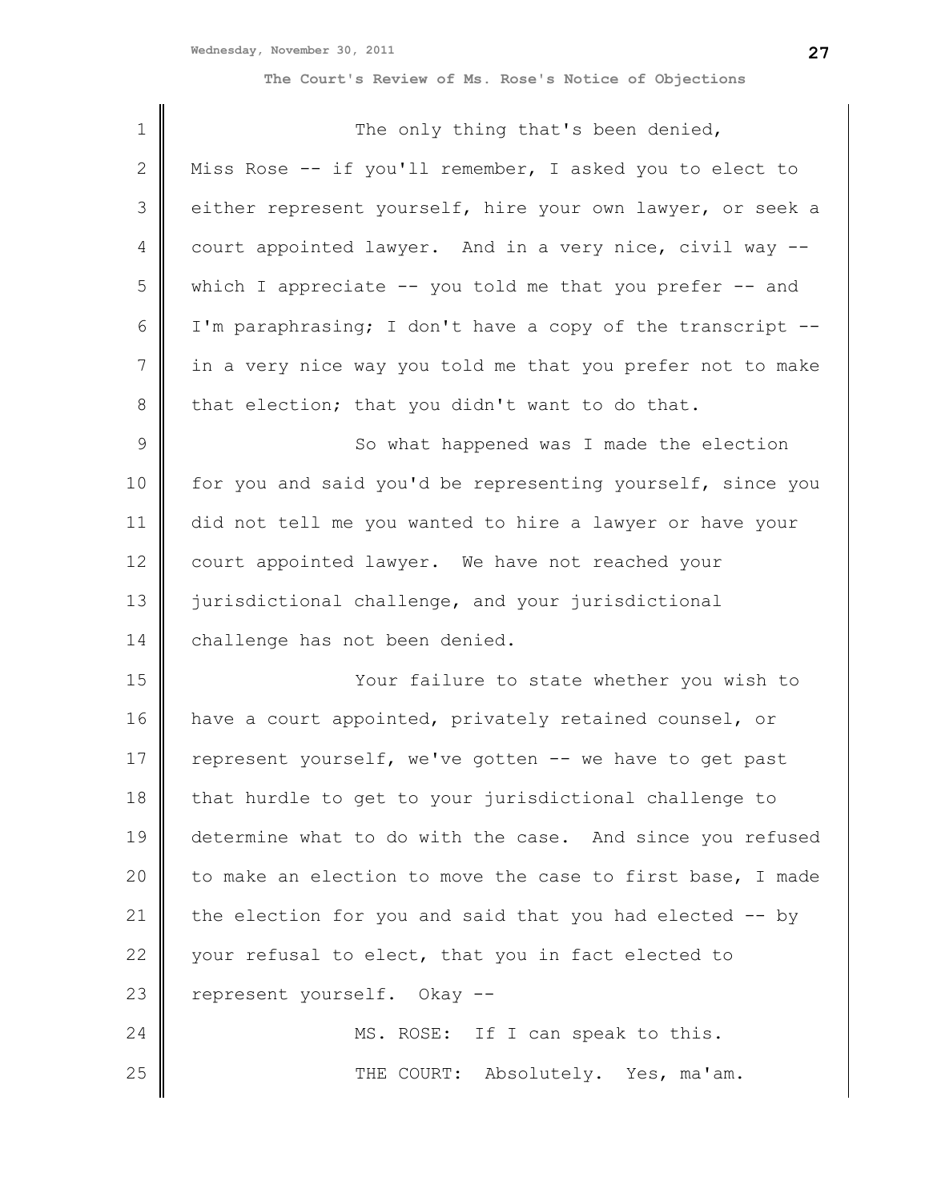The only thing that's been denied, Miss Rose -- if you'll remember, I asked you to elect to either represent yourself, hire your own lawyer, or seek a court appointed lawyer. And in a very nice, civil way -- which I appreciate -- you told me that you prefer -- and I'm paraphrasing; I don't have a copy of the transcript -- in a very nice way you told me that you prefer not to make that election; that you didn't want to do that.

So what happened was I made the election for you and said you'd be representing yourself, since you did not tell me you wanted to hire a lawyer or have your court appointed lawyer. We have not reached your jurisdictional challenge, and your jurisdictional challenge has not been denied.

Your failure to state whether you wish to have a court appointed, privately retained counsel, or represent yourself, we've gotten -- we have to get past that hurdle to get to your jurisdictional challenge to determine what to do with the case. And since you refused to make an election to move the case to first base, I made the election for you and said that you had elected -- by your refusal to elect, that you in fact elected to represent yourself. Okay --

MS. ROSE: If I can speak to this.

THE COURT: Absolutely. Yes, ma'am.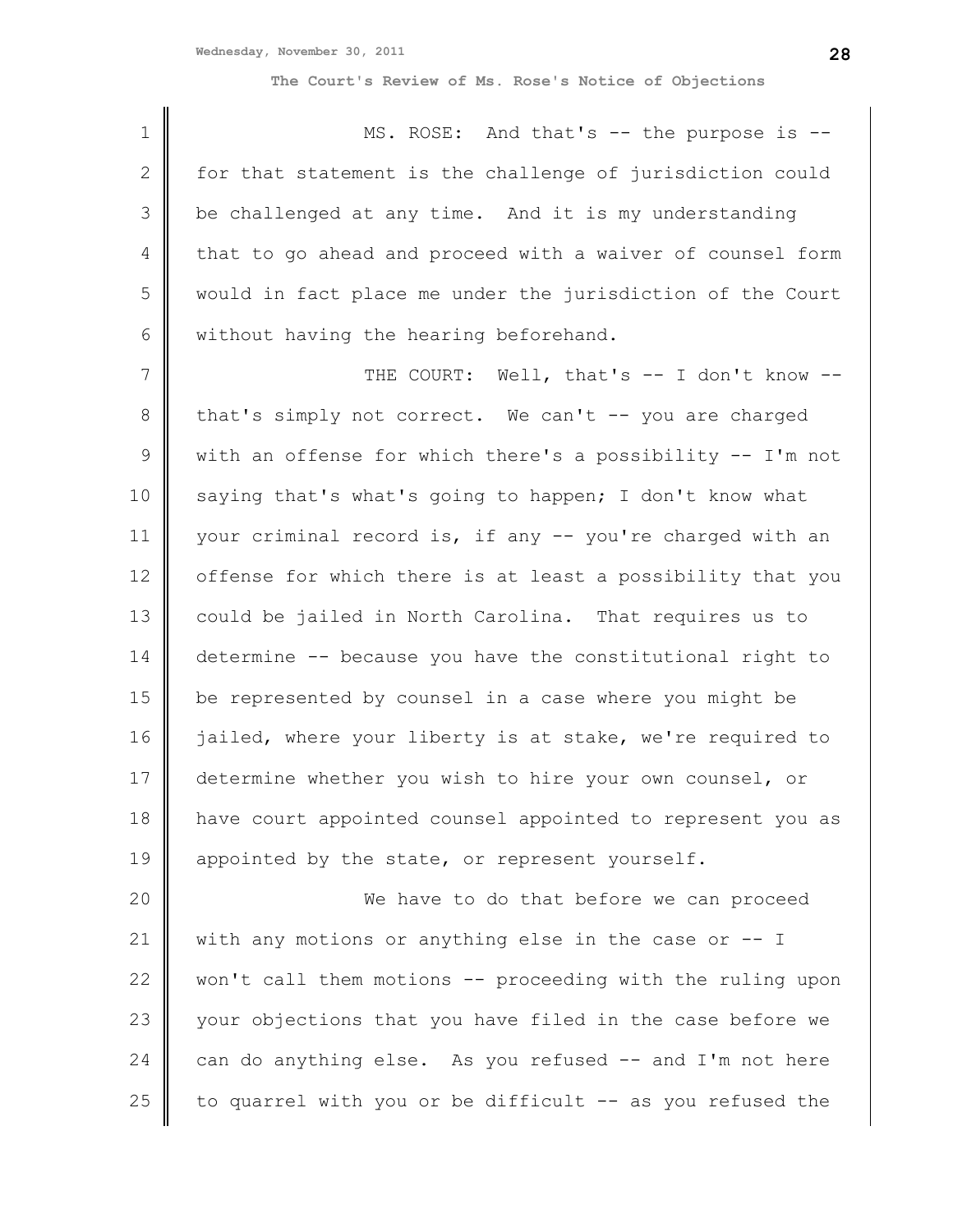MS. ROSE: And that's -- the purpose is -- for that statement is the challenge of jurisdiction could be challenged at any time. And it is my understanding that to go ahead and proceed with a waiver of counsel form would in fact place me under the jurisdiction of the Court without having the hearing beforehand.

THE COURT: Well, that's -- I don't know -- that's simply not correct. We can't -- you are charged with an offense for which there's a possibility -- I'm not saying that's what's going to happen; I don't know what your criminal record is, if any -- you're charged with an offense for which there is at least a possibility that you could be jailed in North Carolina. That requires us to determine -- because you have the constitutional right to be represented by counsel in a case where you might be jailed, where your liberty is at stake, we're required to determine whether you wish to hire your own counsel, or have court appointed counsel appointed to represent you as appointed by the state, or represent yourself.

We have to do that before we can proceed with any motions or anything else in the case or -- I won't call them motions -- proceeding with the ruling upon your objections that you have filed in the case before we can do anything else. As you refused -- and I'm not here to quarrel with you or be difficult -- as you refused the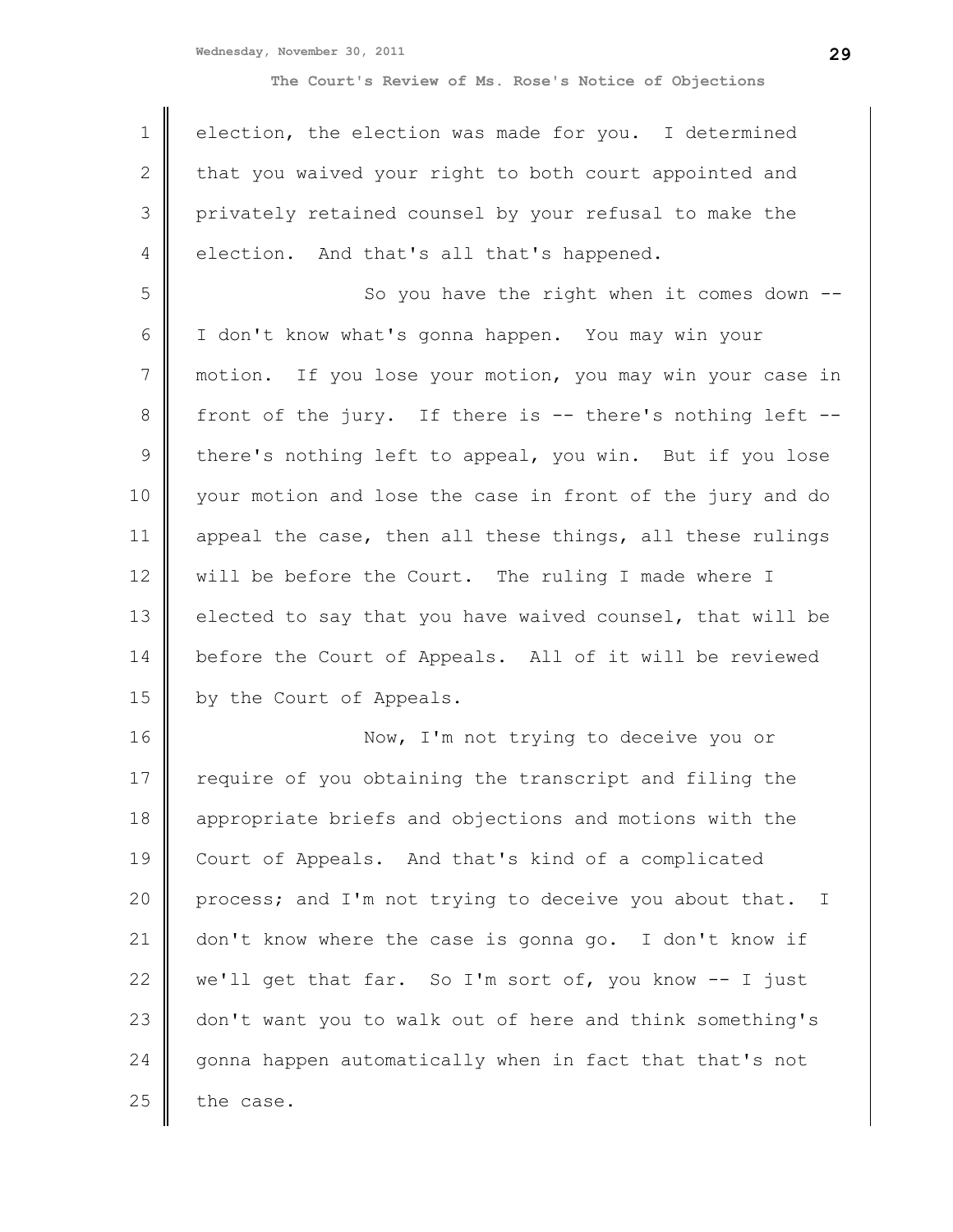election, the election was made for you. I determined that you waived your right to both court appointed and privately retained counsel by your refusal to make the election. And that's all that's happened.

So you have the right when it comes down -- I don't know what's gonna happen. You may win your motion. If you lose your motion, you may win your case in front of the jury. If there is -- there's nothing left -- there's nothing left to appeal, you win. But if you lose your motion and lose the case in front of the jury and do appeal the case, then all these things, all these rulings will be before the Court. The ruling I made where I elected to say that you have waived counsel, that will be before the Court of Appeals. All of it will be reviewed by the Court of Appeals.

Now, I'm not trying to deceive you or require of you obtaining the transcript and filing the appropriate briefs and objections and motions with the Court of Appeals. And that's kind of a complicated process; and I'm not trying to deceive you about that. I don't know where the case is gonna go. I don't know if we'll get that far. So I'm sort of, you know -- I just don't want you to walk out of here and think something's gonna happen automatically when in fact that that's not the case.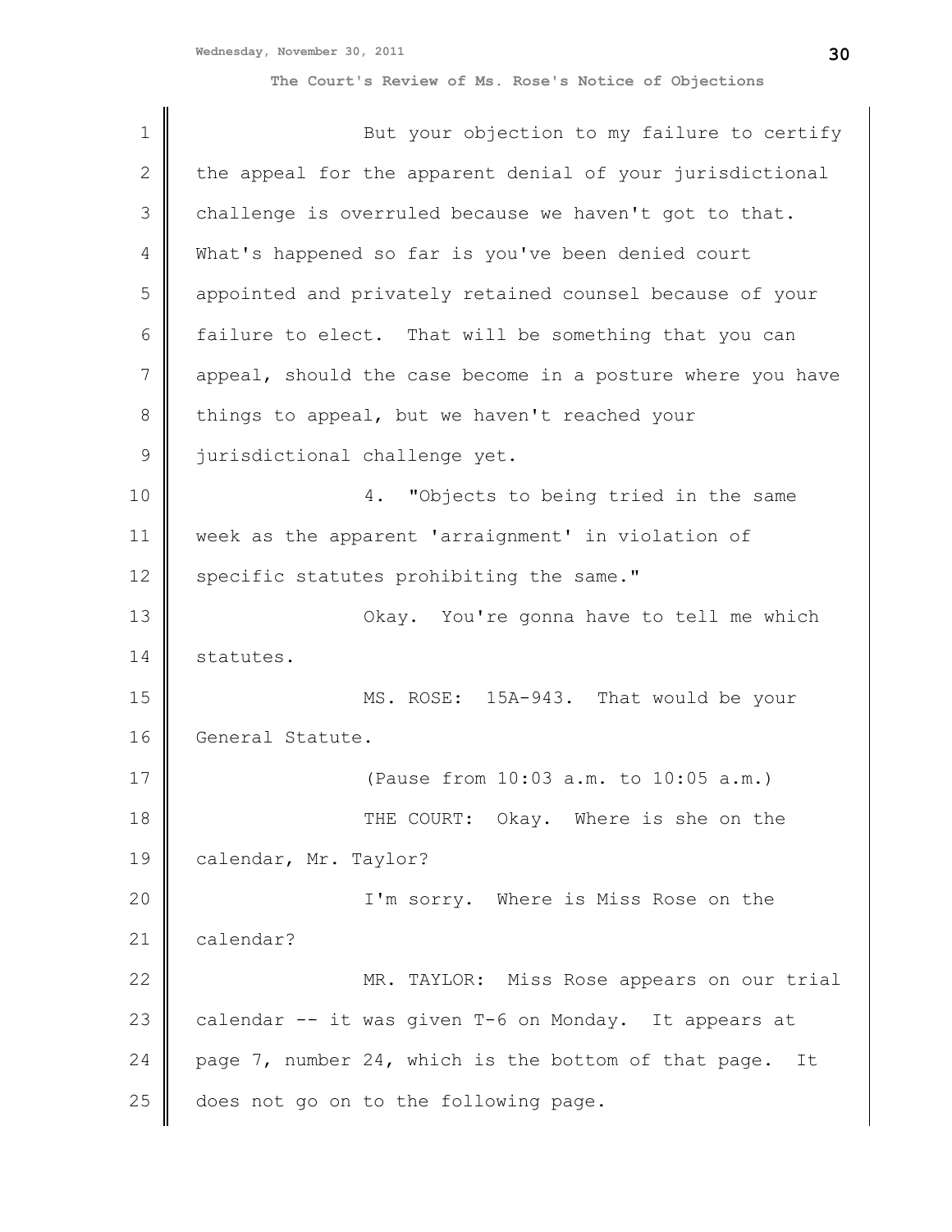But your objection to my failure to certify the appeal for the apparent denial of your jurisdictional challenge is overruled because we haven't got to that. What's happened so far is you've been denied court appointed and privately retained counsel because of your failure to elect. That will be something that you can appeal, should the case become in a posture where you have things to appeal, but we haven't reached your jurisdictional challenge yet.

4. "Objects to being tried in the same week as the apparent 'arraignment' in violation of specific statutes prohibiting the same."

Okay. You're gonna have to tell me which statutes.

MS. ROSE: 15A-943. That would be your General Statute.

(Pause from 10:03 a.m. to 10:05 a.m.)

THE COURT: Okay. Where is she on the calendar, Mr. Taylor?

I'm sorry. Where is Miss Rose on the calendar?

MR. TAYLOR: Miss Rose appears on our trial calendar -- it was given T-6 on Monday. It appears at page 7, number 24, which is the bottom of that page. It does not go on to the following page.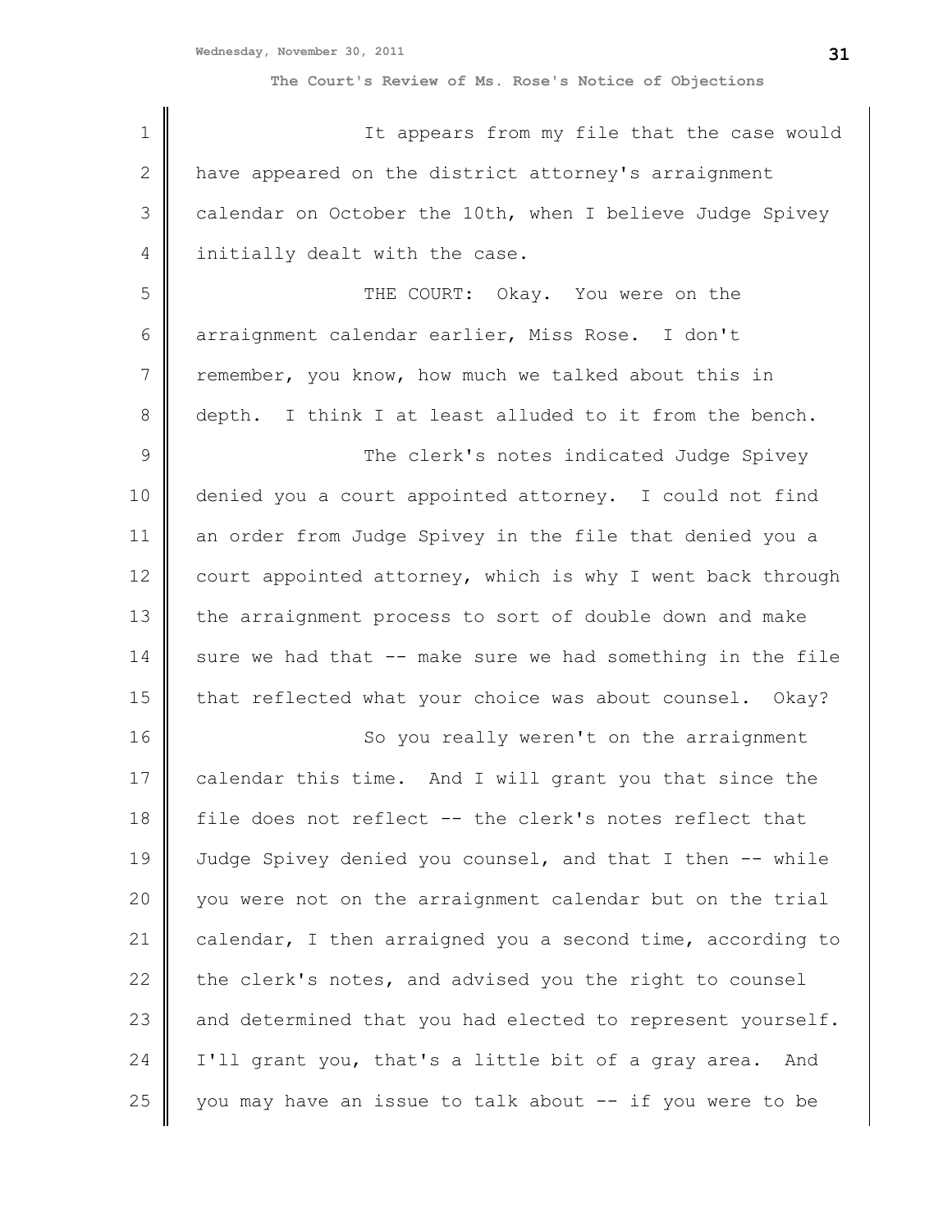It appears from my file that the case would have appeared on the district attorney's arraignment calendar on October the 10th, when I believe Judge Spivey initially dealt with the case.

THE COURT: Okay. You were on the arraignment calendar earlier, Miss Rose. I don't remember, you know, how much we talked about this in depth. I think I at least alluded to it from the bench.

The clerk's notes indicated Judge Spivey denied you a court appointed attorney. I could not find an order from Judge Spivey in the file that denied you a court appointed attorney, which is why I went back through the arraignment process to sort of double down and make sure we had that -- make sure we had something in the file that reflected what your choice was about counsel. Okay?

So you really weren't on the arraignment calendar this time. And I will grant you that since the file does not reflect -- the clerk's notes reflect that Judge Spivey denied you counsel, and that I then -- while you were not on the arraignment calendar but on the trial calendar, I then arraigned you a second time, according to the clerk's notes, and advised you the right to counsel and determined that you had elected to represent yourself. I'll grant you, that's a little bit of a gray area. And you may have an issue to talk about -- if you were to be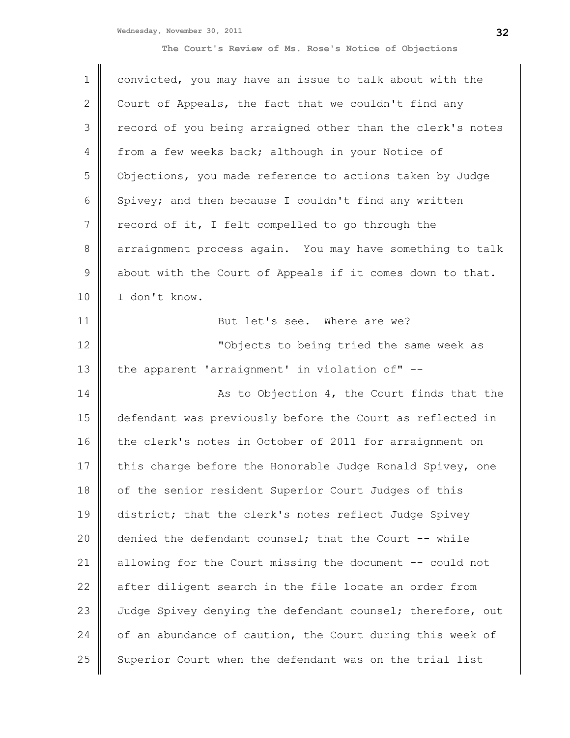convicted, you may have an issue to talk about with the Court of Appeals, the fact that we couldn't find any record of you being arraigned other than the clerk's notes from a few weeks back; although in your Notice of Objections, you made reference to actions taken by Judge Spivey; and then because I couldn't find any written record of it, I felt compelled to go through the arraignment process again. You may have something to talk about with the Court of Appeals if it comes down to that. I don't know.

But let's see. Where are we?

"Objects to being tried the same week as the apparent 'arraignment' in violation of" --

As to Objection 4, the Court finds that the defendant was previously before the Court as reflected in the clerk's notes in October of 2011 for arraignment on this charge before the Honorable Judge Ronald Spivey, one of the senior resident Superior Court Judges of this district; that the clerk's notes reflect Judge Spivey denied the defendant counsel; that the Court -- while allowing for the Court missing the document -- could not after diligent search in the file locate an order from Judge Spivey denying the defendant counsel; therefore, out of an abundance of caution, the Court during this week of Superior Court when the defendant was on the trial list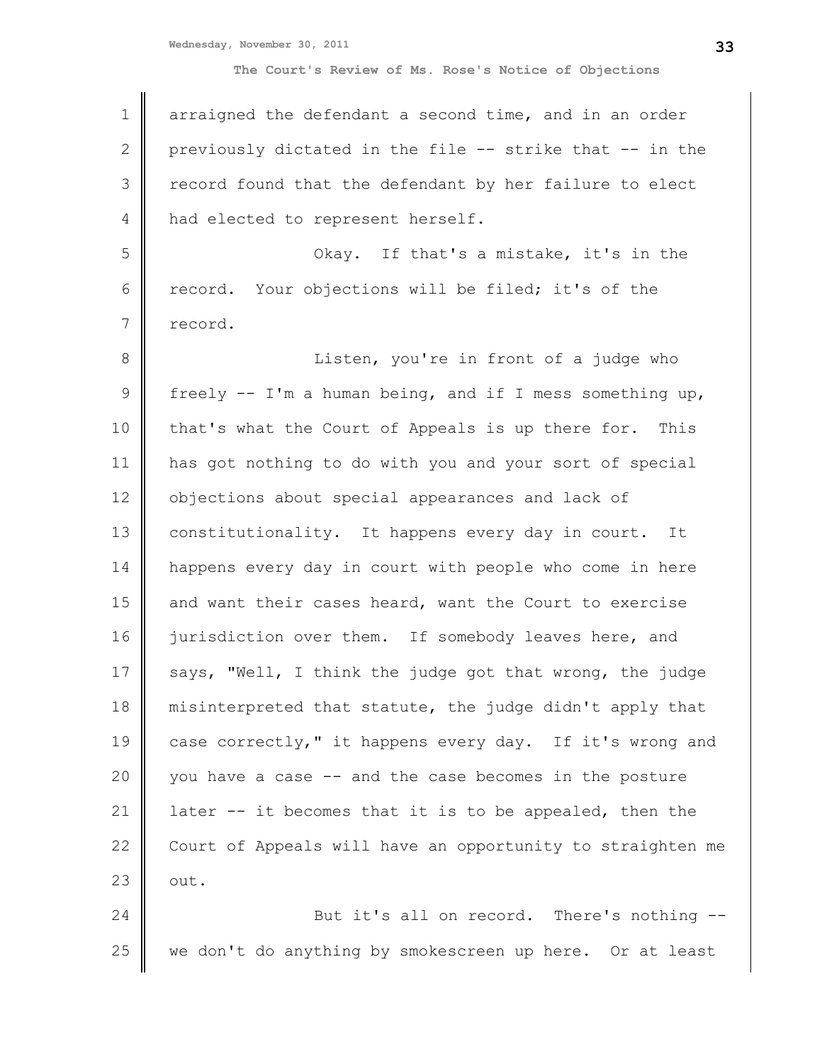arraigned the defendant a second time, and in an order previously dictated in the file -- strike that -- in the record found that the defendant by her failure to elect had elected to represent herself.

Okay. If that's a mistake, it's in the record. Your objections will be filed; it's of the record.

Listen, you're in front of a judge who freely -- I'm a human being, and if I mess something up, that's what the Court of Appeals is up there for. This has got nothing to do with you and your sort of special objections about special appearances and lack of constitutionality. It happens every day in court. It happens every day in court with people who come in here and want their cases heard, want the Court to exercise jurisdiction over them. If somebody leaves here, and says, "Well, I think the judge got that wrong, the judge misinterpreted that statute, the judge didn't apply that case correctly," it happens every day. If it's wrong and you have a case -- and the case becomes in the posture later -- it becomes that it is to be appealed, then the Court of Appeals will have an opportunity to straighten me out.

But it's all on record. There's nothing -- we don't do anything by smokescreen up here. Or at least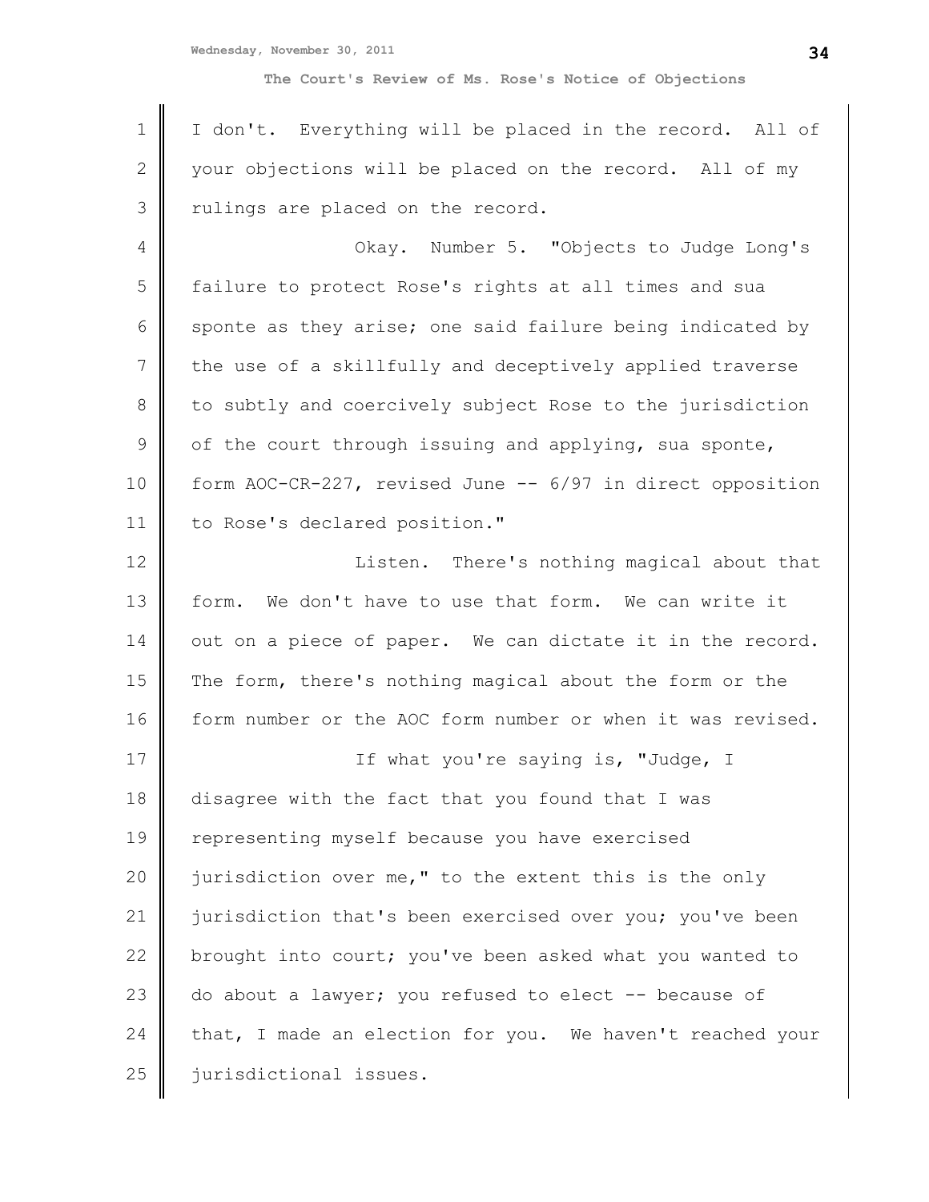I don't. Everything will be placed in the record. All of your objections will be placed on the record. All of my rulings are placed on the record.

Okay. Number 5. "Objects to Judge Long's failure to protect Rose's rights at all times and sua sponte as they arise; one said failure being indicated by the use of a skillfully and deceptively applied traverse to subtly and coercively subject Rose to the jurisdiction of the court through issuing and applying, sua sponte, form AOC-CR-227, revised June -- 6/97 in direct opposition to Rose's declared position."

Listen. There's nothing magical about that form. We don't have to use that form. We can write it out on a piece of paper. We can dictate it in the record. The form, there's nothing magical about the form or the form number or the AOC form number or when it was revised.

If what you're saying is, "Judge, I disagree with the fact that you found that I was representing myself because you have exercised jurisdiction over me," to the extent this is the only jurisdiction that's been exercised over you; you've been brought into court; you've been asked what you wanted to do about a lawyer; you refused to elect -- because of that, I made an election for you. We haven't reached your jurisdictional issues.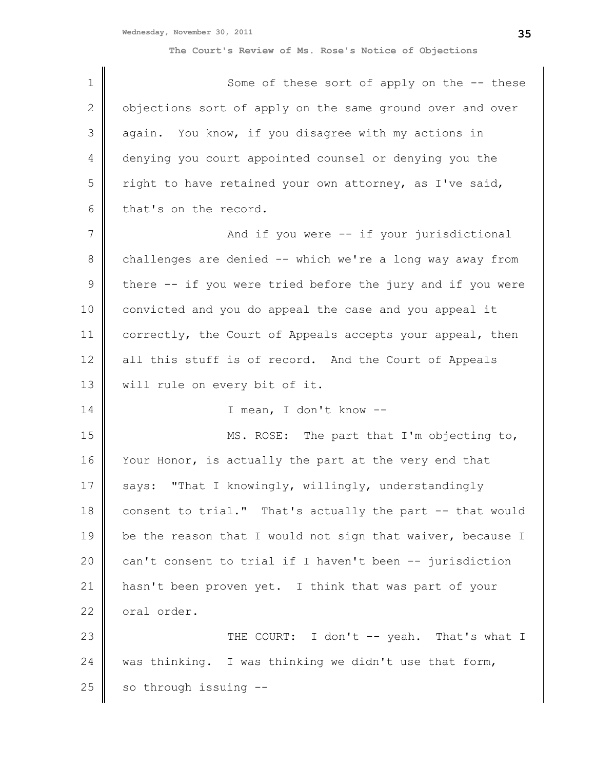Some of these sort of apply on the -- these objections sort of apply on the same ground over and over again. You know, if you disagree with my actions in denying you court appointed counsel or denying you the right to have retained your own attorney, as I've said, that's on the record.

And if you were -- if your jurisdictional challenges are denied -- which we're a long way away from there -- if you were tried before the jury and if you were convicted and you do appeal the case and you appeal it correctly, the Court of Appeals accepts your appeal, then all this stuff is of record. And the Court of Appeals will rule on every bit of it.

I mean, I don't know --

MS. ROSE: The part that I'm objecting to, Your Honor, is actually the part at the very end that says: "That I knowingly, willingly, understandingly consent to trial." That's actually the part -- that would be the reason that I would not sign that waiver, because I can't consent to trial if I haven't been -- jurisdiction hasn't been proven yet. I think that was part of your oral order.

THE COURT: I don't -- yeah. That's what I was thinking. I was thinking we didn't use that form, so through issuing --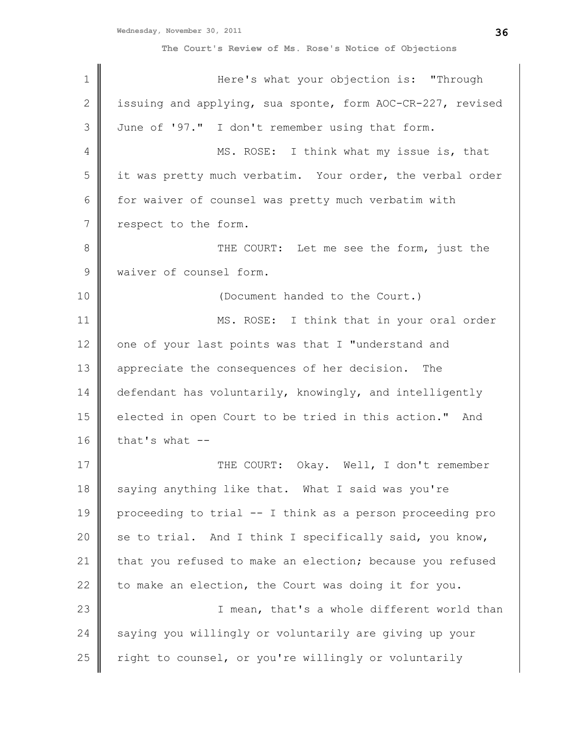Here's what your objection is: "Through issuing and applying, sua sponte, form AOC-CR-227, revised June of '97." I don't remember using that form.

MS. ROSE: I think what my issue is, that it was pretty much verbatim. Your order, the verbal order for waiver of counsel was pretty much verbatim with respect to the form.

THE COURT: Let me see the form, just the waiver of counsel form.

(Document handed to the Court.)

MS. ROSE: I think that in your oral order one of your last points was that I "understand and appreciate the consequences of her decision. The defendant has voluntarily, knowingly, and intelligently elected in open Court to be tried in this action." And that's what --

THE COURT: Okay. Well, I don't remember saying anything like that. What I said was you're proceeding to trial -- I think as a person proceeding pro se to trial. And I think I specifically said, you know, that you refused to make an election; because you refused to make an election, the Court was doing it for you.

I mean, that's a whole different world than saying you willingly or voluntarily are giving up your right to counsel, or you're willingly or voluntarily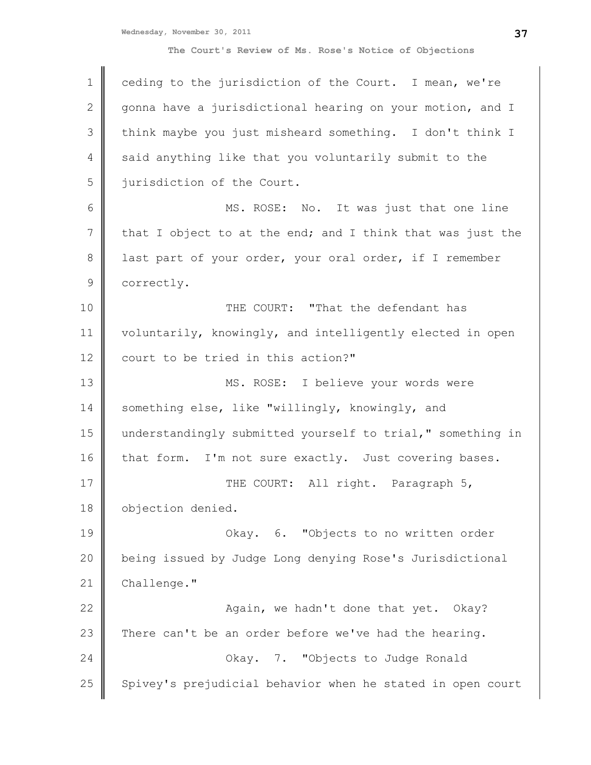ceding to the jurisdiction of the Court. I mean, we're gonna have a jurisdictional hearing on your motion, and I think maybe you just misheard something. I don't think I said anything like that you voluntarily submit to the jurisdiction of the Court.

MS. ROSE: No. It was just that one line that I object to at the end; and I think that was just the last part of your order, your oral order, if I remember correctly.

THE COURT: "That the defendant has voluntarily, knowingly, and intelligently elected in open court to be tried in this action?"

MS. ROSE: I believe your words were something else, like "willingly, knowingly, and understandingly submitted yourself to trial," something in that form. I'm not sure exactly. Just covering bases.

THE COURT: All right. Paragraph 5, objection denied.

Okay. 6. "Objects to no written order being issued by Judge Long denying Rose's Jurisdictional Challenge."

Again, we hadn't done that yet. Okay? There can't be an order before we've had the hearing.

Okay. 7. "Objects to Judge Ronald Spivey's prejudicial behavior when he stated in open court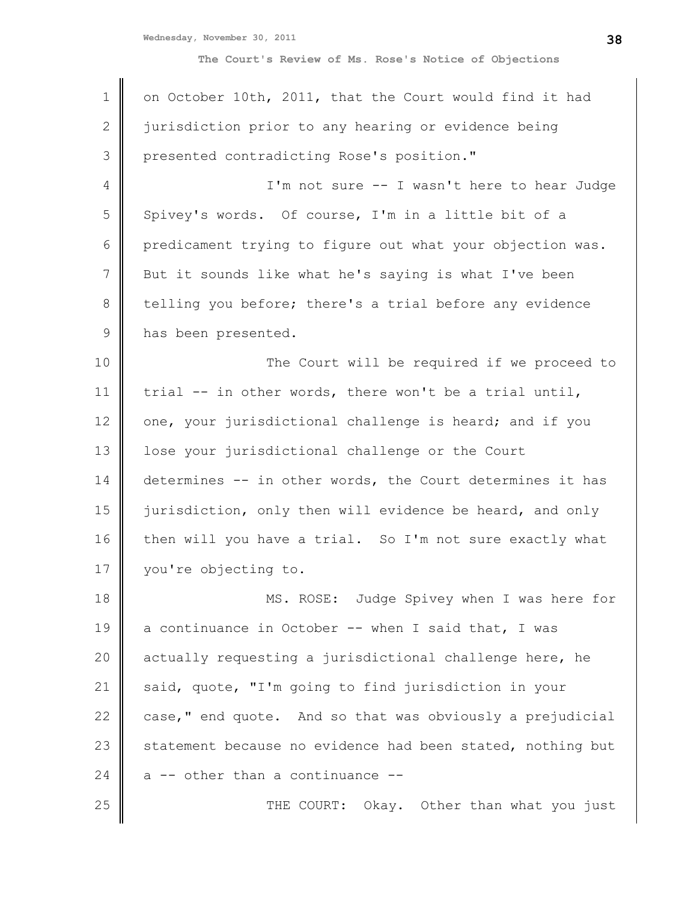on October 10th, 2011, that the Court would find it had jurisdiction prior to any hearing or evidence being presented contradicting Rose's position."

I'm not sure -- I wasn't here to hear Judge Spivey's words. Of course, I'm in a little bit of a predicament trying to figure out what your objection was. But it sounds like what he's saying is what I've been telling you before; there's a trial before any evidence has been presented.

The Court will be required if we proceed to trial -- in other words, there won't be a trial until, one, your jurisdictional challenge is heard; and if you lose your jurisdictional challenge or the Court determines -- in other words, the Court determines it has jurisdiction, only then will evidence be heard, and only then will you have a trial. So I'm not sure exactly what you're objecting to.

MS. ROSE: Judge Spivey when I was here for a continuance in October -- when I said that, I was actually requesting a jurisdictional challenge here, he said, quote, "I'm going to find jurisdiction in your case," end quote. And so that was obviously a prejudicial statement because no evidence had been stated, nothing but a -- other than a continuance --

THE COURT: Okay. Other than what you just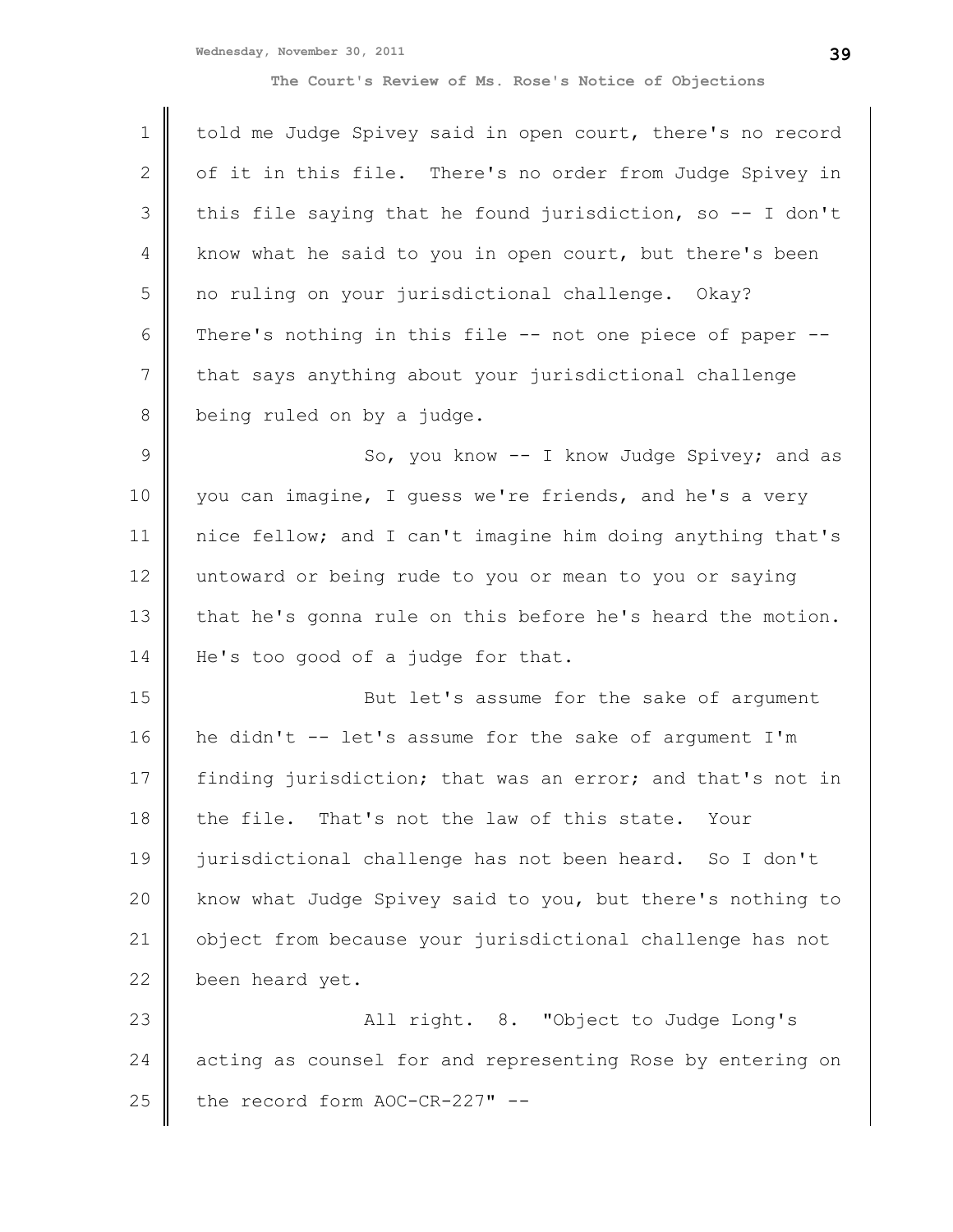told me Judge Spivey said in open court, there's no record of it in this file. There's no order from Judge Spivey in this file saying that he found jurisdiction, so -- I don't know what he said to you in open court, but there's been no ruling on your jurisdictional challenge. Okay? There's nothing in this file -- not one piece of paper -- that says anything about your jurisdictional challenge being ruled on by a judge.

So, you know -- I know Judge Spivey; and as you can imagine, I guess we're friends, and he's a very nice fellow; and I can't imagine him doing anything that's untoward or being rude to you or mean to you or saying that he's gonna rule on this before he's heard the motion. He's too good of a judge for that.

But let's assume for the sake of argument he didn't -- let's assume for the sake of argument I'm finding jurisdiction; that was an error; and that's not in the file. That's not the law of this state. Your jurisdictional challenge has not been heard. So I don't know what Judge Spivey said to you, but there's nothing to object from because your jurisdictional challenge has not been heard yet.

All right. 8. "Object to Judge Long's acting as counsel for and representing Rose by entering on the record form AOC-CR-227" --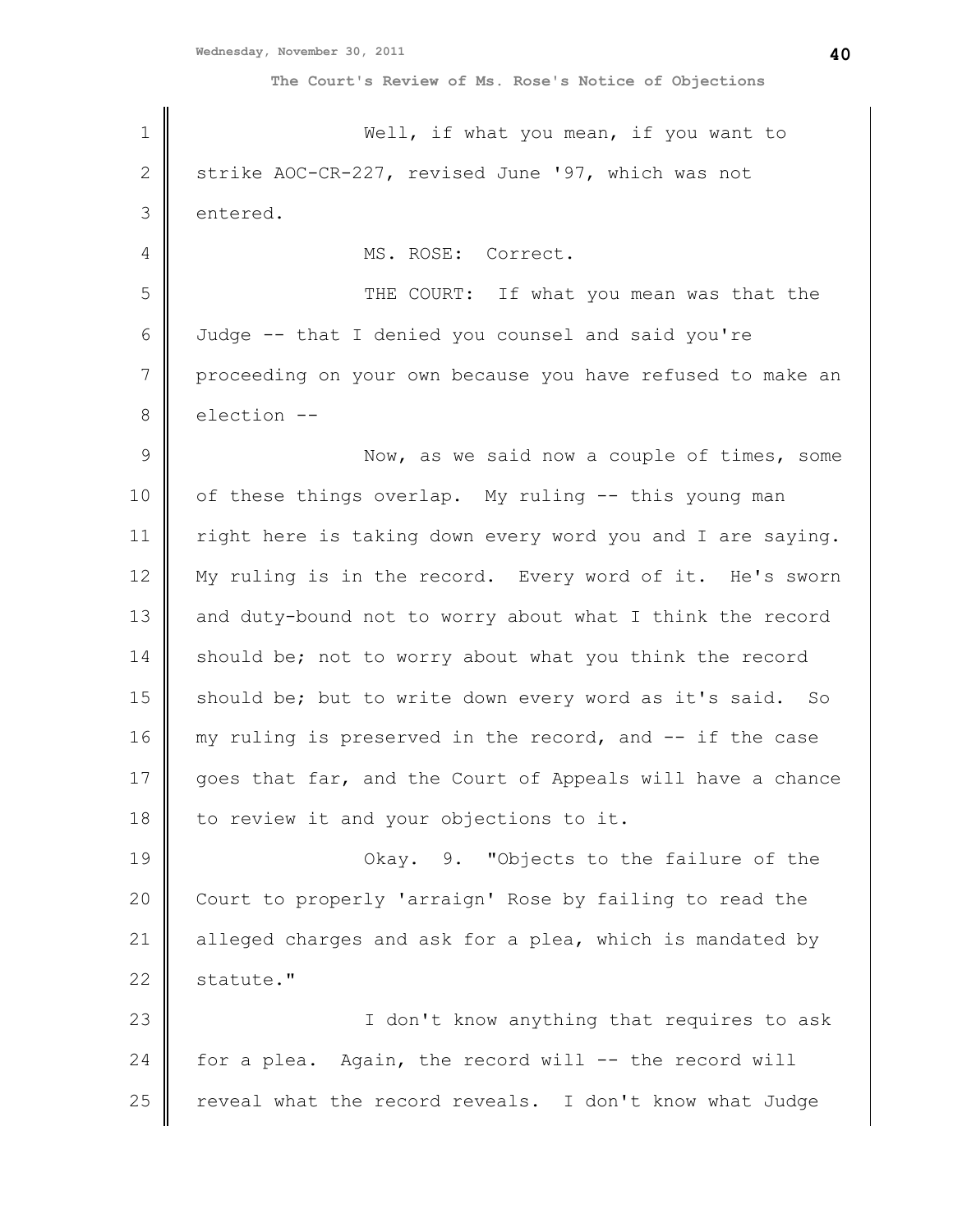Well, if what you mean, if you want to strike AOC-CR-227, revised June '97, which was not entered.

MS. ROSE: Correct.

THE COURT: If what you mean was that the Judge -- that I denied you counsel and said you're proceeding on your own because you have refused to make an election --

Now, as we said now a couple of times, some of these things overlap. My ruling -- this young man right here is taking down every word you and I are saying. My ruling is in the record. Every word of it. He's sworn and duty-bound not to worry about what I think the record should be; not to worry about what you think the record should be; but to write down every word as it's said. So my ruling is preserved in the record, and -- if the case goes that far, and the Court of Appeals will have a chance to review it and your objections to it.

Okay. 9. "Objects to the failure of the Court to properly 'arraign' Rose by failing to read the alleged charges and ask for a plea, which is mandated by statute."

I don't know anything that requires to ask for a plea. Again, the record will -- the record will reveal what the record reveals. I don't know what Judge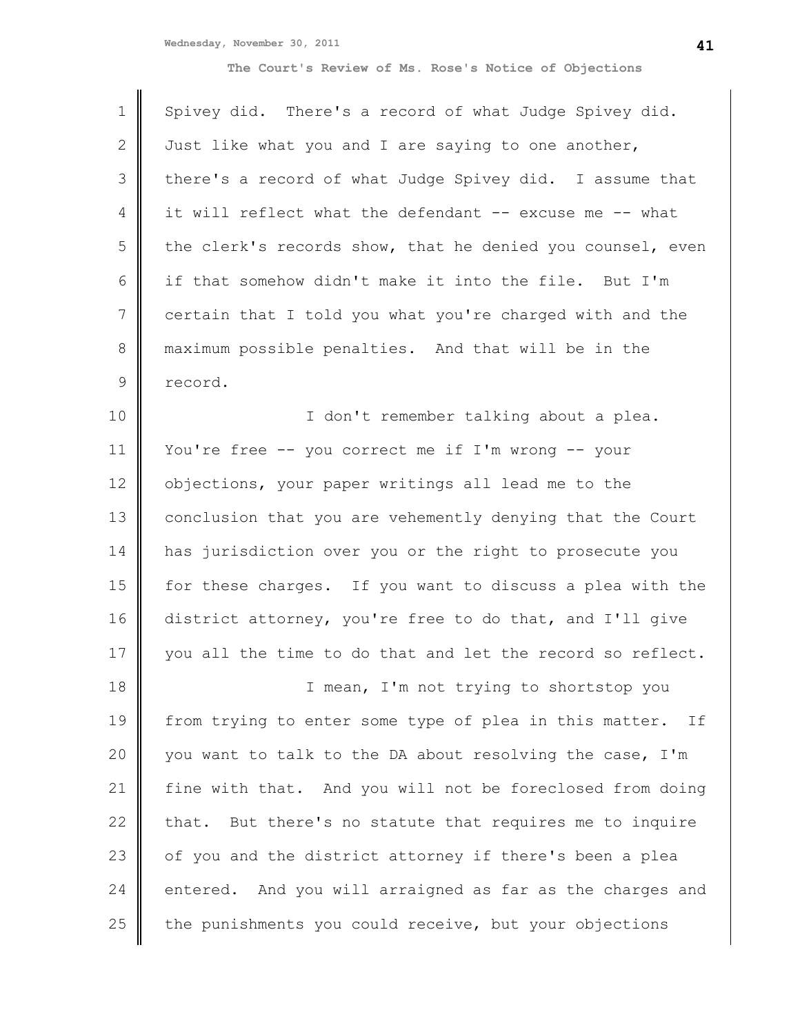Spivey did. There's a record of what Judge Spivey did. Just like what you and I are saying to one another, there's a record of what Judge Spivey did. I assume that it will reflect what the defendant -- excuse me -- what the clerk's records show, that he denied you counsel, even if that somehow didn't make it into the file. But I'm certain that I told you what you're charged with and the maximum possible penalties. And that will be in the record.

I don't remember talking about a plea. You're free -- you correct me if I'm wrong -- your objections, your paper writings all lead me to the conclusion that you are vehemently denying that the Court has jurisdiction over you or the right to prosecute you for these charges. If you want to discuss a plea with the district attorney, you're free to do that, and I'll give you all the time to do that and let the record so reflect.

I mean, I'm not trying to shortstop you from trying to enter some type of plea in this matter. If you want to talk to the DA about resolving the case, I'm fine with that. And you will not be foreclosed from doing that. But there's no statute that requires me to inquire of you and the district attorney if there's been a plea entered. And you will arraigned as far as the charges and the punishments you could receive, but your objections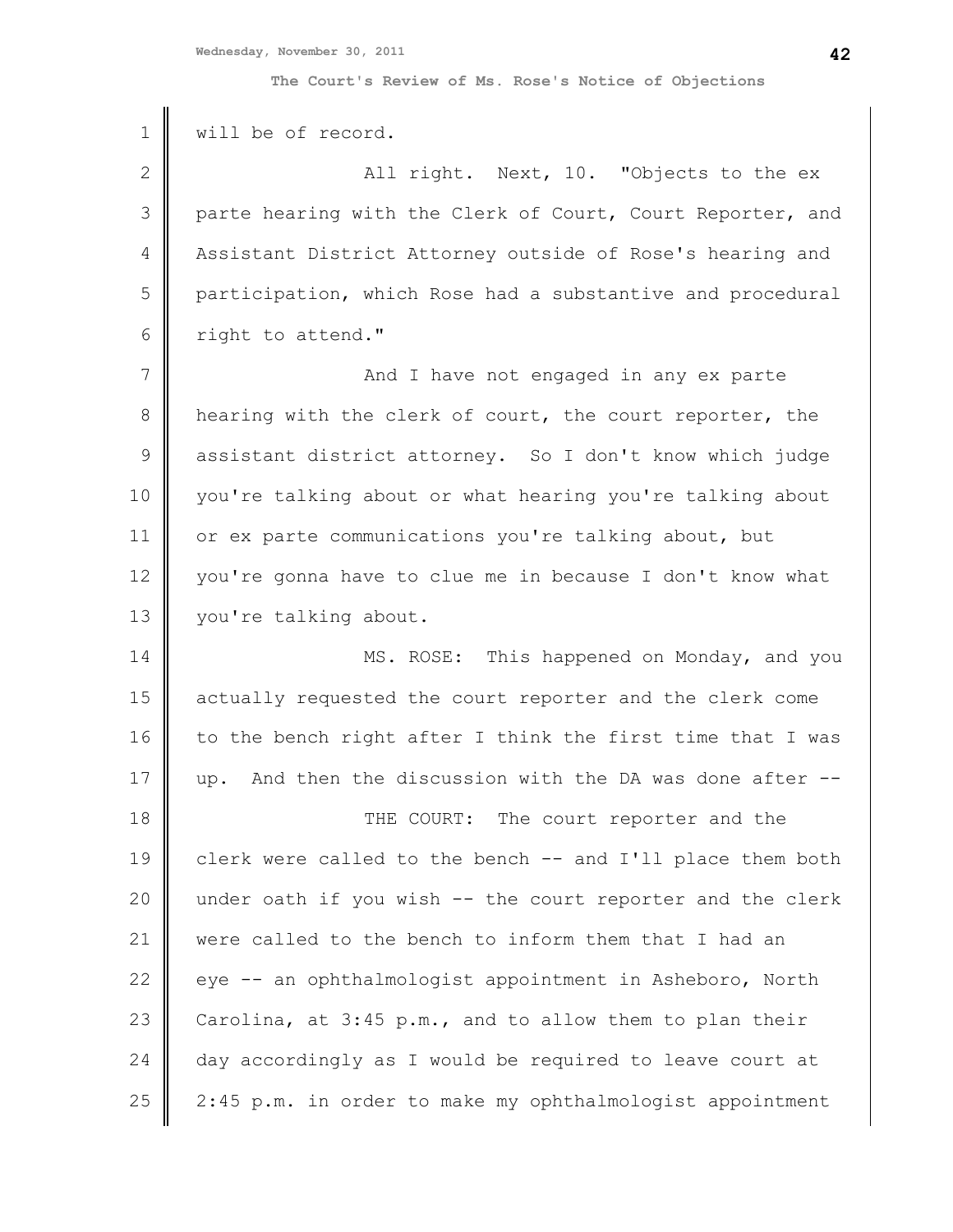will be of record.

All right. Next, 10. "Objects to the ex parte hearing with the Clerk of Court, Court Reporter, and Assistant District Attorney outside of Rose's hearing and participation, which Rose had a substantive and procedural right to attend."

And I have not engaged in any ex parte hearing with the clerk of court, the court reporter, the assistant district attorney. So I don't know which judge you're talking about or what hearing you're talking about or ex parte communications you're talking about, but you're gonna have to clue me in because I don't know what you're talking about.

MS. ROSE: This happened on Monday, and you actually requested the court reporter and the clerk come to the bench right after I think the first time that I was up. And then the discussion with the DA was done after --

THE COURT: The court reporter and the clerk were called to the bench -- and I'll place them both under oath if you wish -- the court reporter and the clerk were called to the bench to inform them that I had an eye -- an ophthalmologist appointment in Asheboro, North Carolina, at 3:45 p.m., and to allow them to plan their day accordingly as I would be required to leave court at 2:45 p.m. in order to make my ophthalmologist appointment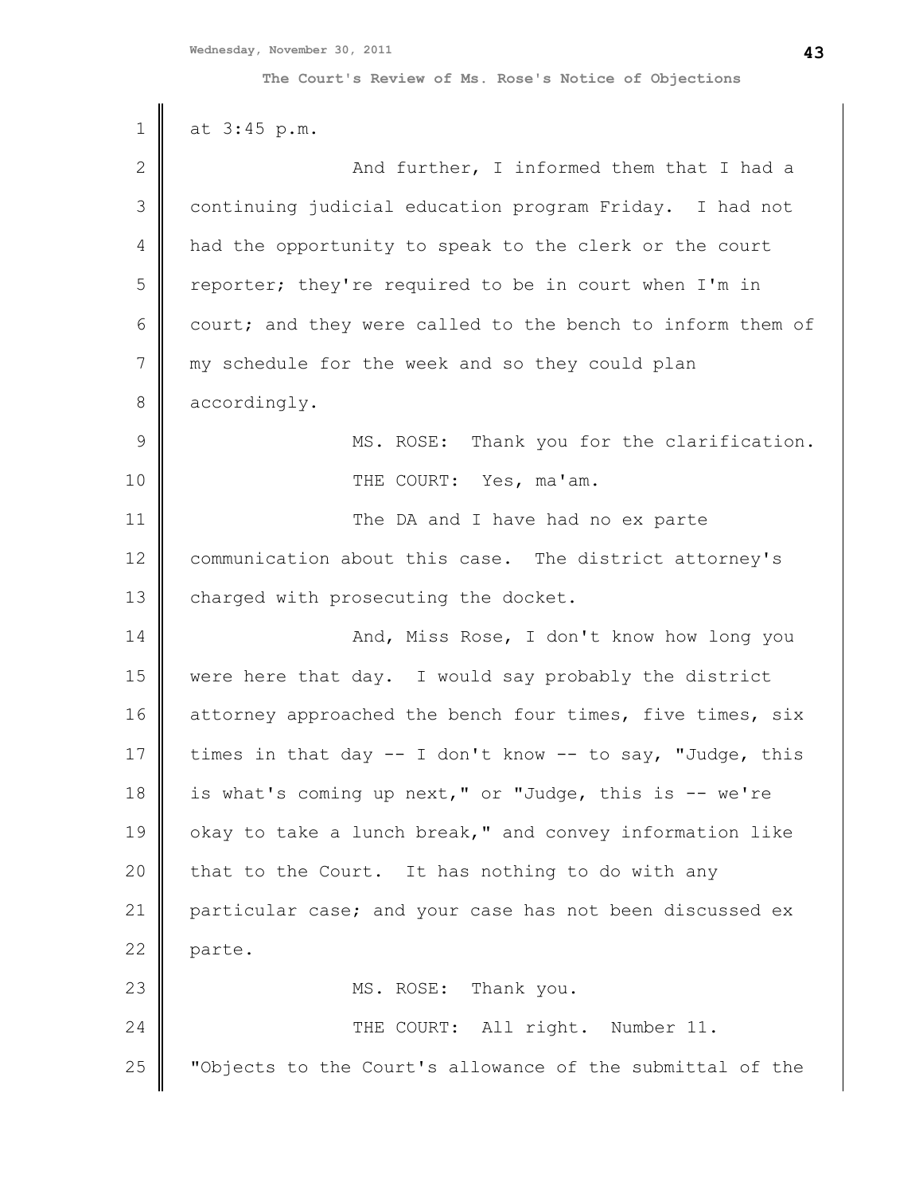at 3:45 p.m.

And further, I informed them that I had a continuing judicial education program Friday. I had not had the opportunity to speak to the clerk or the court reporter; they're required to be in court when I'm in court; and they were called to the bench to inform them of my schedule for the week and so they could plan accordingly.

MS. ROSE: Thank you for the clarification.

THE COURT: Yes, ma'am.

The DA and I have had no ex parte communication about this case. The district attorney's charged with prosecuting the docket.

And, Miss Rose, I don't know how long you were here that day. I would say probably the district attorney approached the bench four times, five times, six times in that day -- I don't know -- to say, "Judge, this is what's coming up next," or "Judge, this is -- we're okay to take a lunch break," and convey information like that to the Court. It has nothing to do with any particular case; and your case has not been discussed ex parte.

MS. ROSE: Thank you.

THE COURT: All right. Number 11. "Objects to the Court's allowance of the submittal of the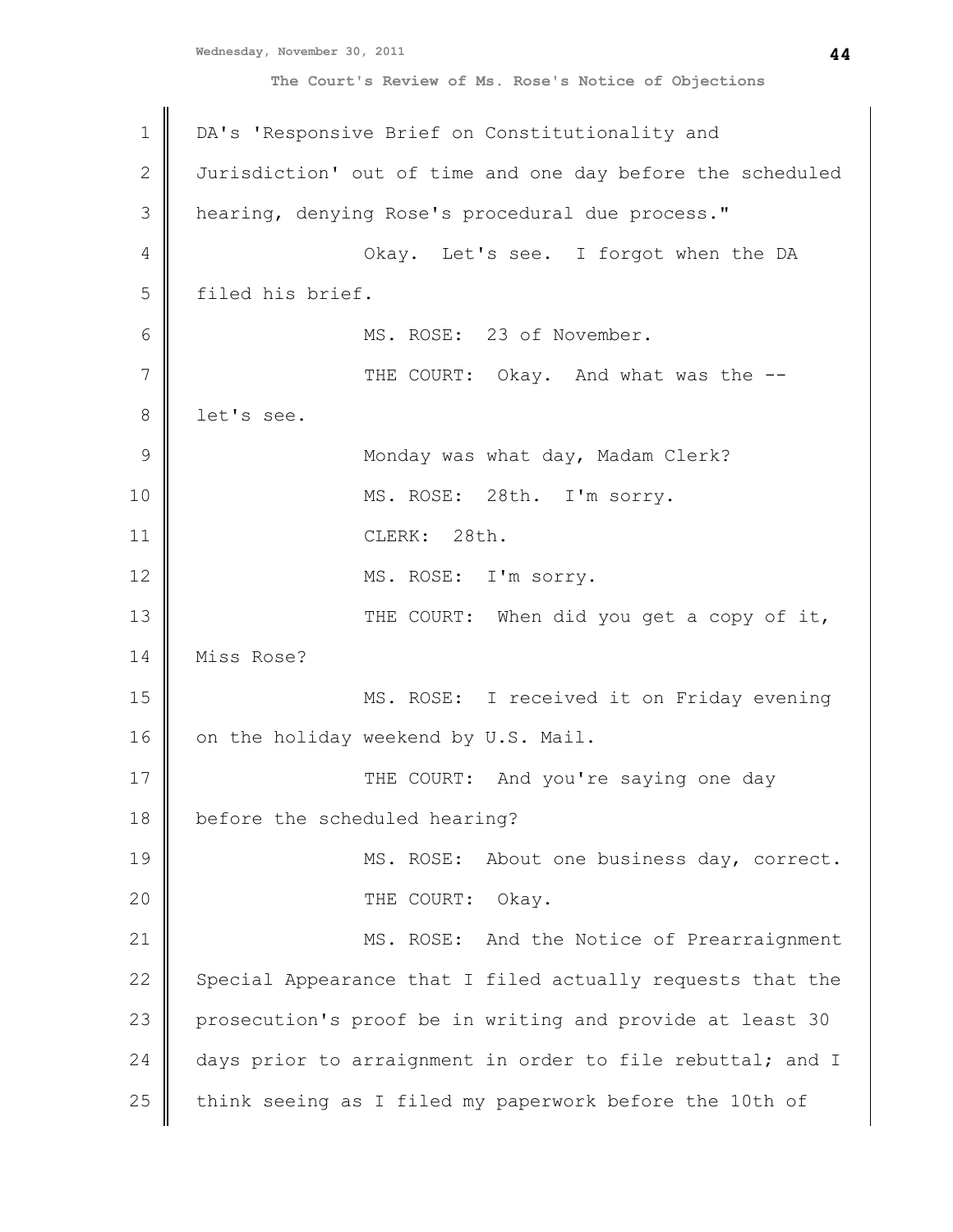DA's 'Responsive Brief on Constitutionality and Jurisdiction' out of time and one day before the scheduled hearing, denying Rose's procedural due process."

Okay. Let's see. I forgot when the DA filed his brief.

MS. ROSE: 23 of November.

THE COURT: Okay. And what was the -- let's see.

Monday was what day, Madam Clerk?

MS. ROSE: 28th. I'm sorry.

CLERK: 28th.

MS. ROSE: I'm sorry.

THE COURT: When did you get a copy of it, Miss Rose?

MS. ROSE: I received it on Friday evening on the holiday weekend by U.S. Mail.

THE COURT: And you're saying one day before the scheduled hearing?

MS. ROSE: About one business day, correct.

THE COURT: Okay.

MS. ROSE: And the Notice of Prearraignment Special Appearance that I filed actually requests that the prosecution's proof be in writing and provide at least 30 days prior to arraignment in order to file rebuttal; and I think seeing as I filed my paperwork before the 10th of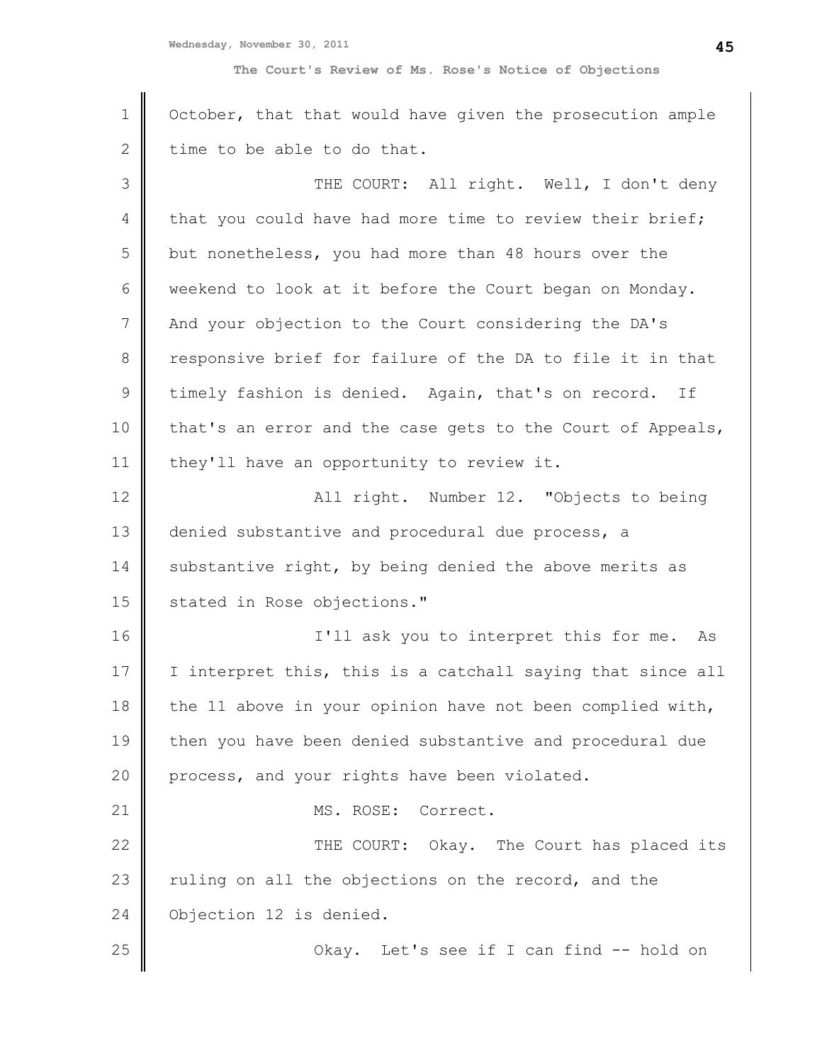October, that that would have given the prosecution ample time to be able to do that.

THE COURT: All right. Well, I don't deny that you could have had more time to review their brief; but nonetheless, you had more than 48 hours over the weekend to look at it before the Court began on Monday. And your objection to the Court considering the DA's responsive brief for failure of the DA to file it in that timely fashion is denied. Again, that's on record. If that's an error and the case gets to the Court of Appeals, they'll have an opportunity to review it.

All right. Number 12. "Objects to being denied substantive and procedural due process, a substantive right, by being denied the above merits as stated in Rose objections."

I'll ask you to interpret this for me. As I interpret this, this is a catchall saying that since all the 11 above in your opinion have not been complied with, then you have been denied substantive and procedural due process, and your rights have been violated.

MS. ROSE: Correct.

THE COURT: Okay. The Court has placed its ruling on all the objections on the record, and the Objection 12 is denied.

Okay. Let's see if I can find -- hold on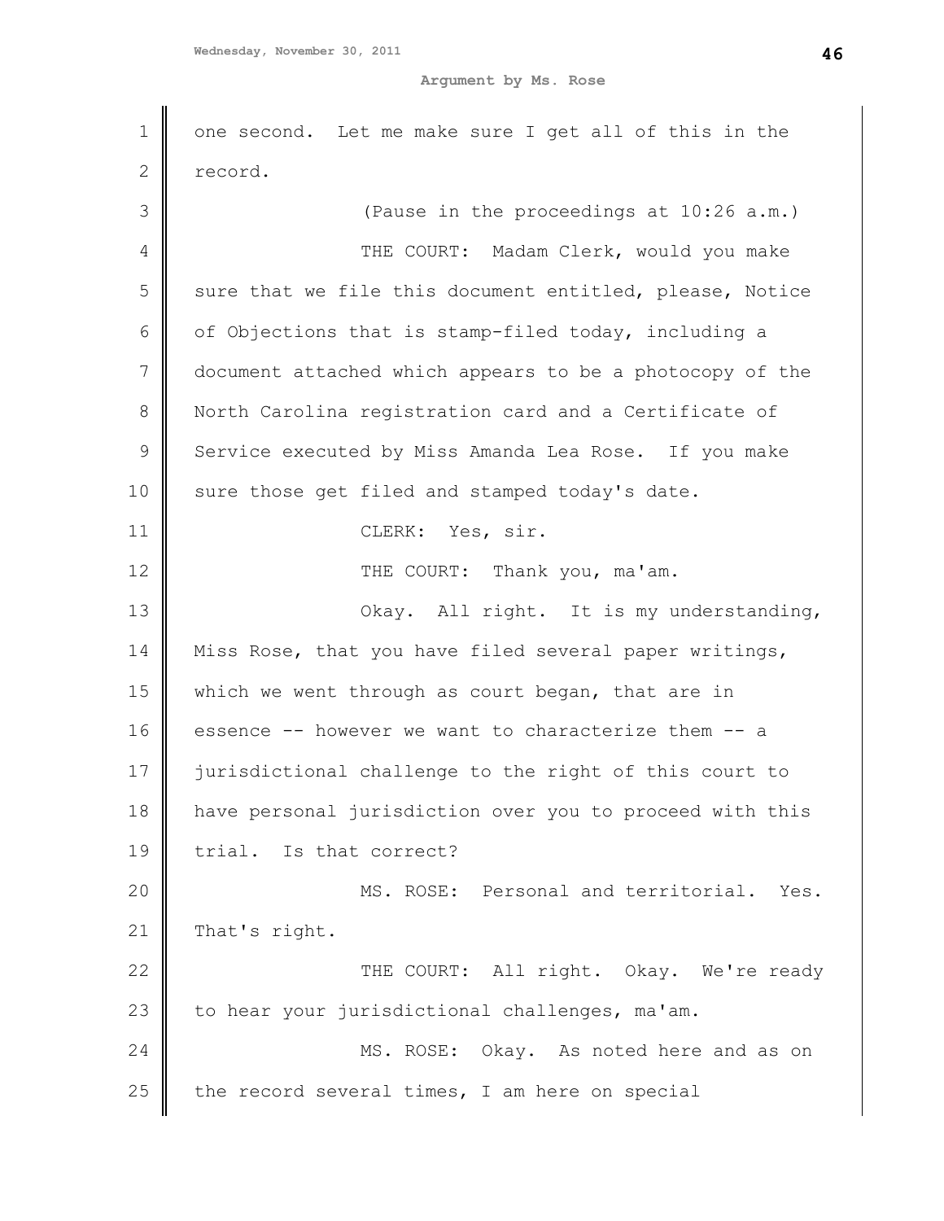one second. Let me make sure I get all of this in the record.

(Pause in the proceedings at 10:26 a.m.)

THE COURT: Madam Clerk, would you make sure that we file this document entitled, please, Notice of Objections that is stamp-filed today, including a document attached which appears to be a photocopy of the North Carolina registration card and a Certificate of Service executed by Miss Amanda Lea Rose. If you make sure those get filed and stamped today's date.

CLERK: Yes, sir.

THE COURT: Thank you, ma'am.

Okay. All right. It is my understanding, Miss Rose, that you have filed several paper writings, which we went through as court began, that are in essence -- however we want to characterize them -- a jurisdictional challenge to the right of this court to have personal jurisdiction over you to proceed with this trial. Is that correct?

MS. ROSE: Personal and territorial. Yes. That's right.

THE COURT: All right. Okay. We're ready to hear your jurisdictional challenges, ma'am.

MS. ROSE: Okay. As noted here and as on the record several times, I am here on special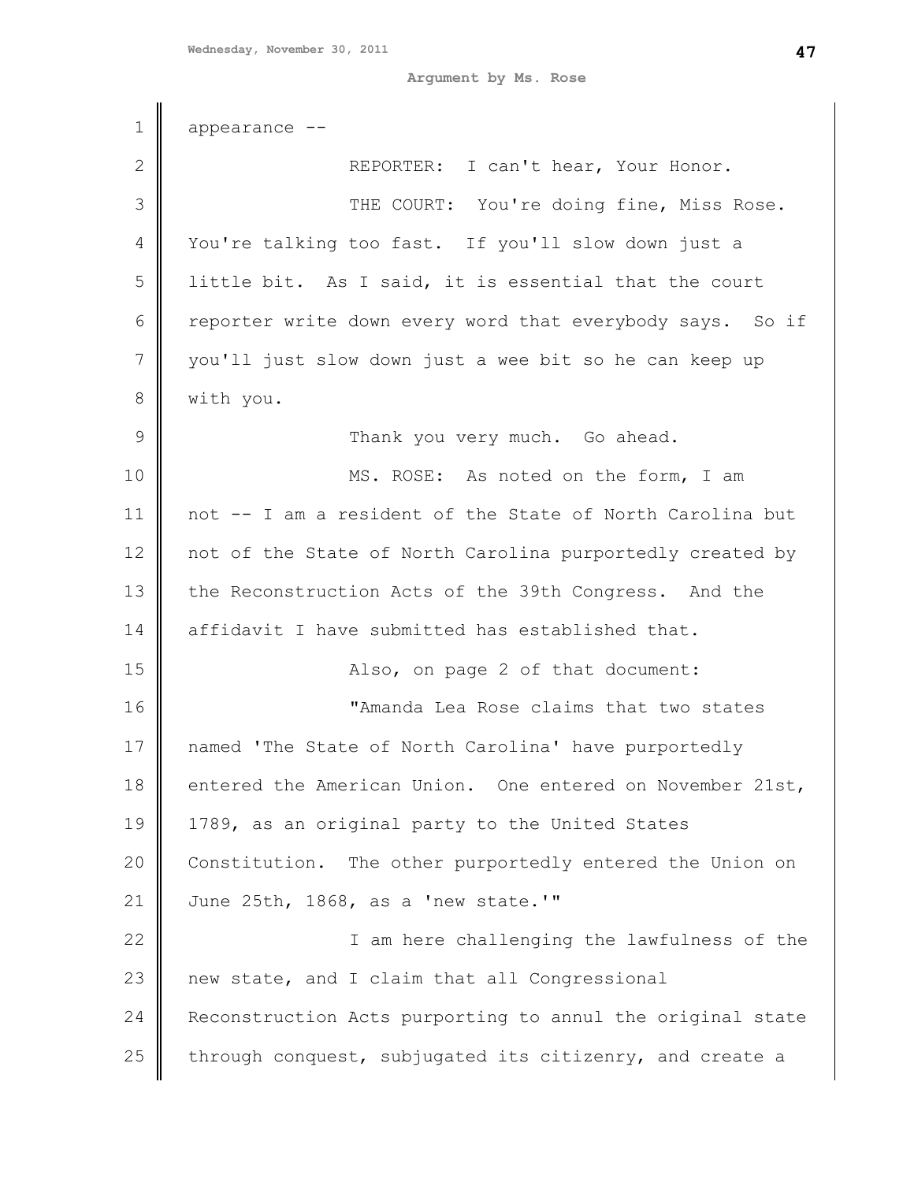appearance --

REPORTER: I can't hear, Your Honor.

THE COURT: You're doing fine, Miss Rose. You're talking too fast. If you'll slow down just a little bit. As I said, it is essential that the court reporter write down every word that everybody says. So if you'll just slow down just a wee bit so he can keep up with you.

Thank you very much. Go ahead.

MS. ROSE: As noted on the form, I am not -- I am a resident of the State of North Carolina but not of the State of North Carolina purportedly created by the Reconstruction Acts of the 39th Congress. And the affidavit I have submitted has established that.

Also, on page 2 of that document:

"Amanda Lea Rose claims that two states named 'The State of North Carolina' have purportedly entered the American Union. One entered on November 21st, 1789, as an original party to the United States Constitution. The other purportedly entered the Union on June 25th, 1868, as a 'new state.'"

I am here challenging the lawfulness of the new state, and I claim that all Congressional Reconstruction Acts purporting to annul the original state through conquest, subjugated its citizenry, and create a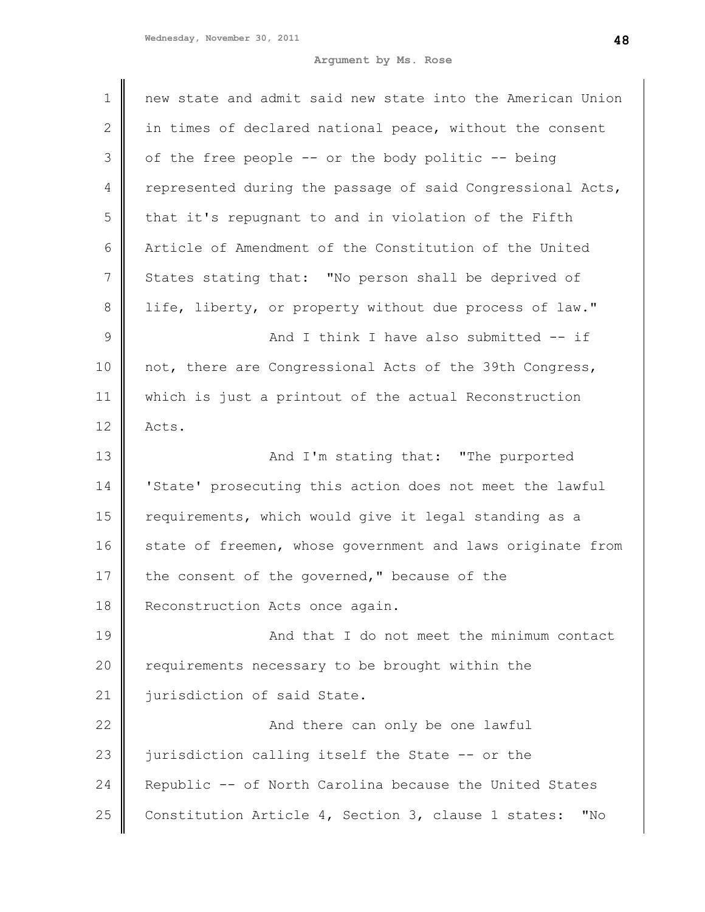new state and admit said new state into the American Union in times of declared national peace, without the consent of the free people -- or the body politic -- being represented during the passage of said Congressional Acts, that it's repugnant to and in violation of the Fifth Article of Amendment of the Constitution of the United States stating that: "No person shall be deprived of life, liberty, or property without due process of law."

And I think I have also submitted -- if not, there are Congressional Acts of the 39th Congress, which is just a printout of the actual Reconstruction Acts.

And I'm stating that: "The purported 'State' prosecuting this action does not meet the lawful requirements, which would give it legal standing as a state of freemen, whose government and laws originate from the consent of the governed," because of the Reconstruction Acts once again.

And that I do not meet the minimum contact requirements necessary to be brought within the jurisdiction of said State.

And there can only be one lawful jurisdiction calling itself the State -- or the Republic -- of North Carolina because the United States Constitution Article 4, Section 3, clause 1 states: "No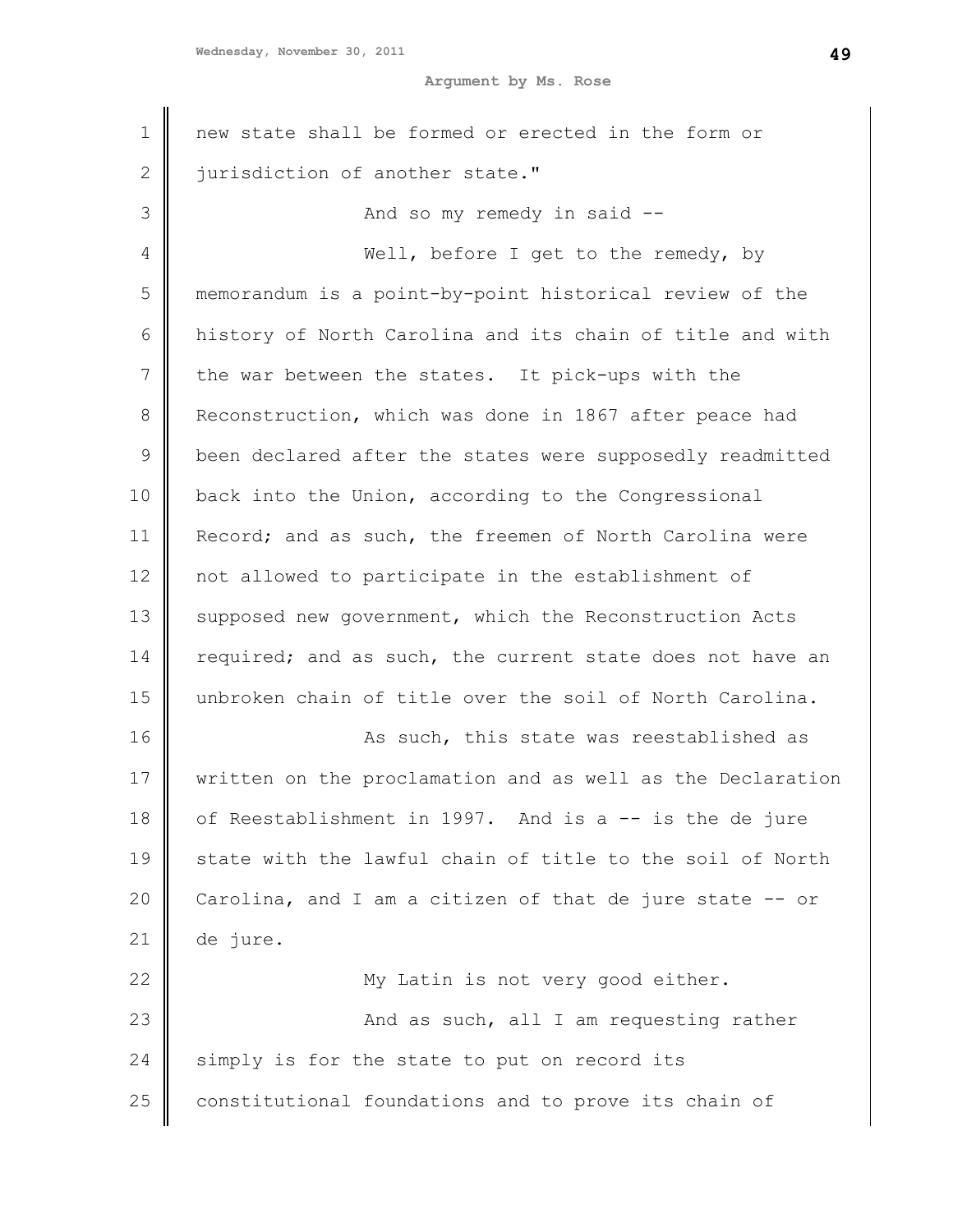new state shall be formed or erected in the form or jurisdiction of another state."

And so my remedy in said --

Well, before I get to the remedy, by memorandum is a point-by-point historical review of the history of North Carolina and its chain of title and with the war between the states. It pick-ups with the Reconstruction, which was done in 1867 after peace had been declared after the states were supposedly readmitted back into the Union, according to the Congressional Record; and as such, the freemen of North Carolina were not allowed to participate in the establishment of supposed new government, which the Reconstruction Acts required; and as such, the current state does not have an unbroken chain of title over the soil of North Carolina.

As such, this state was reestablished as written on the proclamation and as well as the Declaration of Reestablishment in 1997. And is a -- is the de jure state with the lawful chain of title to the soil of North Carolina, and I am a citizen of that de jure state -- or de jure.

My Latin is not very good either.

And as such, all I am requesting rather simply is for the state to put on record its constitutional foundations and to prove its chain of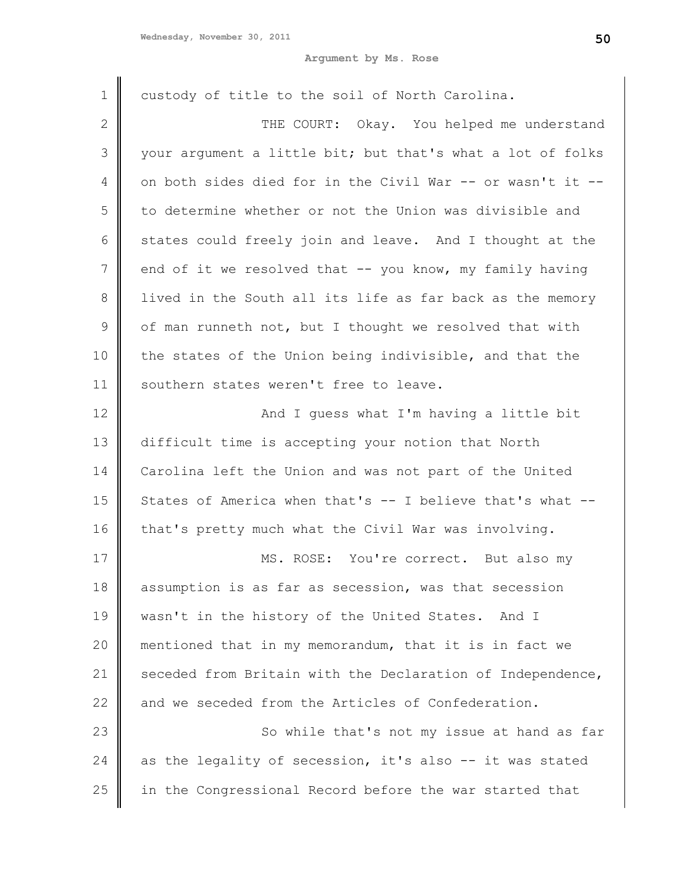custody of title to the soil of North Carolina.

THE COURT: Okay. You helped me understand your argument a little bit; but that's what a lot of folks on both sides died for in the Civil War -- or wasn't it -- to determine whether or not the Union was divisible and states could freely join and leave. And I thought at the end of it we resolved that -- you know, my family having lived in the South all its life as far back as the memory of man runneth not, but I thought we resolved that with the states of the Union being indivisible, and that the southern states weren't free to leave.

And I guess what I'm having a little bit difficult time is accepting your notion that North Carolina left the Union and was not part of the United States of America when that's -- I believe that's what -- that's pretty much what the Civil War was involving.

MS. ROSE: You're correct. But also my assumption is as far as secession, was that secession wasn't in the history of the United States. And I mentioned that in my memorandum, that it is in fact we seceded from Britain with the Declaration of Independence, and we seceded from the Articles of Confederation.

So while that's not my issue at hand as far as the legality of secession, it's also -- it was stated in the Congressional Record before the war started that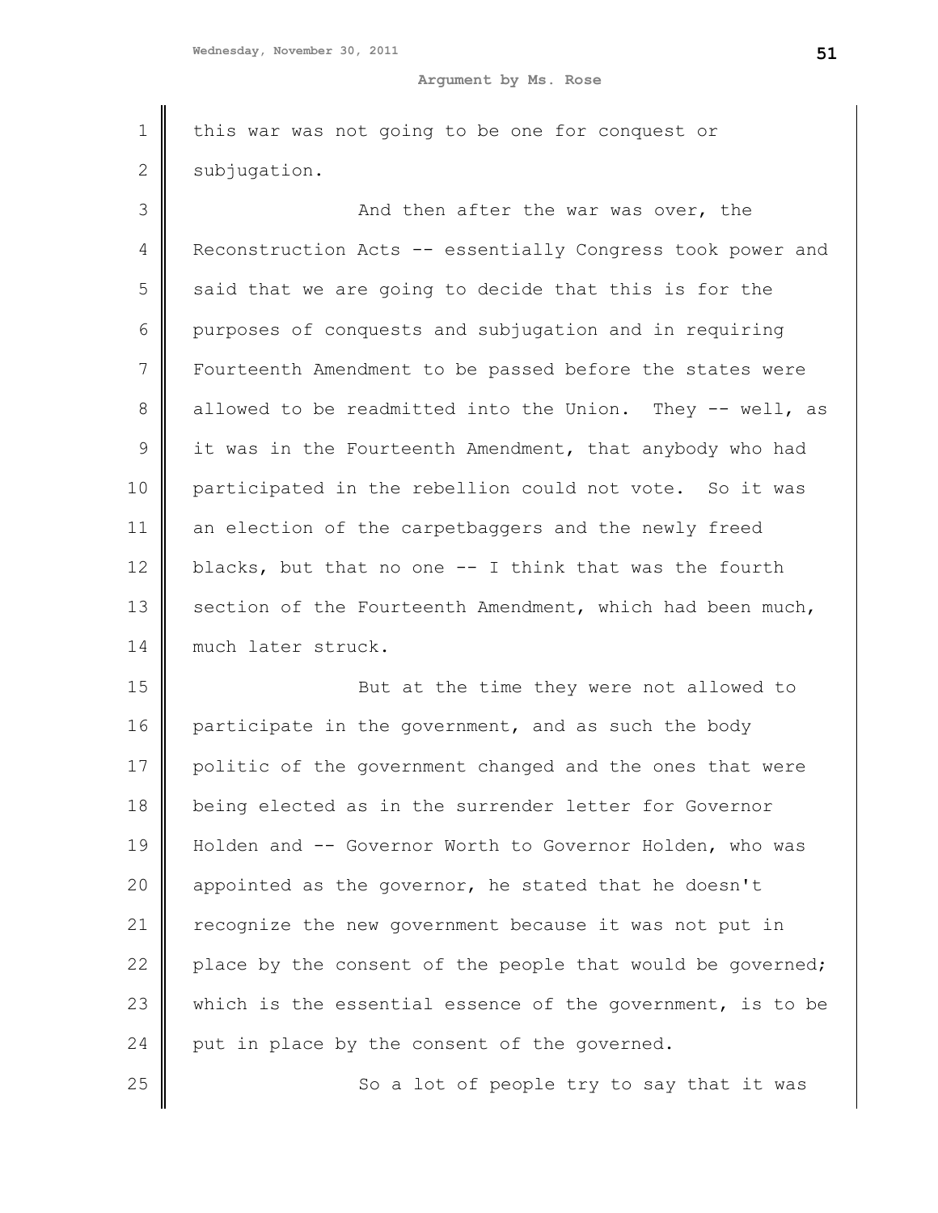this war was not going to be one for conquest or subjugation.

And then after the war was over, the Reconstruction Acts -- essentially Congress took power and said that we are going to decide that this is for the purposes of conquests and subjugation and in requiring Fourteenth Amendment to be passed before the states were allowed to be readmitted into the Union. They -- well, as it was in the Fourteenth Amendment, that anybody who had participated in the rebellion could not vote. So it was an election of the carpetbaggers and the newly freed blacks, but that no one -- I think that was the fourth section of the Fourteenth Amendment, which had been much, much later struck.

But at the time they were not allowed to participate in the government, and as such the body politic of the government changed and the ones that were being elected as in the surrender letter for Governor Holden and -- Governor Worth to Governor Holden, who was appointed as the governor, he stated that he doesn't recognize the new government because it was not put in place by the consent of the people that would be governed; which is the essential essence of the government, is to be put in place by the consent of the governed.

So a lot of people try to say that it was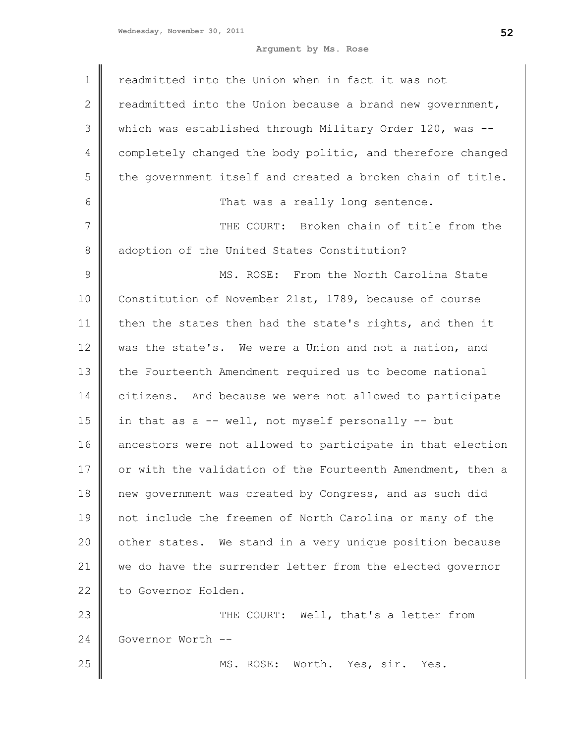readmitted into the Union when in fact it was not readmitted into the Union because a brand new government, which was established through Military Order 120, was -- completely changed the body politic, and therefore changed the government itself and created a broken chain of title.

That was a really long sentence.

THE COURT: Broken chain of title from the adoption of the United States Constitution?

MS. ROSE: From the North Carolina State Constitution of November 21st, 1789, because of course then the states then had the state's rights, and then it was the state's. We were a Union and not a nation, and the Fourteenth Amendment required us to become national citizens. And because we were not allowed to participate in that as a -- well, not myself personally -- but ancestors were not allowed to participate in that election or with the validation of the Fourteenth Amendment, then a new government was created by Congress, and as such did not include the freemen of North Carolina or many of the other states. We stand in a very unique position because we do have the surrender letter from the elected governor to Governor Holden.

THE COURT: Well, that's a letter from Governor Worth --

MS. ROSE: Worth. Yes, sir. Yes.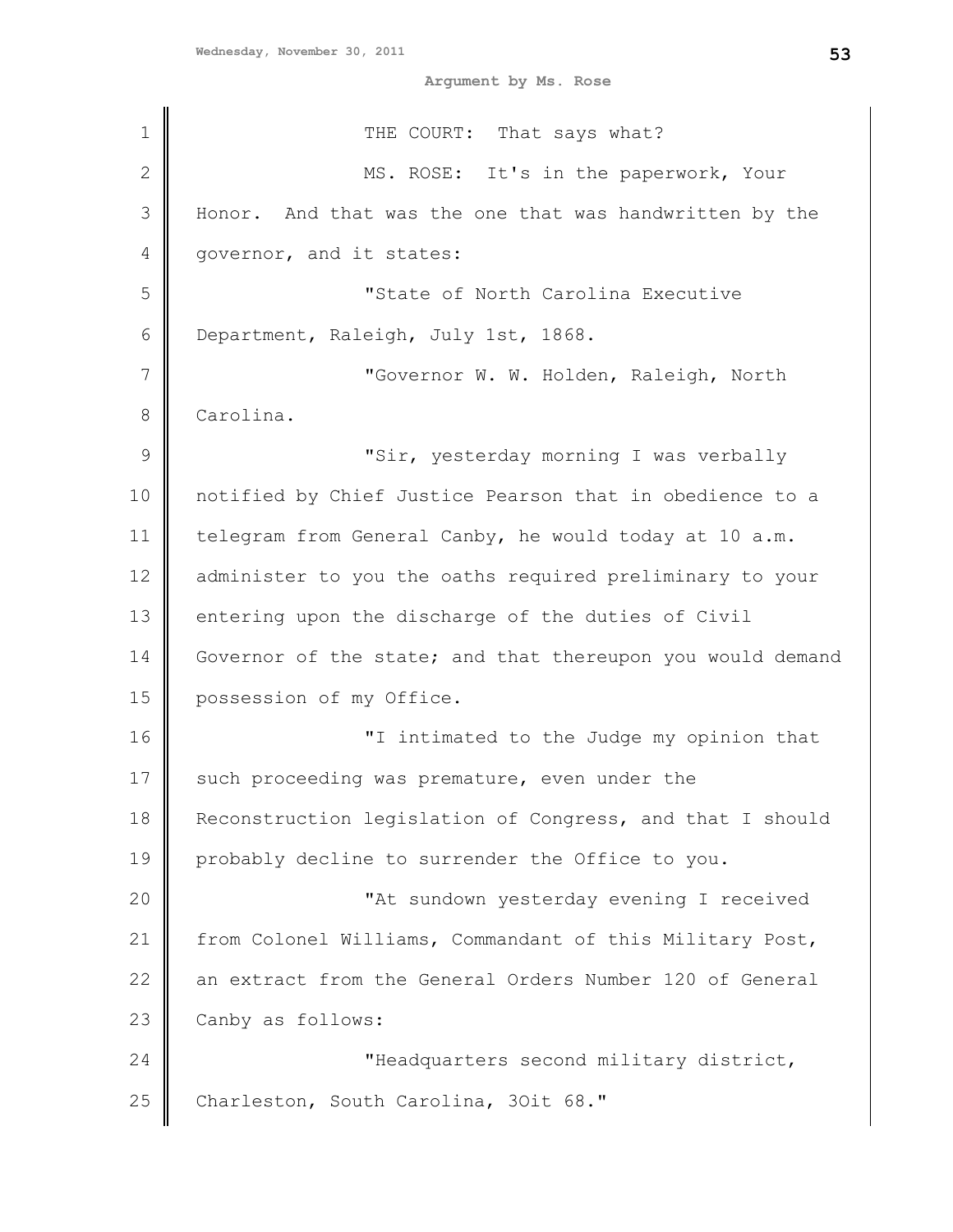THE COURT: That says what?

MS. ROSE: It's in the paperwork, Your Honor. And that was the one that was handwritten by the governor, and it states:

"State of North Carolina Executive Department, Raleigh, July 1st, 1868.

"Governor W. W. Holden, Raleigh, North Carolina.

"Sir, yesterday morning I was verbally notified by Chief Justice Pearson that in obedience to a telegram from General Canby, he would today at 10 a.m. administer to you the oaths required preliminary to your entering upon the discharge of the duties of Civil Governor of the state; and that thereupon you would demand possession of my Office.

"I intimated to the Judge my opinion that such proceeding was premature, even under the Reconstruction legislation of Congress, and that I should probably decline to surrender the Office to you.

"At sundown yesterday evening I received from Colonel Williams, Commandant of this Military Post, an extract from the General Orders Number 120 of General Canby as follows:

"Headquarters second military district, Charleston, South Carolina, 30it 68."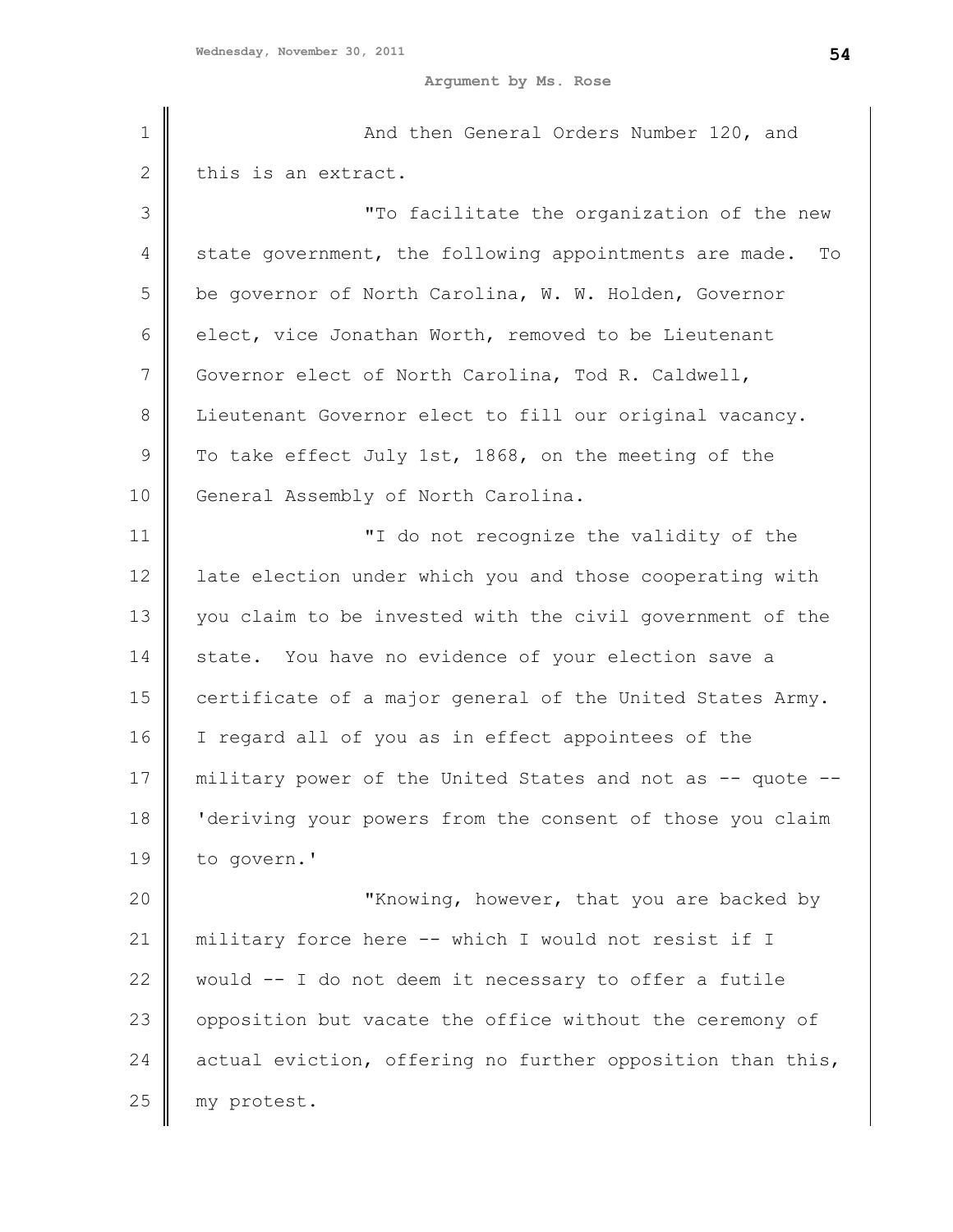And then General Orders Number 120, and this is an extract.

"To facilitate the organization of the new state government, the following appointments are made. To be governor of North Carolina, W. W. Holden, Governor elect, vice Jonathan Worth, removed to be Lieutenant Governor elect of North Carolina, Tod R. Caldwell, Lieutenant Governor elect to fill our original vacancy. To take effect July 1st, 1868, on the meeting of the General Assembly of North Carolina.

"I do not recognize the validity of the late election under which you and those cooperating with you claim to be invested with the civil government of the state. You have no evidence of your election save a certificate of a major general of the United States Army. I regard all of you as in effect appointees of the military power of the United States and not as -- quote -- 'deriving your powers from the consent of those you claim to govern.'

"Knowing, however, that you are backed by military force here -- which I would not resist if I would -- I do not deem it necessary to offer a futile opposition but vacate the office without the ceremony of actual eviction, offering no further opposition than this, my protest.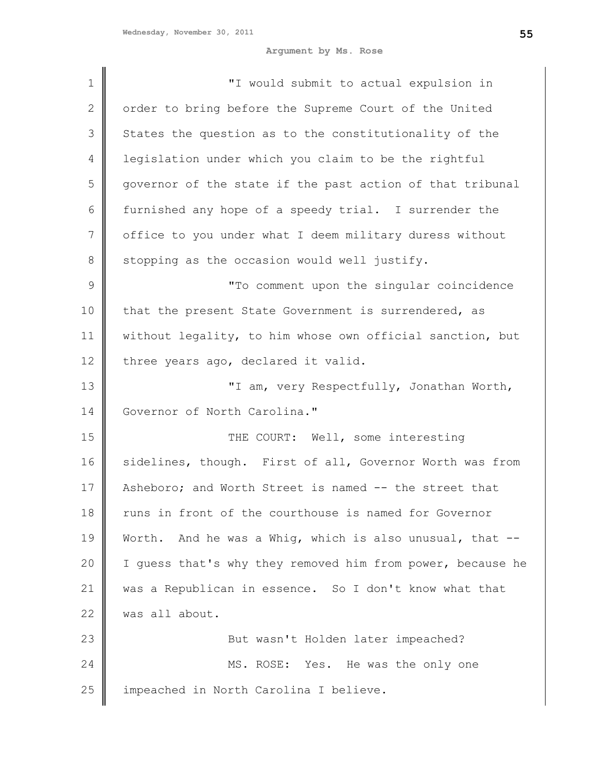"I would submit to actual expulsion in order to bring before the Supreme Court of the United States the question as to the constitutionality of the legislation under which you claim to be the rightful governor of the state if the past action of that tribunal furnished any hope of a speedy trial. I surrender the office to you under what I deem military duress without stopping as the occasion would well justify.

"To comment upon the singular coincidence that the present State Government is surrendered, as without legality, to him whose own official sanction, but three years ago, declared it valid.

"I am, very Respectfully, Jonathan Worth, Governor of North Carolina."

THE COURT: Well, some interesting sidelines, though. First of all, Governor Worth was from Asheboro; and Worth Street is named -- the street that runs in front of the courthouse is named for Governor Worth. And he was a Whig, which is also unusual, that -- I guess that's why they removed him from power, because he was a Republican in essence. So I don't know what that was all about.

But wasn't Holden later impeached?

MS. ROSE: Yes. He was the only one impeached in North Carolina I believe.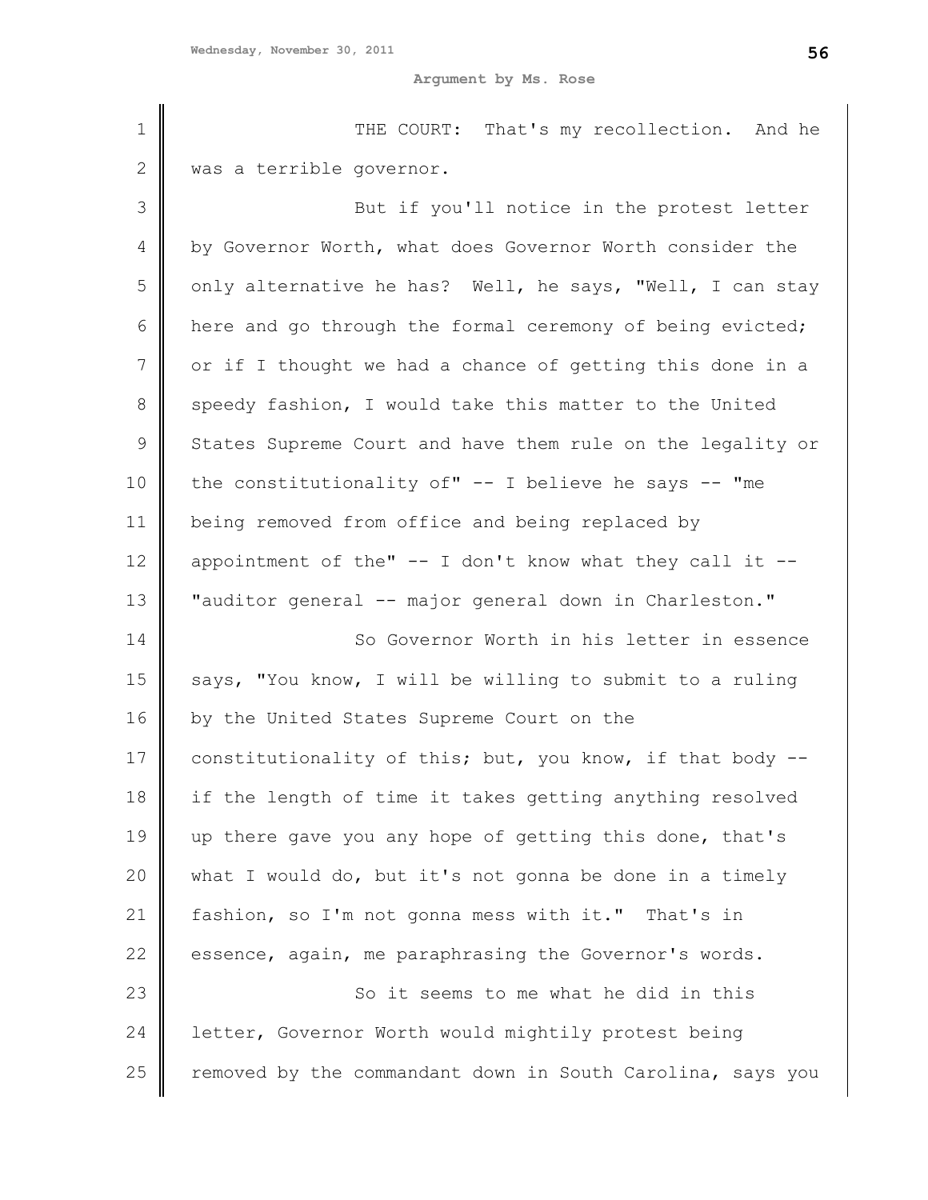THE COURT: That's my recollection. And he was a terrible governor.

But if you'll notice in the protest letter by Governor Worth, what does Governor Worth consider the only alternative he has? Well, he says, "Well, I can stay here and go through the formal ceremony of being evicted; or if I thought we had a chance of getting this done in a speedy fashion, I would take this matter to the United States Supreme Court and have them rule on the legality or the constitutionality of" -- I believe he says -- "me being removed from office and being replaced by appointment of the" -- I don't know what they call it -- "auditor general -- major general down in Charleston."

So Governor Worth in his letter in essence says, "You know, I will be willing to submit to a ruling by the United States Supreme Court on the constitutionality of this; but, you know, if that body -- if the length of time it takes getting anything resolved up there gave you any hope of getting this done, that's what I would do, but it's not gonna be done in a timely fashion, so I'm not gonna mess with it." That's in essence, again, me paraphrasing the Governor's words.

So it seems to me what he did in this letter, Governor Worth would mightily protest being removed by the commandant down in South Carolina, says you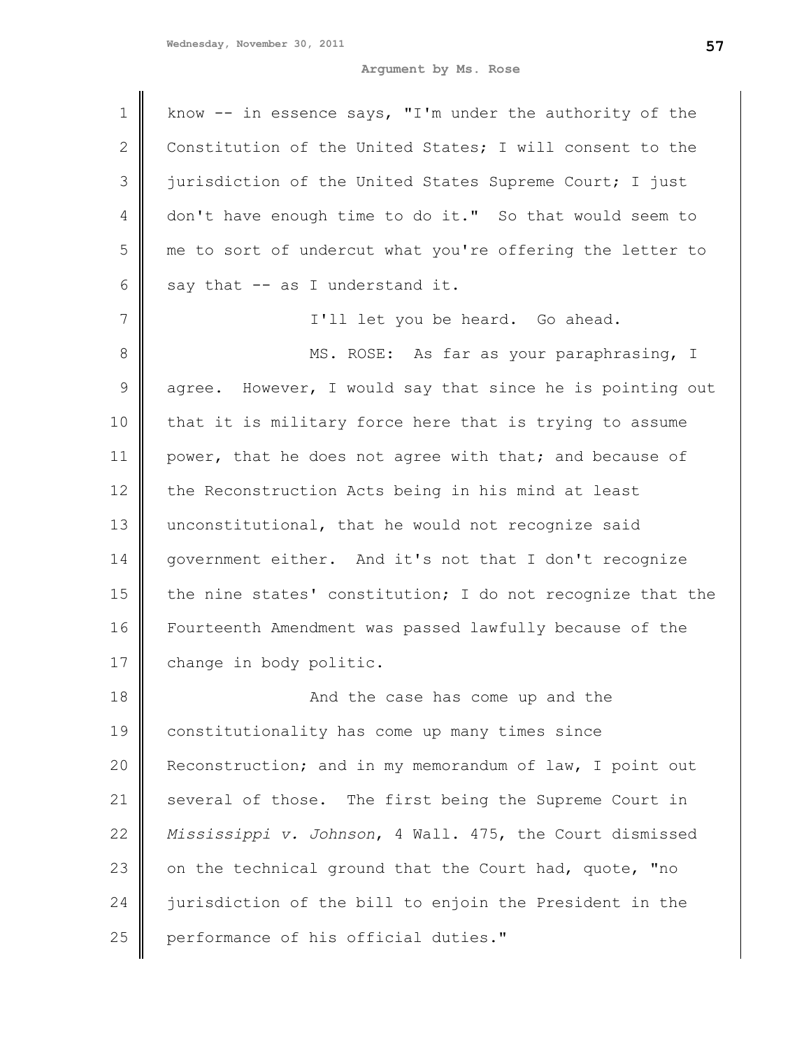know -- in essence says, "I'm under the authority of the Constitution of the United States; I will consent to the jurisdiction of the United States Supreme Court; I just don't have enough time to do it." So that would seem to me to sort of undercut what you're offering the letter to say that -- as I understand it.

I'll let you be heard. Go ahead.

MS. ROSE: As far as your paraphrasing, I agree. However, I would say that since he is pointing out that it is military force here that is trying to assume power, that he does not agree with that; and because of the Reconstruction Acts being in his mind at least unconstitutional, that he would not recognize said government either. And it's not that I don't recognize the nine states' constitution; I do not recognize that the Fourteenth Amendment was passed lawfully because of the change in body politic.

And the case has come up and the constitutionality has come up many times since Reconstruction; and in my memorandum of law, I point out several of those. The first being the Supreme Court in *Mississippi v. Johnson*, 4 Wall. 475, the Court dismissed on the technical ground that the Court had, quote, "no jurisdiction of the bill to enjoin the President in the performance of his official duties."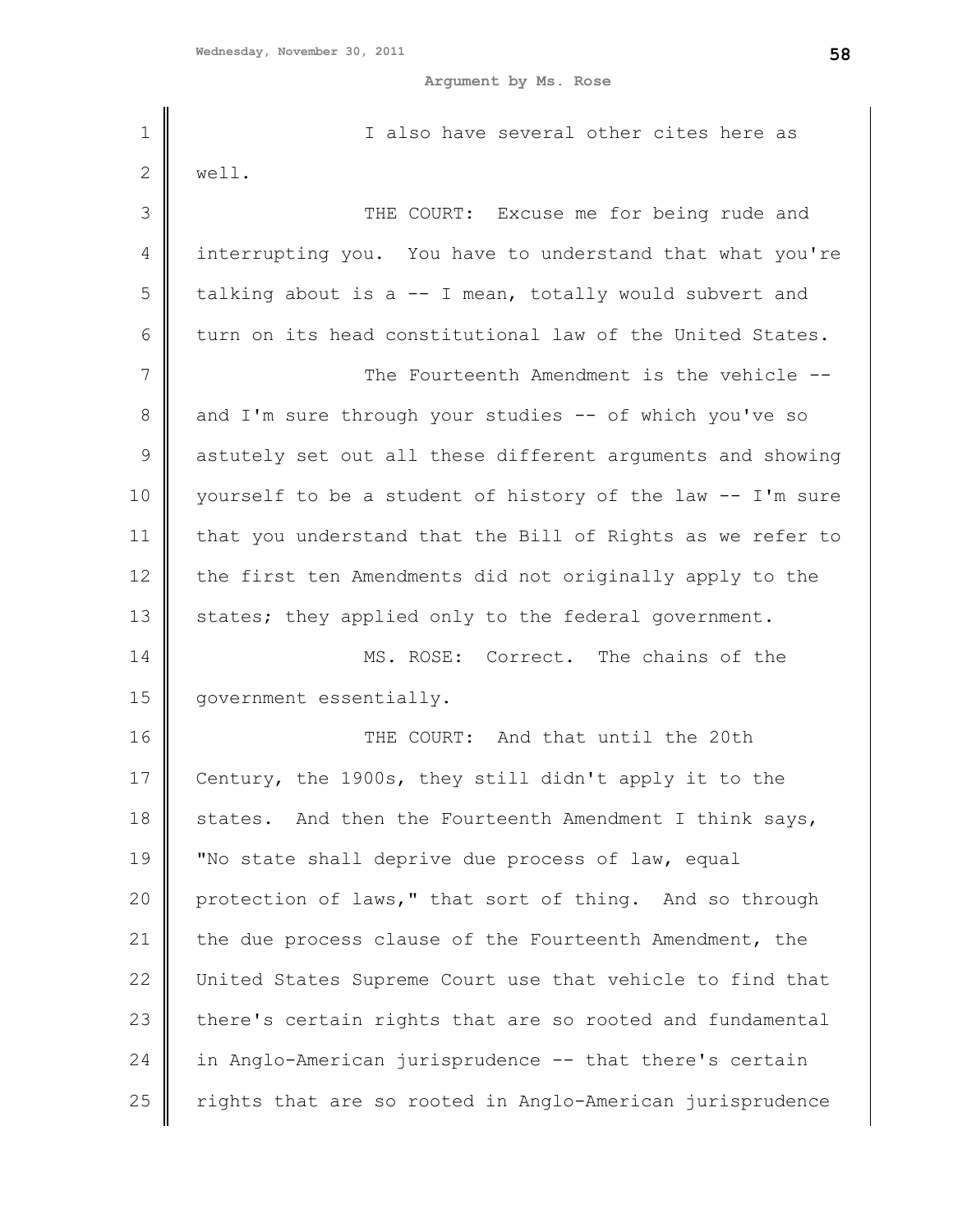I also have several other cites here as well.

THE COURT: Excuse me for being rude and interrupting you. You have to understand that what you're talking about is a -- I mean, totally would subvert and turn on its head constitutional law of the United States.

The Fourteenth Amendment is the vehicle -- and I'm sure through your studies -- of which you've so astutely set out all these different arguments and showing yourself to be a student of history of the law -- I'm sure that you understand that the Bill of Rights as we refer to the first ten Amendments did not originally apply to the states; they applied only to the federal government.

MS. ROSE: Correct. The chains of the government essentially.

THE COURT: And that until the 20th Century, the 1900s, they still didn't apply it to the states. And then the Fourteenth Amendment I think says, "No state shall deprive due process of law, equal protection of laws," that sort of thing. And so through the due process clause of the Fourteenth Amendment, the United States Supreme Court use that vehicle to find that there's certain rights that are so rooted and fundamental in Anglo-American jurisprudence -- that there's certain rights that are so rooted in Anglo-American jurisprudence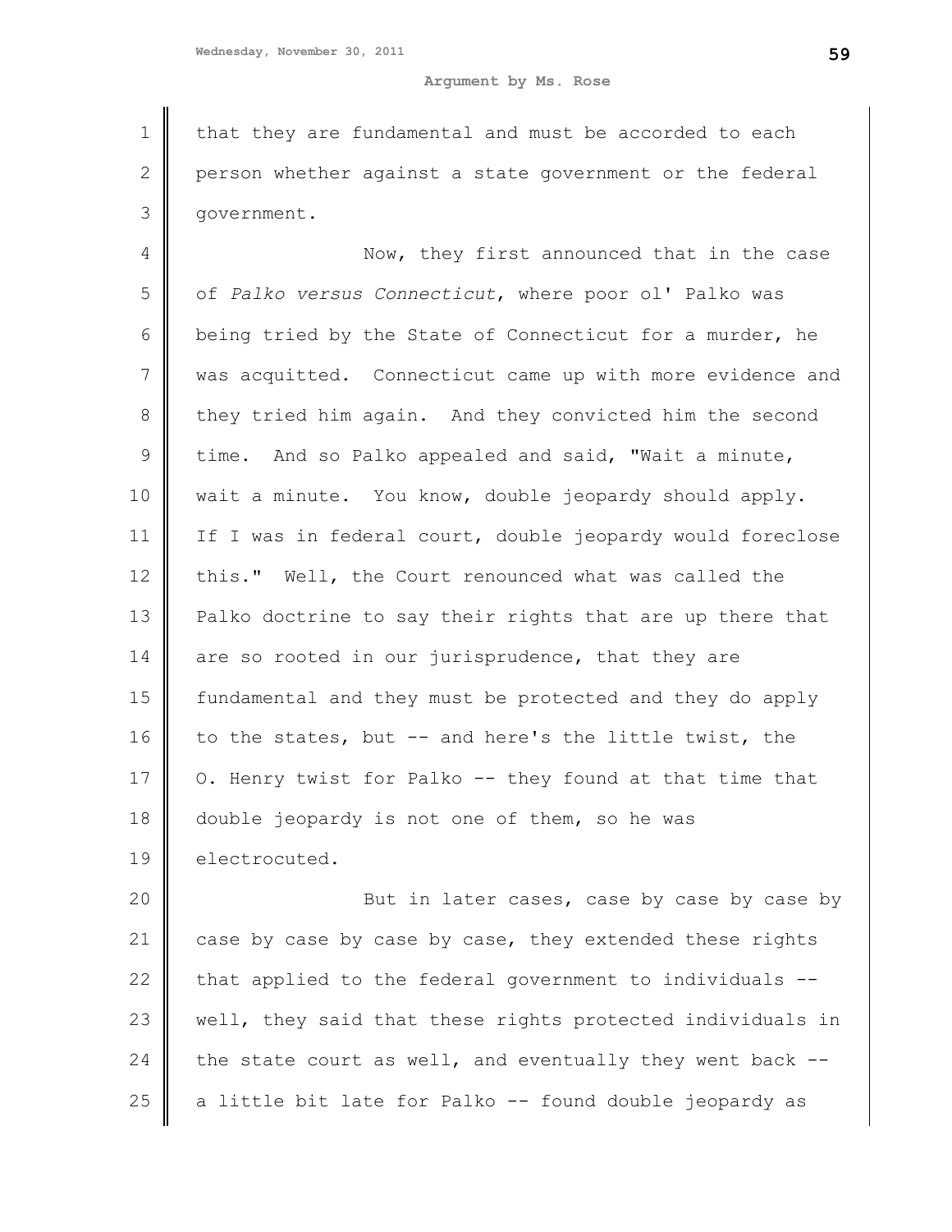that they are fundamental and must be accorded to each person whether against a state government or the federal government.

Now, they first announced that in the case of *Palko versus Connecticut*, where poor ol' Palko was being tried by the State of Connecticut for a murder, he was acquitted. Connecticut came up with more evidence and they tried him again. And they convicted him the second time. And so Palko appealed and said, "Wait a minute, wait a minute. You know, double jeopardy should apply. If I was in federal court, double jeopardy would foreclose this." Well, the Court renounced what was called the Palko doctrine to say their rights that are up there that are so rooted in our jurisprudence, that they are fundamental and they must be protected and they do apply to the states, but -- and here's the little twist, the O. Henry twist for Palko -- they found at that time that double jeopardy is not one of them, so he was electrocuted.

But in later cases, case by case by case by case by case by case by case, they extended these rights that applied to the federal government to individuals -- well, they said that these rights protected individuals in the state court as well, and eventually they went back -- a little bit late for Palko -- found double jeopardy as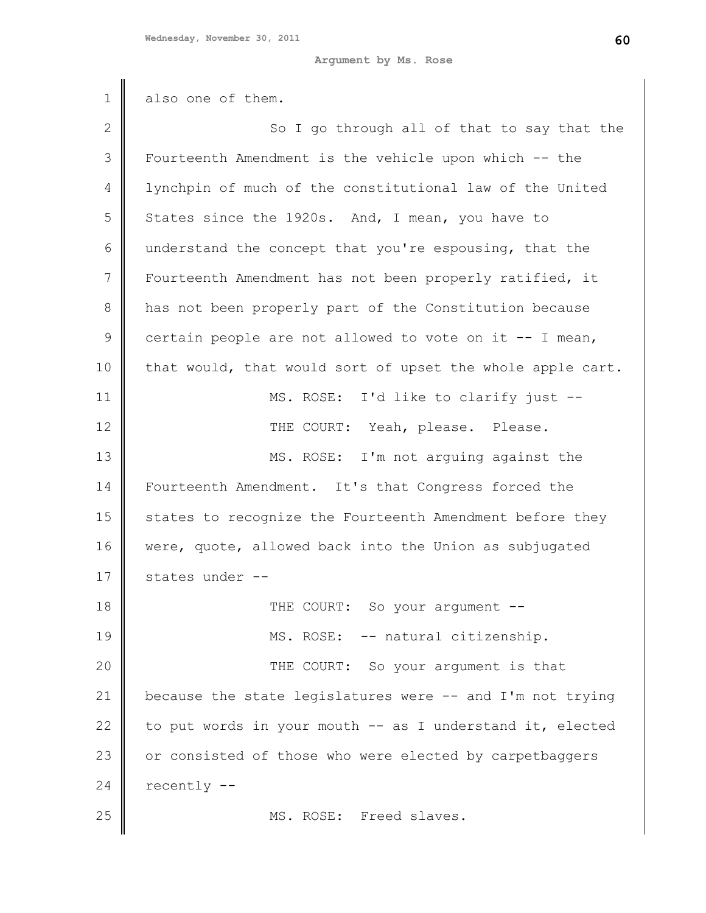also one of them.

So I go through all of that to say that the Fourteenth Amendment is the vehicle upon which -- the lynchpin of much of the constitutional law of the United States since the 1920s. And, I mean, you have to understand the concept that you're espousing, that the Fourteenth Amendment has not been properly ratified, it has not been properly part of the Constitution because certain people are not allowed to vote on it -- I mean, that would, that would sort of upset the whole apple cart.

MS. ROSE: I'd like to clarify just --

THE COURT: Yeah, please. Please.

MS. ROSE: I'm not arguing against the Fourteenth Amendment. It's that Congress forced the states to recognize the Fourteenth Amendment before they were, quote, allowed back into the Union as subjugated states under --

THE COURT: So your argument --

MS. ROSE: -- natural citizenship.

THE COURT: So your argument is that because the state legislatures were -- and I'm not trying to put words in your mouth -- as I understand it, elected or consisted of those who were elected by carpetbaggers recently --

MS. ROSE: Freed slaves.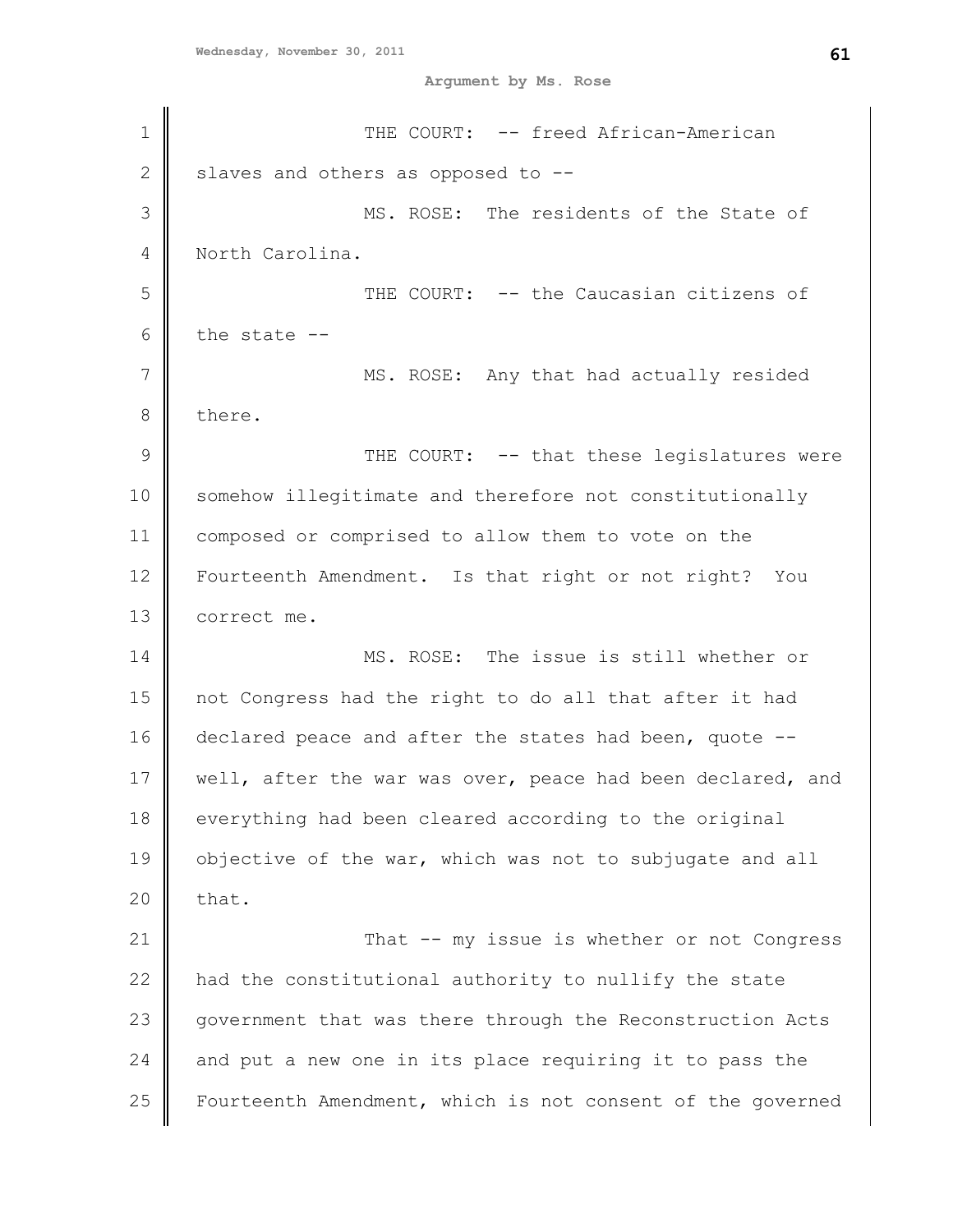THE COURT: -- freed African-American slaves and others as opposed to --

MS. ROSE: The residents of the State of North Carolina.

THE COURT: -- the Caucasian citizens of the state --

MS. ROSE: Any that had actually resided there.

THE COURT: -- that these legislatures were somehow illegitimate and therefore not constitutionally composed or comprised to allow them to vote on the Fourteenth Amendment. Is that right or not right? You correct me.

MS. ROSE: The issue is still whether or not Congress had the right to do all that after it had declared peace and after the states had been, quote -- well, after the war was over, peace had been declared, and everything had been cleared according to the original objective of the war, which was not to subjugate and all that.

That -- my issue is whether or not Congress had the constitutional authority to nullify the state government that was there through the Reconstruction Acts and put a new one in its place requiring it to pass the Fourteenth Amendment, which is not consent of the governed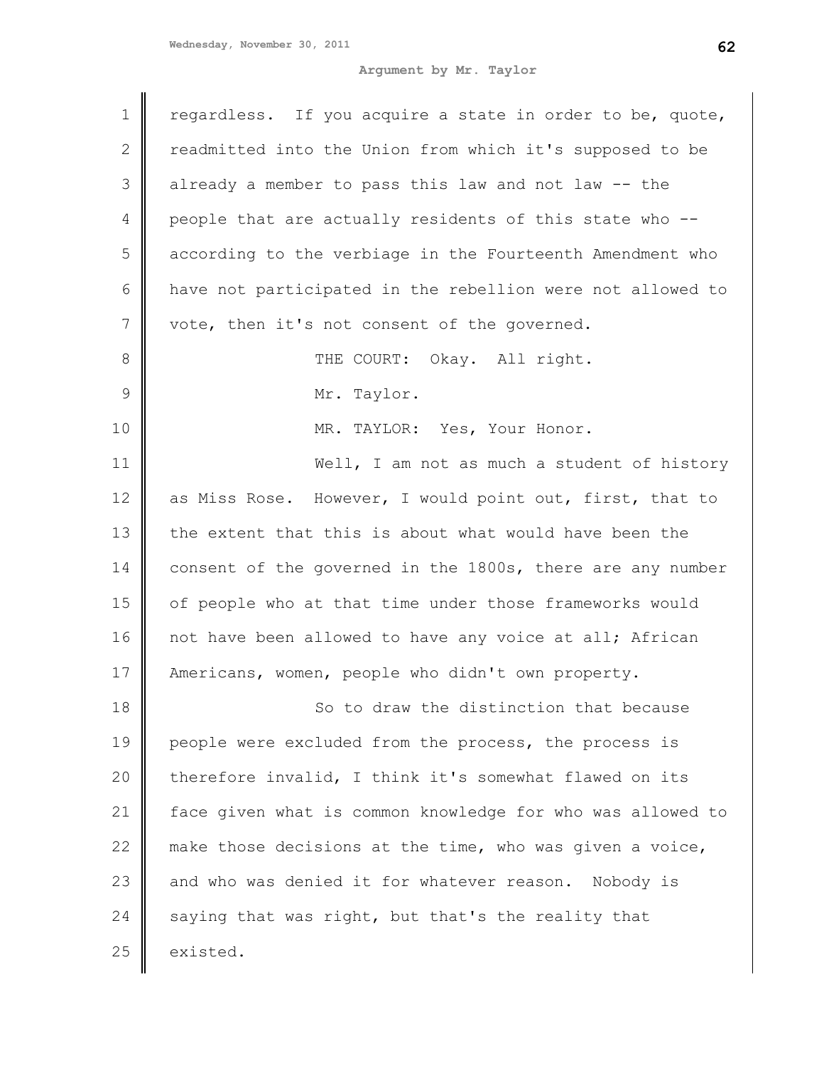regardless. If you acquire a state in order to be, quote, readmitted into the Union from which it's supposed to be already a member to pass this law and not law -- the people that are actually residents of this state who -- according to the verbiage in the Fourteenth Amendment who have not participated in the rebellion were not allowed to vote, then it's not consent of the governed.

THE COURT: Okay. All right.

Mr. Taylor.

MR. TAYLOR: Yes, Your Honor.

Well, I am not as much a student of history as Miss Rose. However, I would point out, first, that to the extent that this is about what would have been the consent of the governed in the 1800s, there are any number of people who at that time under those frameworks would not have been allowed to have any voice at all; African Americans, women, people who didn't own property.

So to draw the distinction that because people were excluded from the process, the process is therefore invalid, I think it's somewhat flawed on its face given what is common knowledge for who was allowed to make those decisions at the time, who was given a voice, and who was denied it for whatever reason. Nobody is saying that was right, but that's the reality that existed.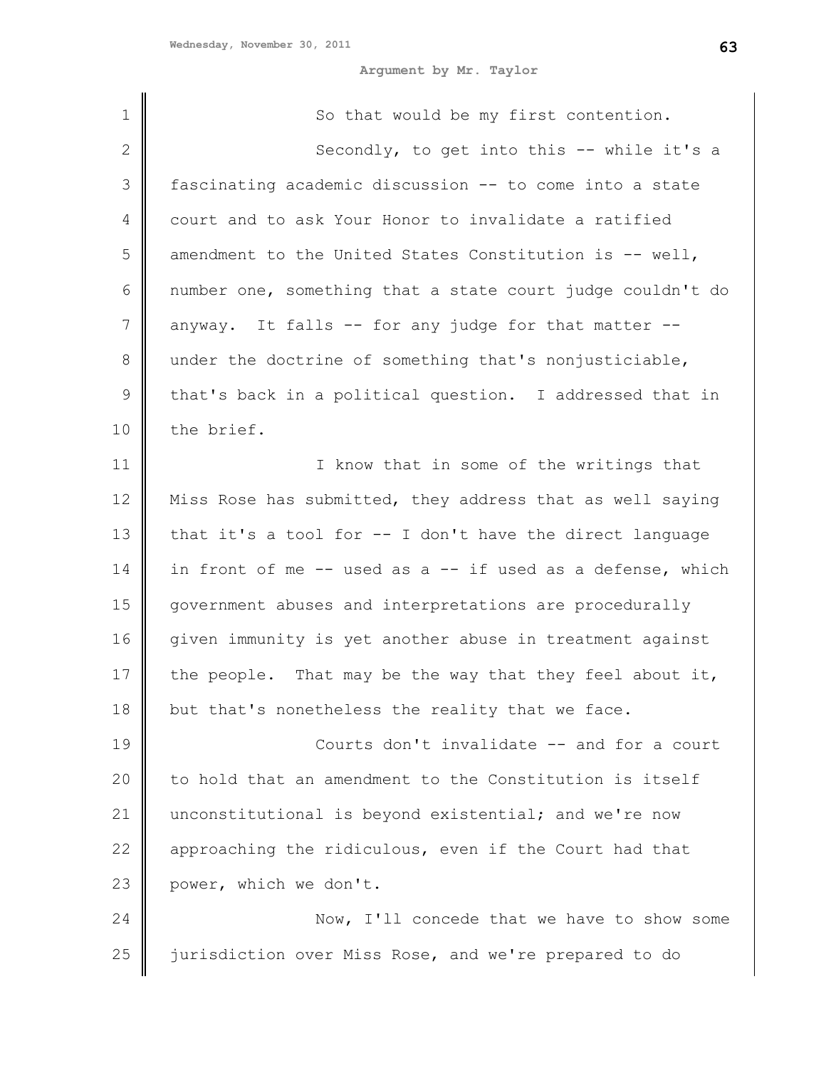So that would be my first contention.

Secondly, to get into this -- while it's a fascinating academic discussion -- to come into a state court and to ask Your Honor to invalidate a ratified amendment to the United States Constitution is -- well, number one, something that a state court judge couldn't do anyway. It falls -- for any judge for that matter -- under the doctrine of something that's nonjusticiable, that's back in a political question. I addressed that in the brief.

I know that in some of the writings that Miss Rose has submitted, they address that as well saying that it's a tool for -- I don't have the direct language in front of me -- used as a -- if used as a defense, which government abuses and interpretations are procedurally given immunity is yet another abuse in treatment against the people. That may be the way that they feel about it, but that's nonetheless the reality that we face.

Courts don't invalidate -- and for a court to hold that an amendment to the Constitution is itself unconstitutional is beyond existential; and we're now approaching the ridiculous, even if the Court had that power, which we don't.

Now, I'll concede that we have to show some jurisdiction over Miss Rose, and we're prepared to do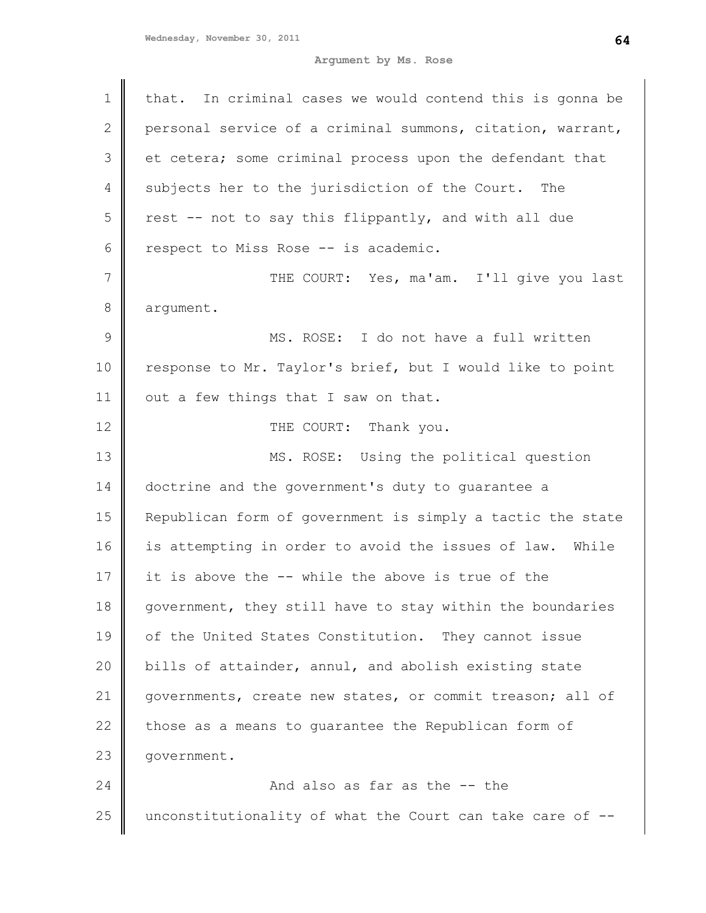that. In criminal cases we would contend this is gonna be personal service of a criminal summons, citation, warrant, et cetera; some criminal process upon the defendant that subjects her to the jurisdiction of the Court. The rest -- not to say this flippantly, and with all due respect to Miss Rose -- is academic.

THE COURT: Yes, ma'am. I'll give you last argument.

MS. ROSE: I do not have a full written response to Mr. Taylor's brief, but I would like to point out a few things that I saw on that.

THE COURT: Thank you.

MS. ROSE: Using the political question doctrine and the government's duty to guarantee a Republican form of government is simply a tactic the state is attempting in order to avoid the issues of law. While it is above the -- while the above is true of the government, they still have to stay within the boundaries of the United States Constitution. They cannot issue bills of attainder, annul, and abolish existing state governments, create new states, or commit treason; all of those as a means to guarantee the Republican form of government.

And also as far as the -- the unconstitutionality of what the Court can take care of --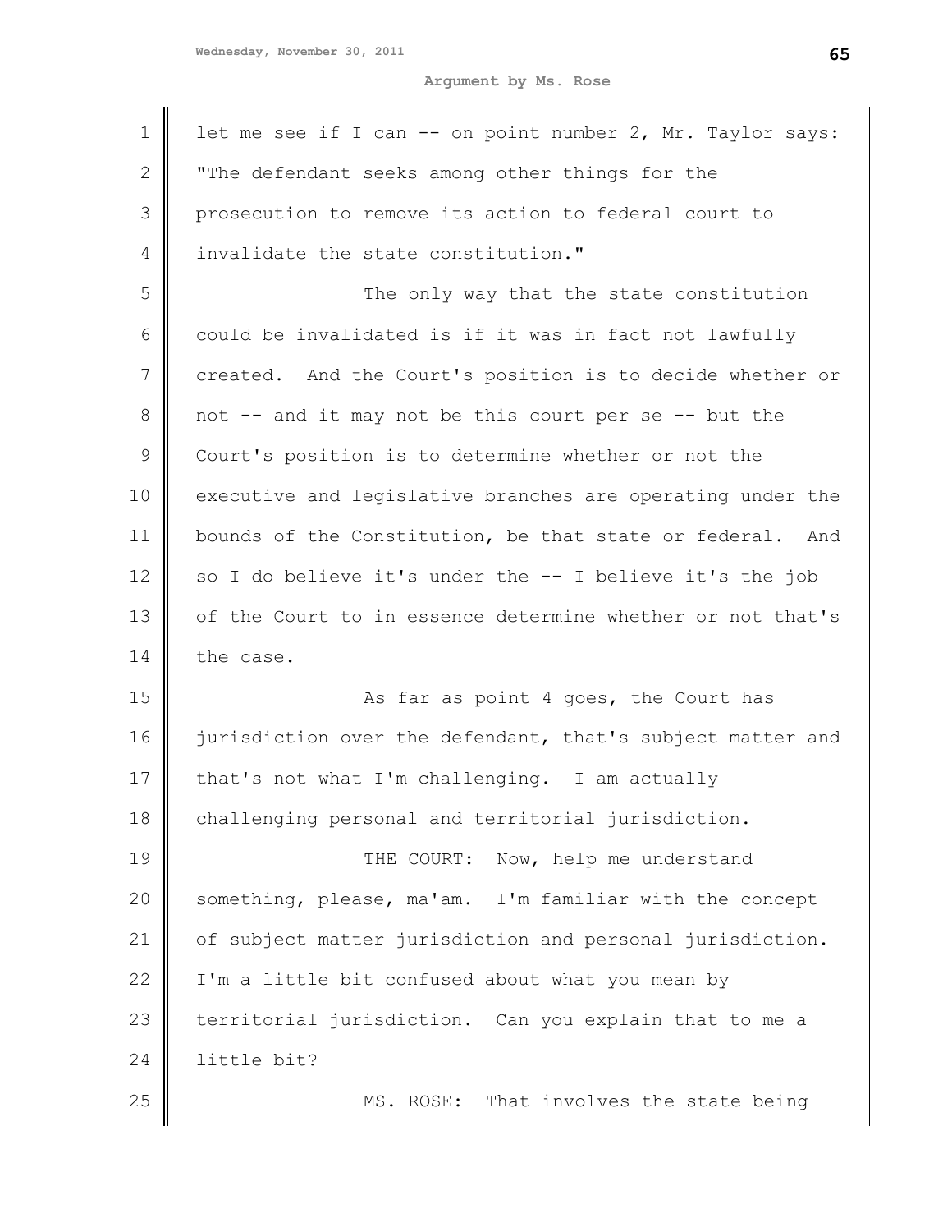let me see if I can -- on point number 2, Mr. Taylor says: "The defendant seeks among other things for the prosecution to remove its action to federal court to invalidate the state constitution."

The only way that the state constitution could be invalidated is if it was in fact not lawfully created. And the Court's position is to decide whether or not -- and it may not be this court per se -- but the Court's position is to determine whether or not the executive and legislative branches are operating under the bounds of the Constitution, be that state or federal. And so I do believe it's under the -- I believe it's the job of the Court to in essence determine whether or not that's the case.

As far as point 4 goes, the Court has jurisdiction over the defendant, that's subject matter and that's not what I'm challenging. I am actually challenging personal and territorial jurisdiction.

THE COURT: Now, help me understand something, please, ma'am. I'm familiar with the concept of subject matter jurisdiction and personal jurisdiction. I'm a little bit confused about what you mean by territorial jurisdiction. Can you explain that to me a little bit?

MS. ROSE: That involves the state being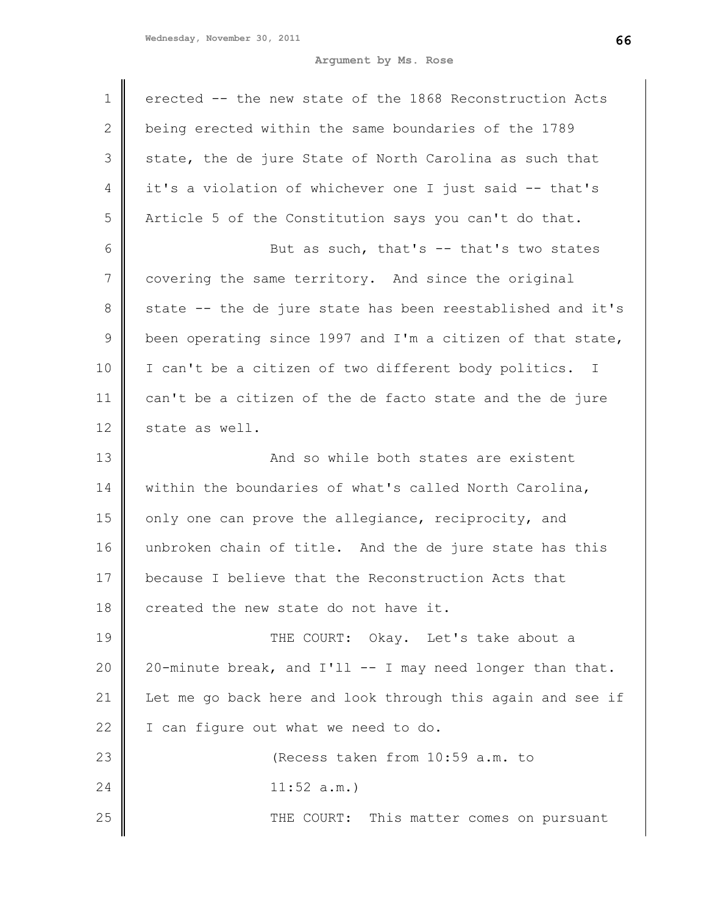erected -- the new state of the 1868 Reconstruction Acts being erected within the same boundaries of the 1789 state, the de jure State of North Carolina as such that it's a violation of whichever one I just said -- that's Article 5 of the Constitution says you can't do that.

But as such, that's -- that's two states covering the same territory. And since the original state -- the de jure state has been reestablished and it's been operating since 1997 and I'm a citizen of that state, I can't be a citizen of two different body politics. I can't be a citizen of the de facto state and the de jure state as well.

And so while both states are existent within the boundaries of what's called North Carolina, only one can prove the allegiance, reciprocity, and unbroken chain of title. And the de jure state has this because I believe that the Reconstruction Acts that created the new state do not have it.

THE COURT: Okay. Let's take about a 20-minute break, and I'll -- I may need longer than that. Let me go back here and look through this again and see if I can figure out what we need to do.

(Recess taken from 10:59 a.m. to 11:52 a.m.)

THE COURT: This matter comes on pursuant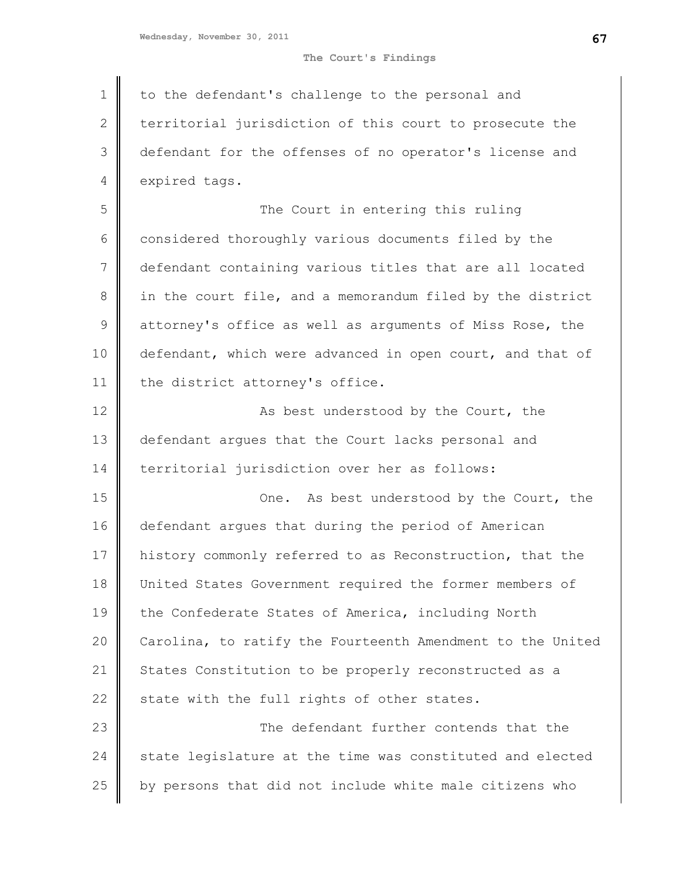to the defendant's challenge to the personal and territorial jurisdiction of this court to prosecute the defendant for the offenses of no operator's license and expired tags.

The Court in entering this ruling considered thoroughly various documents filed by the defendant containing various titles that are all located in the court file, and a memorandum filed by the district attorney's office as well as arguments of Miss Rose, the defendant, which were advanced in open court, and that of the district attorney's office.

As best understood by the Court, the defendant argues that the Court lacks personal and territorial jurisdiction over her as follows:

One. As best understood by the Court, the defendant argues that during the period of American history commonly referred to as Reconstruction, that the United States Government required the former members of the Confederate States of America, including North Carolina, to ratify the Fourteenth Amendment to the United States Constitution to be properly reconstructed as a state with the full rights of other states.

The defendant further contends that the state legislature at the time was constituted and elected by persons that did not include white male citizens who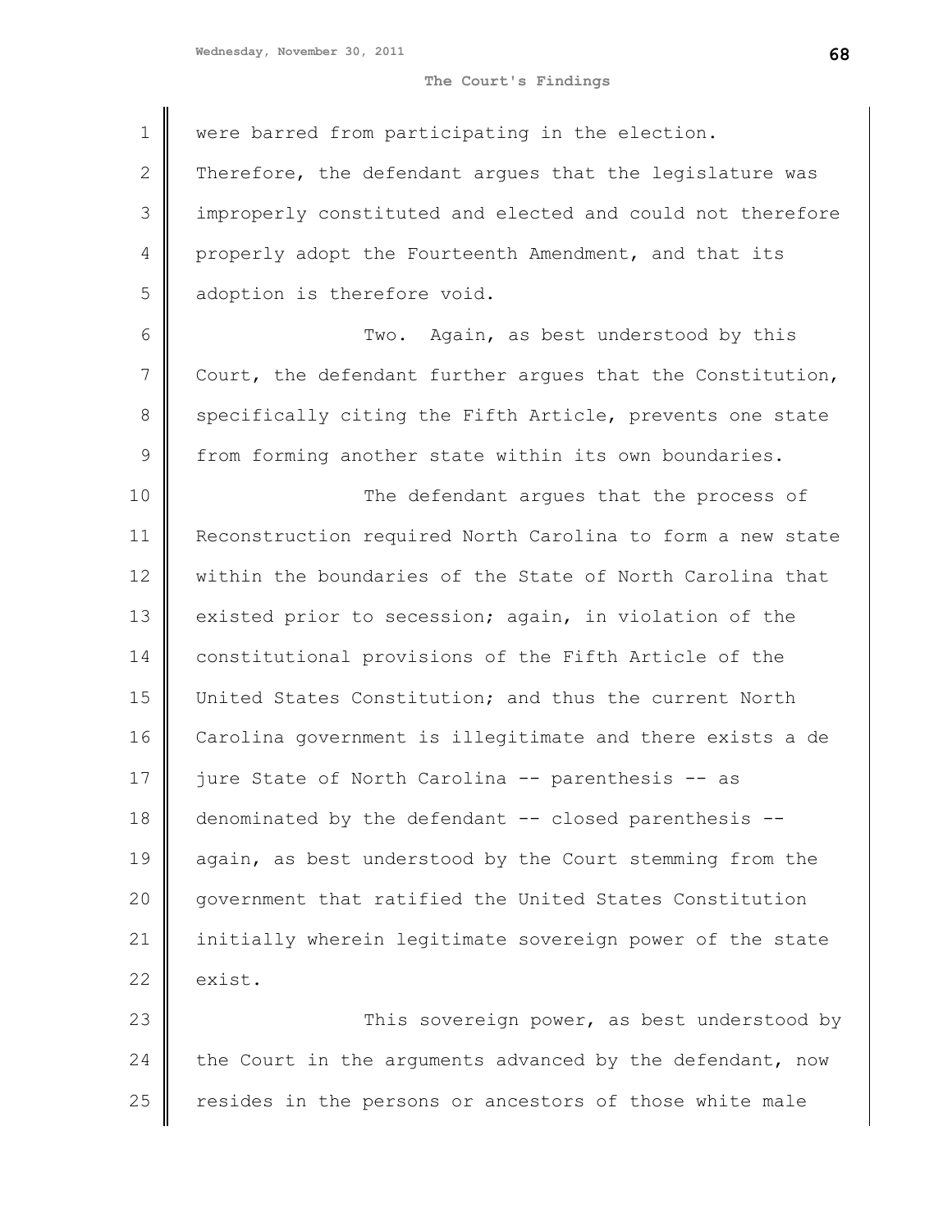were barred from participating in the election. Therefore, the defendant argues that the legislature was improperly constituted and elected and could not therefore properly adopt the Fourteenth Amendment, and that its adoption is therefore void.

Two. Again, as best understood by this Court, the defendant further argues that the Constitution, specifically citing the Fifth Article, prevents one state from forming another state within its own boundaries.

The defendant argues that the process of Reconstruction required North Carolina to form a new state within the boundaries of the State of North Carolina that existed prior to secession; again, in violation of the constitutional provisions of the Fifth Article of the United States Constitution; and thus the current North Carolina government is illegitimate and there exists a de jure State of North Carolina -- parenthesis -- as denominated by the defendant -- closed parenthesis -- again, as best understood by the Court stemming from the government that ratified the United States Constitution initially wherein legitimate sovereign power of the state exist.

This sovereign power, as best understood by the Court in the arguments advanced by the defendant, now resides in the persons or ancestors of those white male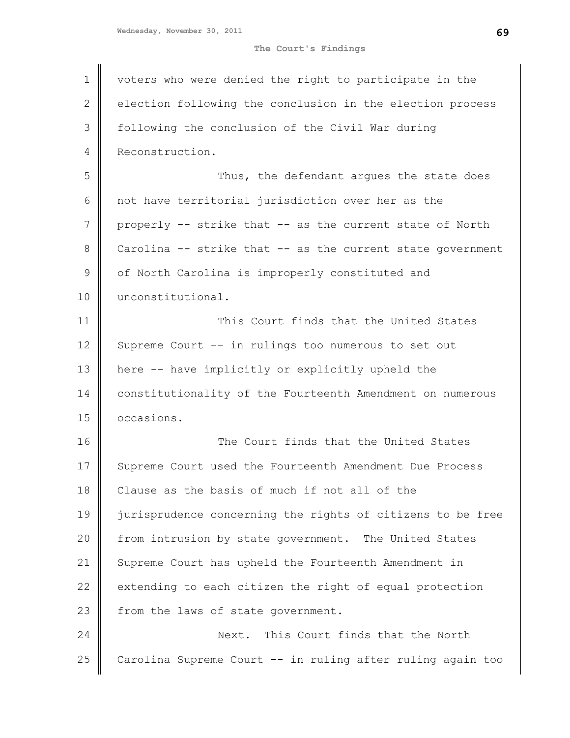voters who were denied the right to participate in the election following the conclusion in the election process following the conclusion of the Civil War during Reconstruction.

Thus, the defendant argues the state does not have territorial jurisdiction over her as the properly -- strike that -- as the current state of North Carolina -- strike that -- as the current state government of North Carolina is improperly constituted and unconstitutional.

This Court finds that the United States Supreme Court -- in rulings too numerous to set out here -- have implicitly or explicitly upheld the constitutionality of the Fourteenth Amendment on numerous occasions.

The Court finds that the United States Supreme Court used the Fourteenth Amendment Due Process Clause as the basis of much if not all of the jurisprudence concerning the rights of citizens to be free from intrusion by state government. The United States Supreme Court has upheld the Fourteenth Amendment in extending to each citizen the right of equal protection from the laws of state government.

Next. This Court finds that the North Carolina Supreme Court -- in ruling after ruling again too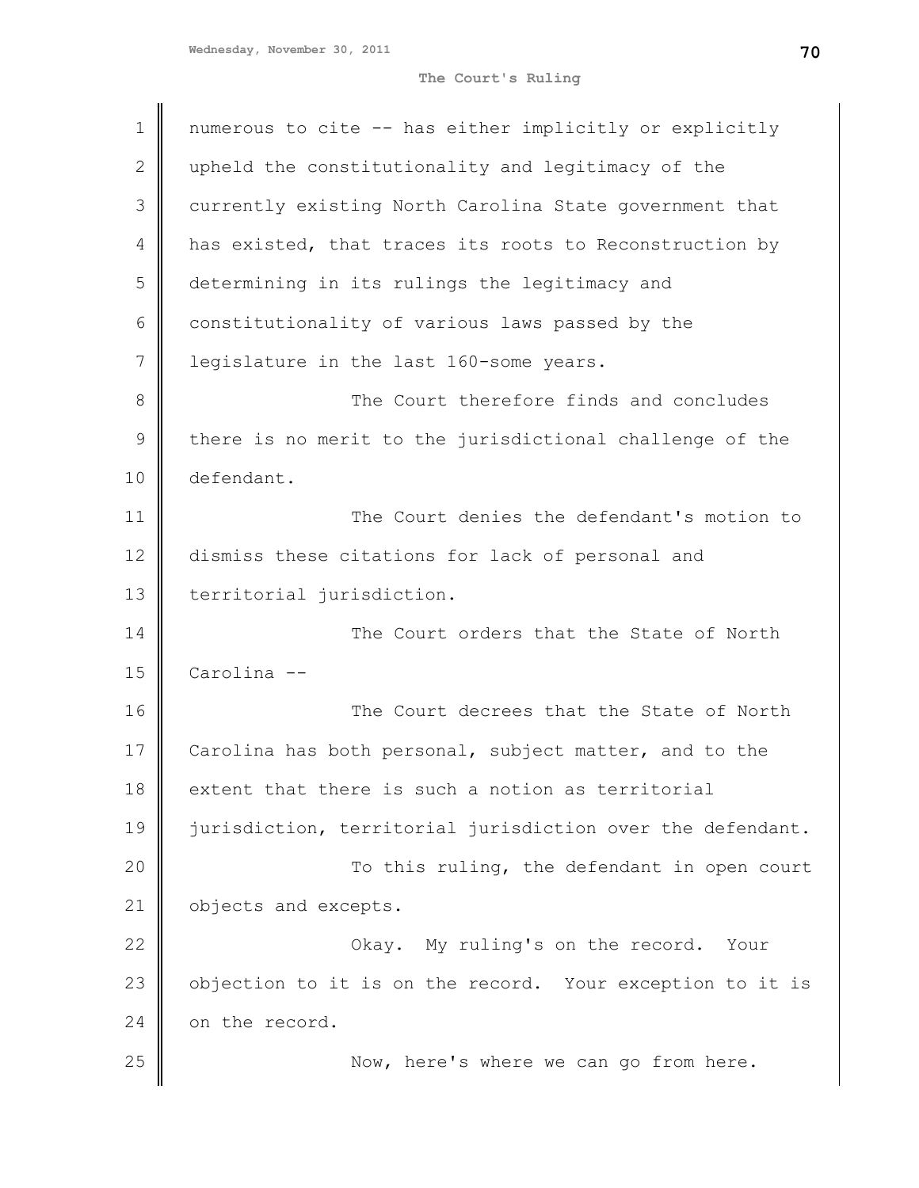numerous to cite -- has either implicitly or explicitly upheld the constitutionality and legitimacy of the currently existing North Carolina State government that has existed, that traces its roots to Reconstruction by determining in its rulings the legitimacy and constitutionality of various laws passed by the legislature in the last 160-some years.

The Court therefore finds and concludes there is no merit to the jurisdictional challenge of the defendant.

The Court denies the defendant's motion to dismiss these citations for lack of personal and territorial jurisdiction.

The Court orders that the State of North Carolina --

The Court decrees that the State of North Carolina has both personal, subject matter, and to the extent that there is such a notion as territorial jurisdiction, territorial jurisdiction over the defendant.

To this ruling, the defendant in open court objects and excepts.

Okay. My ruling's on the record. Your objection to it is on the record. Your exception to it is on the record.

Now, here's where we can go from here.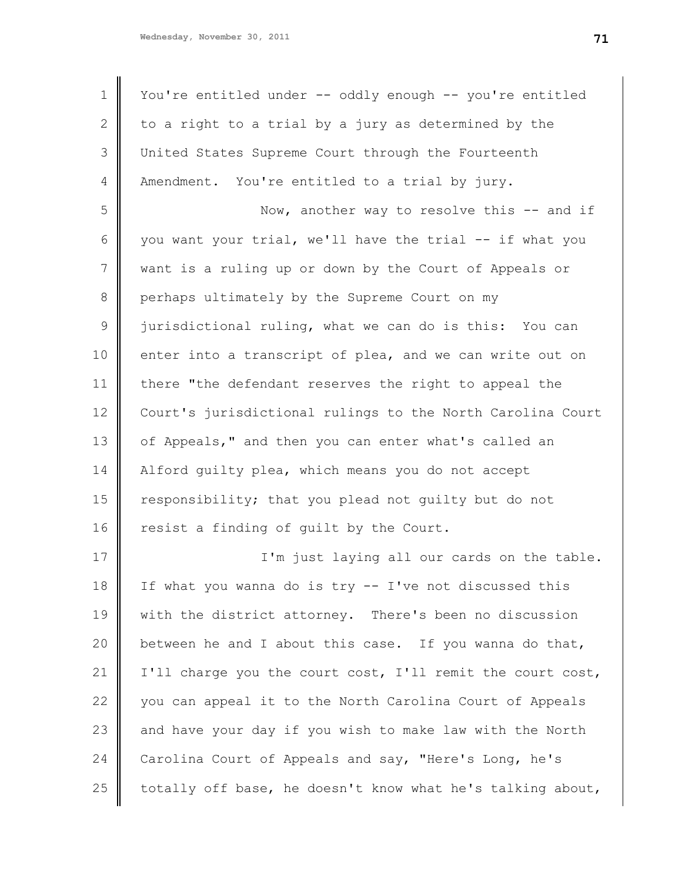You're entitled under -- oddly enough -- you're entitled to a right to a trial by a jury as determined by the United States Supreme Court through the Fourteenth Amendment. You're entitled to a trial by jury.

Now, another way to resolve this -- and if you want your trial, we'll have the trial -- if what you want is a ruling up or down by the Court of Appeals or perhaps ultimately by the Supreme Court on my jurisdictional ruling, what we can do is this: You can enter into a transcript of plea, and we can write out on there "the defendant reserves the right to appeal the Court's jurisdictional rulings to the North Carolina Court of Appeals," and then you can enter what's called an Alford guilty plea, which means you do not accept responsibility; that you plead not guilty but do not resist a finding of guilt by the Court.

I'm just laying all our cards on the table. If what you wanna do is try -- I've not discussed this with the district attorney. There's been no discussion between he and I about this case. If you wanna do that, I'll charge you the court cost, I'll remit the court cost, you can appeal it to the North Carolina Court of Appeals and have your day if you wish to make law with the North Carolina Court of Appeals and say, "Here's Long, he's totally off base, he doesn't know what he's talking about,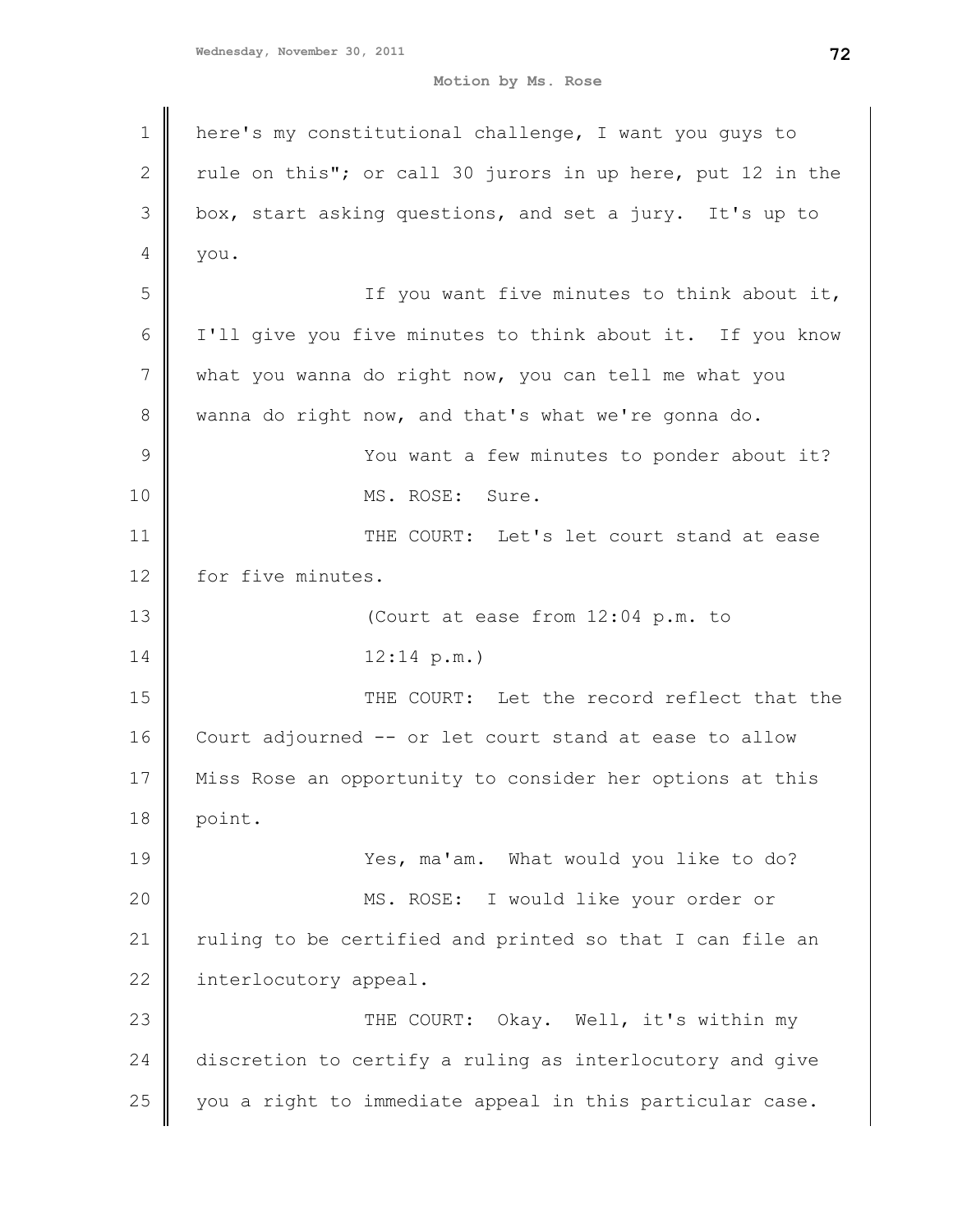here's my constitutional challenge, I want you guys to rule on this"; or call 30 jurors in up here, put 12 in the box, start asking questions, and set a jury. It's up to you.

If you want five minutes to think about it, I'll give you five minutes to think about it. If you know what you wanna do right now, you can tell me what you wanna do right now, and that's what we're gonna do.

You want a few minutes to ponder about it?

MS. ROSE: Sure.

THE COURT: Let's let court stand at ease for five minutes.

(Court at ease from 12:04 p.m. to 12:14 p.m.)

THE COURT: Let the record reflect that the Court adjourned -- or let court stand at ease to allow Miss Rose an opportunity to consider her options at this point.

Yes, ma'am. What would you like to do?

MS. ROSE: I would like your order or ruling to be certified and printed so that I can file an interlocutory appeal.

THE COURT: Okay. Well, it's within my discretion to certify a ruling as interlocutory and give you a right to immediate appeal in this particular case.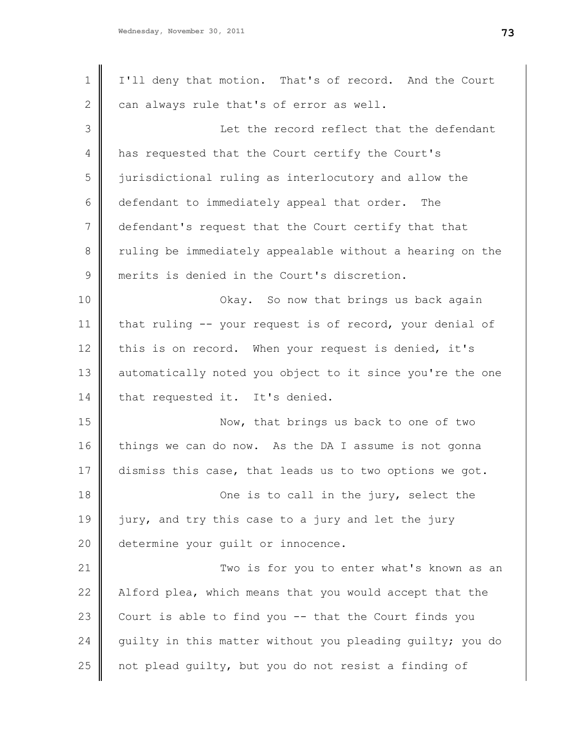I'll deny that motion. That's of record. And the Court can always rule that's of error as well.

Let the record reflect that the defendant has requested that the Court certify the Court's jurisdictional ruling as interlocutory and allow the defendant to immediately appeal that order. The defendant's request that the Court certify that that ruling be immediately appealable without a hearing on the merits is denied in the Court's discretion.

Okay. So now that brings us back again that ruling -- your request is of record, your denial of this is on record. When your request is denied, it's automatically noted you object to it since you're the one that requested it. It's denied.

Now, that brings us back to one of two things we can do now. As the DA I assume is not gonna dismiss this case, that leads us to two options we got.

One is to call in the jury, select the jury, and try this case to a jury and let the jury determine your guilt or innocence.

Two is for you to enter what's known as an Alford plea, which means that you would accept that the Court is able to find you -- that the Court finds you guilty in this matter without you pleading guilty; you do not plead guilty, but you do not resist a finding of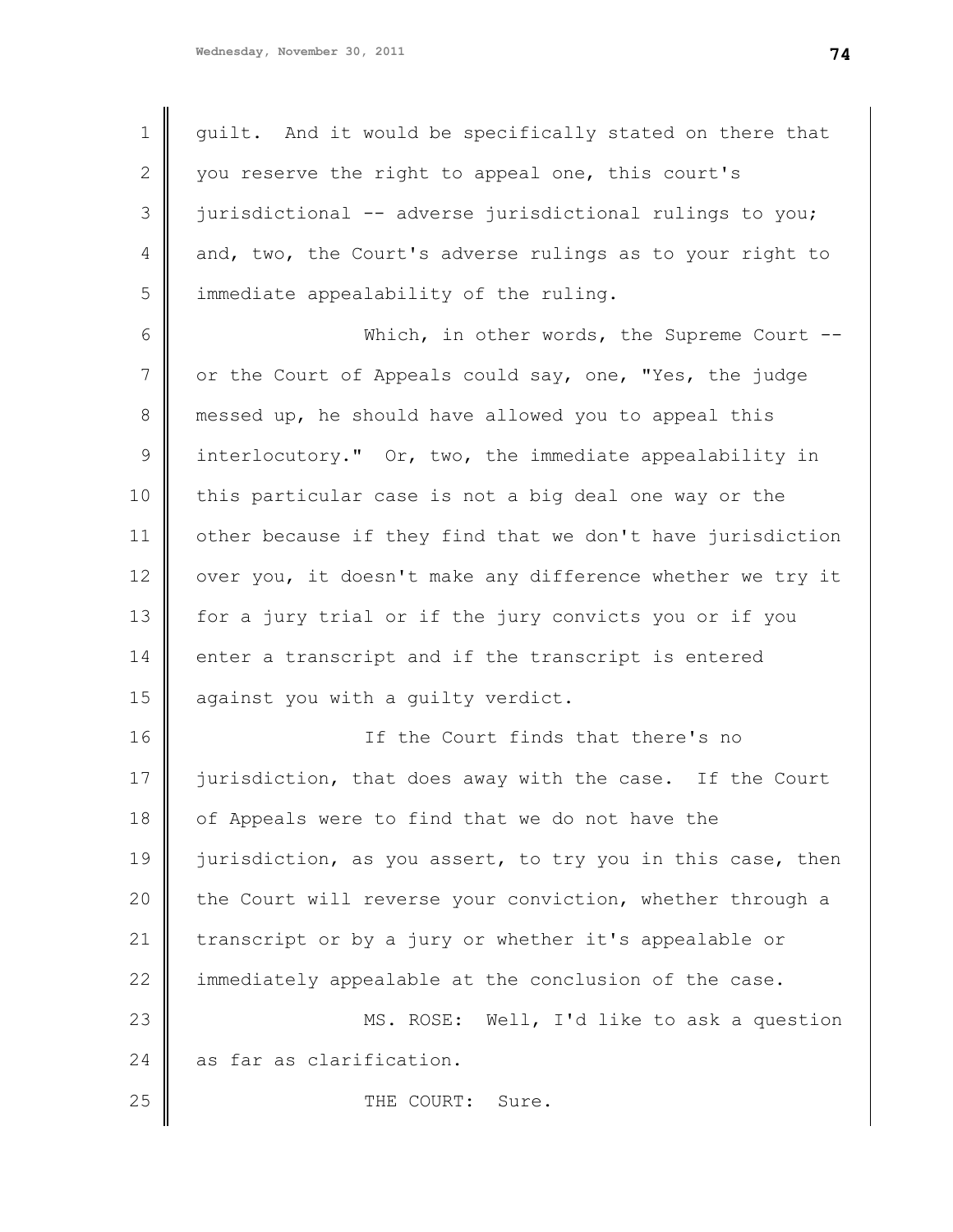guilt. And it would be specifically stated on there that you reserve the right to appeal one, this court's jurisdictional -- adverse jurisdictional rulings to you; and, two, the Court's adverse rulings as to your right to immediate appealability of the ruling.

Which, in other words, the Supreme Court -- or the Court of Appeals could say, one, "Yes, the judge messed up, he should have allowed you to appeal this interlocutory." Or, two, the immediate appealability in this particular case is not a big deal one way or the other because if they find that we don't have jurisdiction over you, it doesn't make any difference whether we try it for a jury trial or if the jury convicts you or if you enter a transcript and if the transcript is entered against you with a guilty verdict.

If the Court finds that there's no jurisdiction, that does away with the case. If the Court of Appeals were to find that we do not have the jurisdiction, as you assert, to try you in this case, then the Court will reverse your conviction, whether through a transcript or by a jury or whether it's appealable or immediately appealable at the conclusion of the case.

MS. ROSE: Well, I'd like to ask a question as far as clarification.

THE COURT: Sure.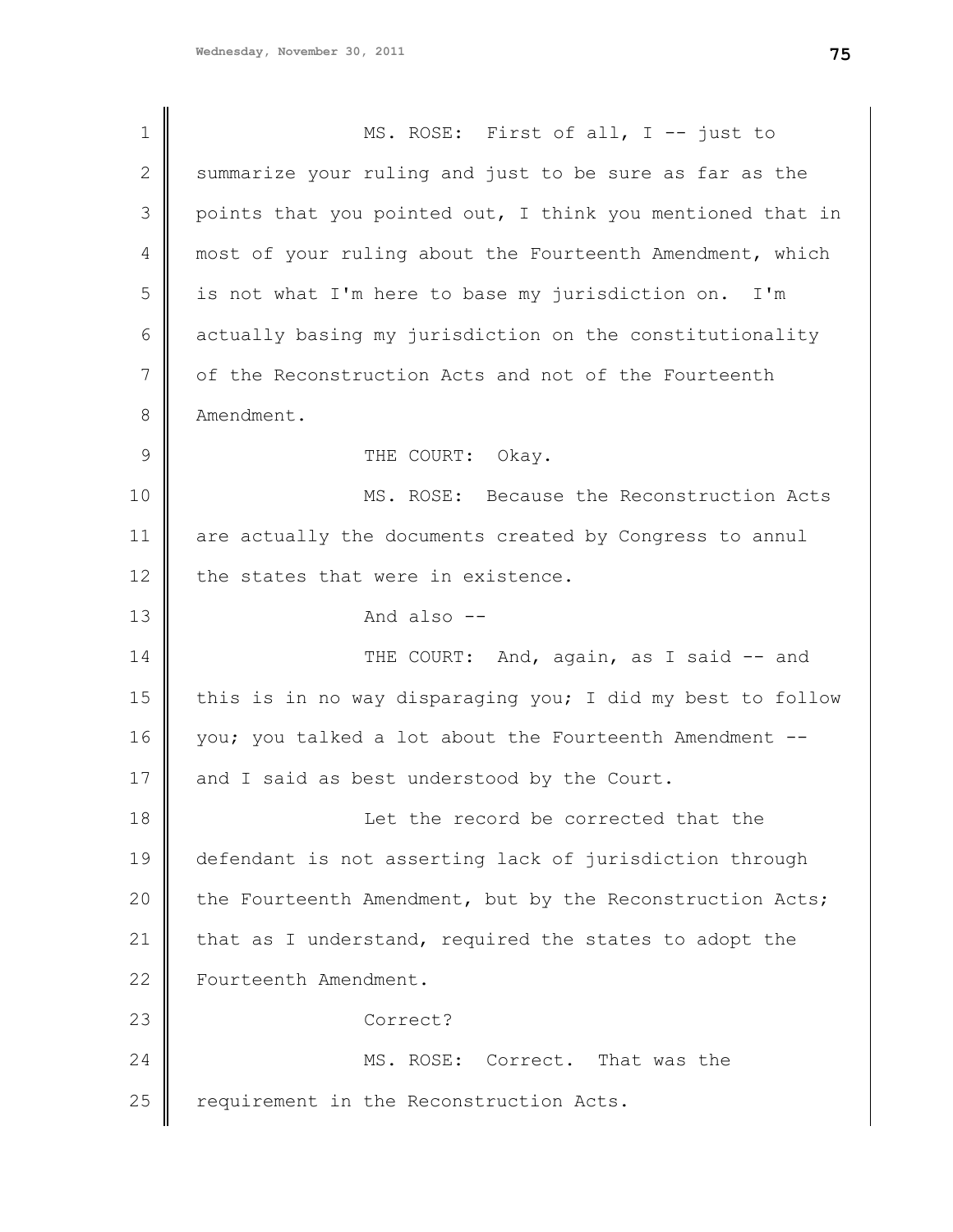MS. ROSE: First of all, I -- just to summarize your ruling and just to be sure as far as the points that you pointed out, I think you mentioned that in most of your ruling about the Fourteenth Amendment, which is not what I'm here to base my jurisdiction on. I'm actually basing my jurisdiction on the constitutionality of the Reconstruction Acts and not of the Fourteenth Amendment.

THE COURT: Okay.

MS. ROSE: Because the Reconstruction Acts are actually the documents created by Congress to annul the states that were in existence.

And also --

THE COURT: And, again, as I said -- and this is in no way disparaging you; I did my best to follow you; you talked a lot about the Fourteenth Amendment -- and I said as best understood by the Court.

Let the record be corrected that the defendant is not asserting lack of jurisdiction through the Fourteenth Amendment, but by the Reconstruction Acts; that as I understand, required the states to adopt the Fourteenth Amendment.

Correct?

MS. ROSE: Correct. That was the requirement in the Reconstruction Acts.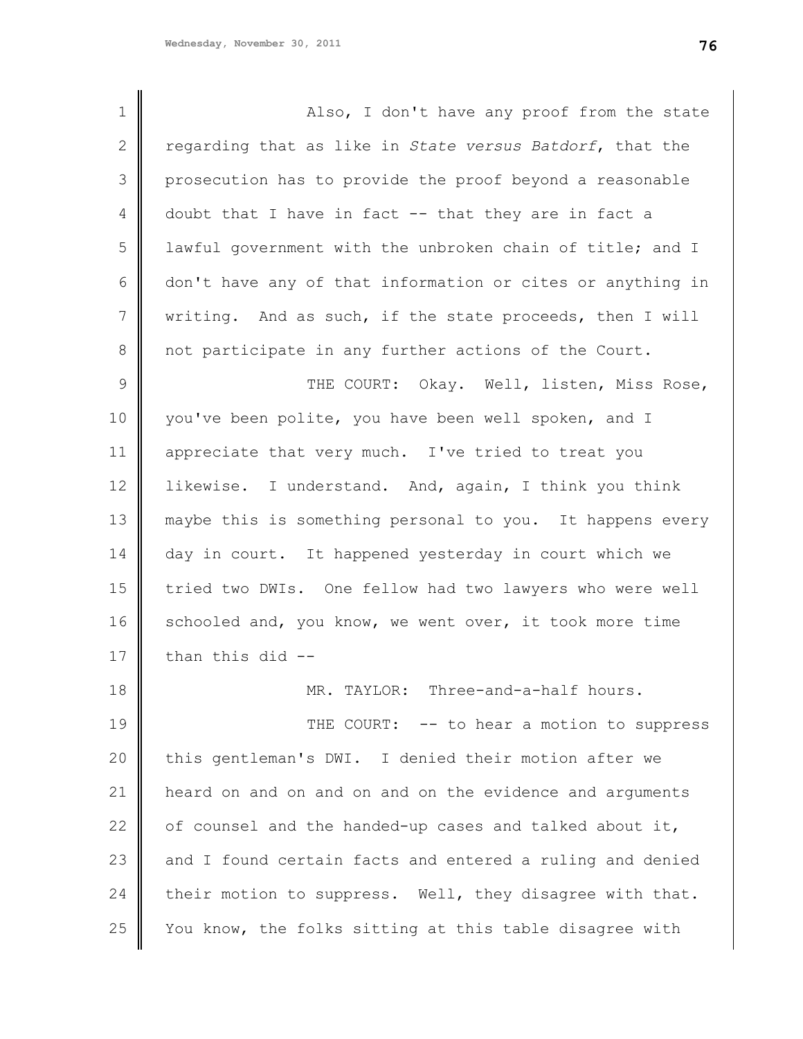Also, I don't have any proof from the state regarding that as like in *State versus Batdorf*, that the prosecution has to provide the proof beyond a reasonable doubt that I have in fact -- that they are in fact a lawful government with the unbroken chain of title; and I don't have any of that information or cites or anything in writing. And as such, if the state proceeds, then I will not participate in any further actions of the Court.

THE COURT: Okay. Well, listen, Miss Rose, you've been polite, you have been well spoken, and I appreciate that very much. I've tried to treat you likewise. I understand. And, again, I think you think maybe this is something personal to you. It happens every day in court. It happened yesterday in court which we tried two DWIs. One fellow had two lawyers who were well schooled and, you know, we went over, it took more time than this did --

MR. TAYLOR: Three-and-a-half hours.

THE COURT: -- to hear a motion to suppress this gentleman's DWI. I denied their motion after we heard on and on and on and on the evidence and arguments of counsel and the handed-up cases and talked about it, and I found certain facts and entered a ruling and denied their motion to suppress. Well, they disagree with that. You know, the folks sitting at this table disagree with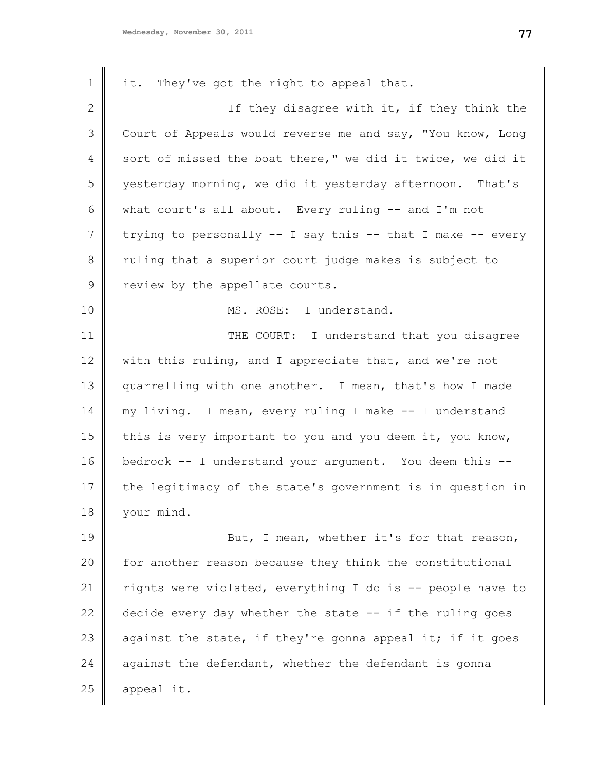it. They've got the right to appeal that.

If they disagree with it, if they think the Court of Appeals would reverse me and say, "You know, Long sort of missed the boat there," we did it twice, we did it yesterday morning, we did it yesterday afternoon. That's what court's all about. Every ruling -- and I'm not trying to personally -- I say this -- that I make -- every ruling that a superior court judge makes is subject to review by the appellate courts.

MS. ROSE: I understand.

THE COURT: I understand that you disagree with this ruling, and I appreciate that, and we're not quarrelling with one another. I mean, that's how I made my living. I mean, every ruling I make -- I understand this is very important to you and you deem it, you know, bedrock -- I understand your argument. You deem this -- the legitimacy of the state's government is in question in your mind.

But, I mean, whether it's for that reason, for another reason because they think the constitutional rights were violated, everything I do is -- people have to decide every day whether the state -- if the ruling goes against the state, if they're gonna appeal it; if it goes against the defendant, whether the defendant is gonna appeal it.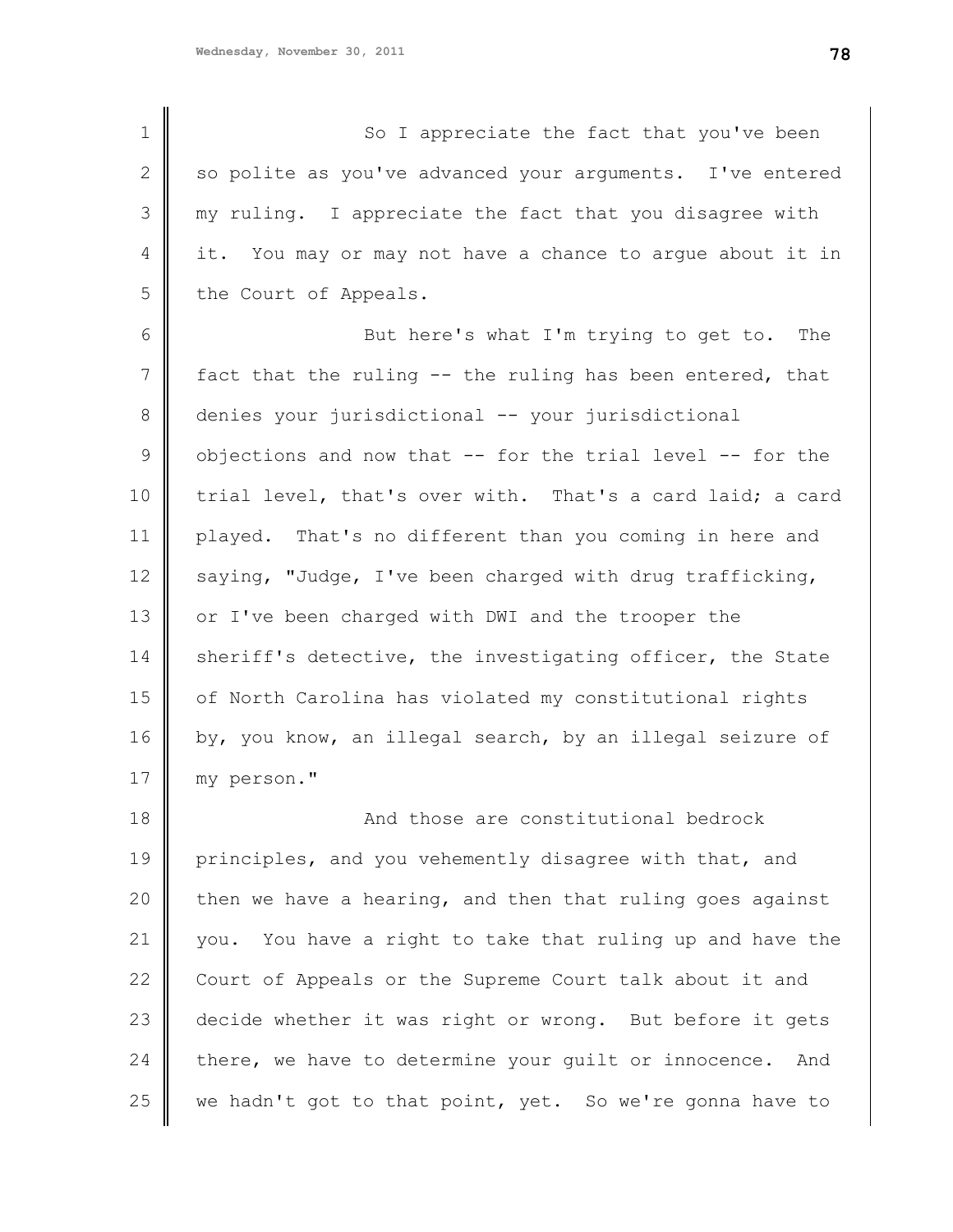So I appreciate the fact that you've been so polite as you've advanced your arguments. I've entered my ruling. I appreciate the fact that you disagree with it. You may or may not have a chance to argue about it in the Court of Appeals.

But here's what I'm trying to get to. The fact that the ruling -- the ruling has been entered, that denies your jurisdictional -- your jurisdictional objections and now that -- for the trial level -- for the trial level, that's over with. That's a card laid; a card played. That's no different than you coming in here and saying, "Judge, I've been charged with drug trafficking, or I've been charged with DWI and the trooper the sheriff's detective, the investigating officer, the State of North Carolina has violated my constitutional rights by, you know, an illegal search, by an illegal seizure of my person."

And those are constitutional bedrock principles, and you vehemently disagree with that, and then we have a hearing, and then that ruling goes against you. You have a right to take that ruling up and have the Court of Appeals or the Supreme Court talk about it and decide whether it was right or wrong. But before it gets there, we have to determine your guilt or innocence. And we hadn't got to that point, yet. So we're gonna have to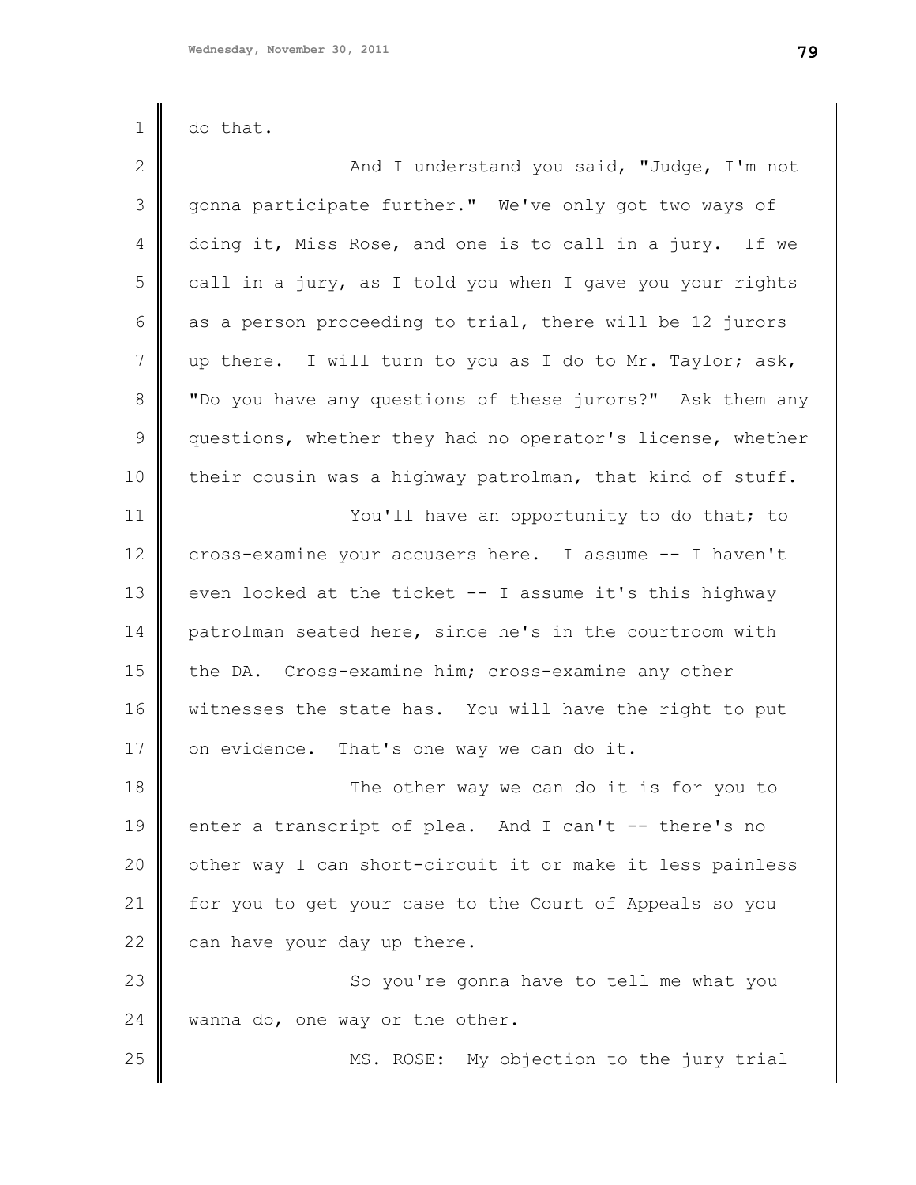do that.

And I understand you said, "Judge, I'm not gonna participate further." We've only got two ways of doing it, Miss Rose, and one is to call in a jury. If we call in a jury, as I told you when I gave you your rights as a person proceeding to trial, there will be 12 jurors up there. I will turn to you as I do to Mr. Taylor; ask, "Do you have any questions of these jurors?" Ask them any questions, whether they had no operator's license, whether their cousin was a highway patrolman, that kind of stuff.

You'll have an opportunity to do that; to cross-examine your accusers here. I assume -- I haven't even looked at the ticket -- I assume it's this highway patrolman seated here, since he's in the courtroom with the DA. Cross-examine him; cross-examine any other witnesses the state has. You will have the right to put on evidence. That's one way we can do it.

The other way we can do it is for you to enter a transcript of plea. And I can't -- there's no other way I can short-circuit it or make it less painless for you to get your case to the Court of Appeals so you can have your day up there.

So you're gonna have to tell me what you wanna do, one way or the other.

MS. ROSE: My objection to the jury trial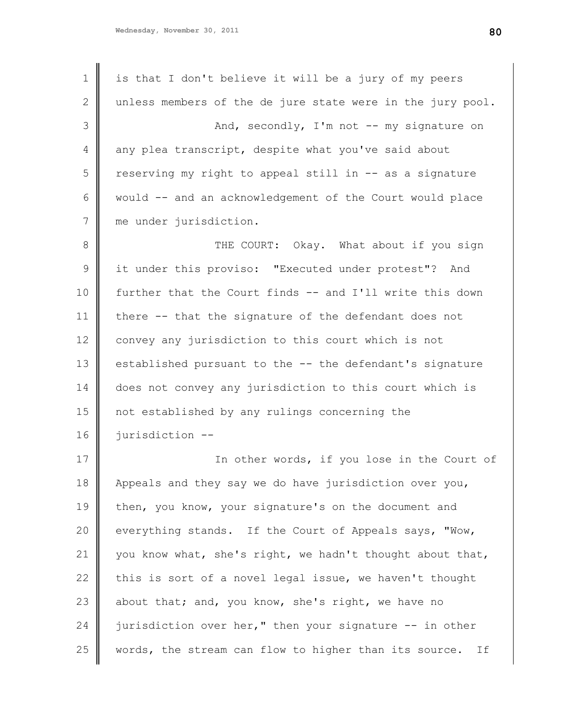is that I don't believe it will be a jury of my peers unless members of the de jure state were in the jury pool.

And, secondly, I'm not -- my signature on any plea transcript, despite what you've said about reserving my right to appeal still in -- as a signature would -- and an acknowledgement of the Court would place me under jurisdiction.

THE COURT: Okay. What about if you sign it under this proviso: "Executed under protest"? And further that the Court finds -- and I'll write this down there -- that the signature of the defendant does not convey any jurisdiction to this court which is not established pursuant to the -- the defendant's signature does not convey any jurisdiction to this court which is not established by any rulings concerning the jurisdiction --

In other words, if you lose in the Court of Appeals and they say we do have jurisdiction over you, then, you know, your signature's on the document and everything stands. If the Court of Appeals says, "Wow, you know what, she's right, we hadn't thought about that, this is sort of a novel legal issue, we haven't thought about that; and, you know, she's right, we have no jurisdiction over her," then your signature -- in other words, the stream can flow to higher than its source. If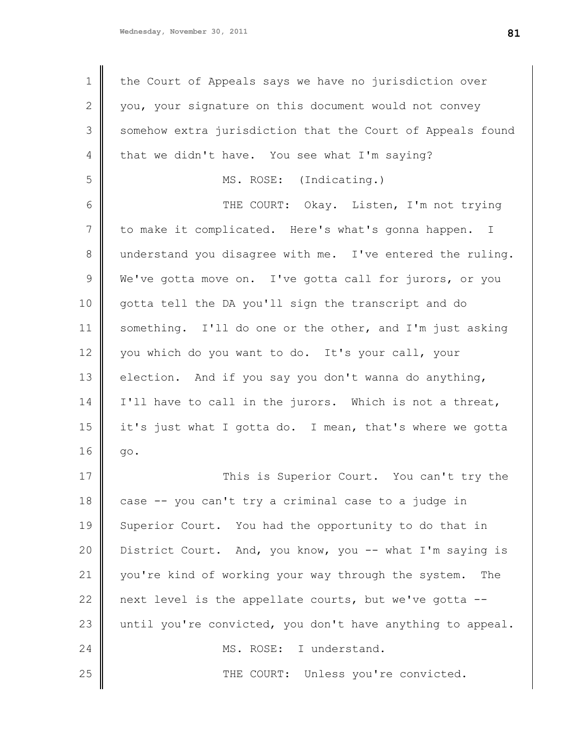the Court of Appeals says we have no jurisdiction over you, your signature on this document would not convey somehow extra jurisdiction that the Court of Appeals found that we didn't have. You see what I'm saying?

MS. ROSE: (Indicating.)

THE COURT: Okay. Listen, I'm not trying to make it complicated. Here's what's gonna happen. I understand you disagree with me. I've entered the ruling. We've gotta move on. I've gotta call for jurors, or you gotta tell the DA you'll sign the transcript and do something. I'll do one or the other, and I'm just asking you which do you want to do. It's your call, your election. And if you say you don't wanna do anything, I'll have to call in the jurors. Which is not a threat, it's just what I gotta do. I mean, that's where we gotta go.

This is Superior Court. You can't try the case -- you can't try a criminal case to a judge in Superior Court. You had the opportunity to do that in District Court. And, you know, you -- what I'm saying is you're kind of working your way through the system. The next level is the appellate courts, but we've gotta -- until you're convicted, you don't have anything to appeal.

MS. ROSE: I understand.

THE COURT: Unless you're convicted.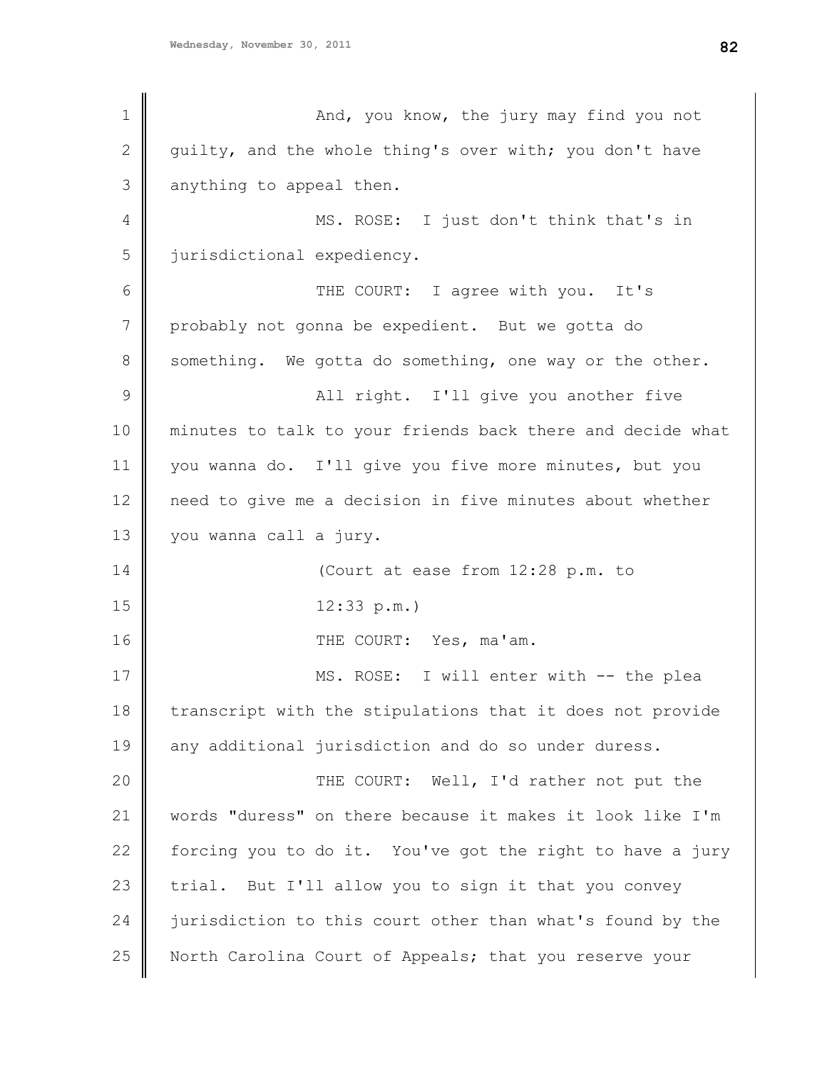And, you know, the jury may find you not guilty, and the whole thing's over with; you don't have anything to appeal then.

MS. ROSE: I just don't think that's in jurisdictional expediency.

THE COURT: I agree with you. It's probably not gonna be expedient. But we gotta do something. We gotta do something, one way or the other.

All right. I'll give you another five minutes to talk to your friends back there and decide what you wanna do. I'll give you five more minutes, but you need to give me a decision in five minutes about whether you wanna call a jury.

(Court at ease from 12:28 p.m. to 12:33 p.m.)

THE COURT: Yes, ma'am.

MS. ROSE: I will enter with -- the plea transcript with the stipulations that it does not provide any additional jurisdiction and do so under duress.

THE COURT: Well, I'd rather not put the words "duress" on there because it makes it look like I'm forcing you to do it. You've got the right to have a jury trial. But I'll allow you to sign it that you convey jurisdiction to this court other than what's found by the North Carolina Court of Appeals; that you reserve your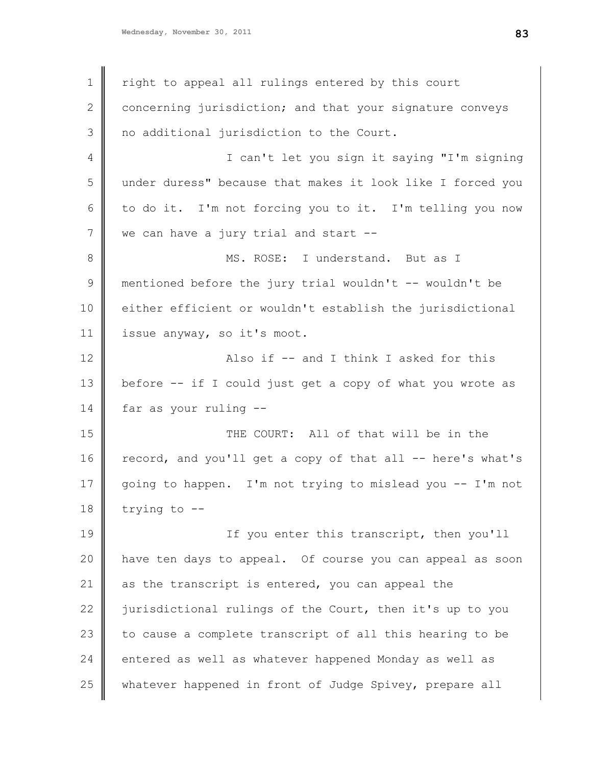right to appeal all rulings entered by this court concerning jurisdiction; and that your signature conveys no additional jurisdiction to the Court.

I can't let you sign it saying "I'm signing under duress" because that makes it look like I forced you to do it. I'm not forcing you to it. I'm telling you now we can have a jury trial and start --

MS. ROSE: I understand. But as I mentioned before the jury trial wouldn't -- wouldn't be either efficient or wouldn't establish the jurisdictional issue anyway, so it's moot.

Also if -- and I think I asked for this before -- if I could just get a copy of what you wrote as far as your ruling --

THE COURT: All of that will be in the record, and you'll get a copy of that all -- here's what's going to happen. I'm not trying to mislead you -- I'm not trying to --

If you enter this transcript, then you'll have ten days to appeal. Of course you can appeal as soon as the transcript is entered, you can appeal the jurisdictional rulings of the Court, then it's up to you to cause a complete transcript of all this hearing to be entered as well as whatever happened Monday as well as whatever happened in front of Judge Spivey, prepare all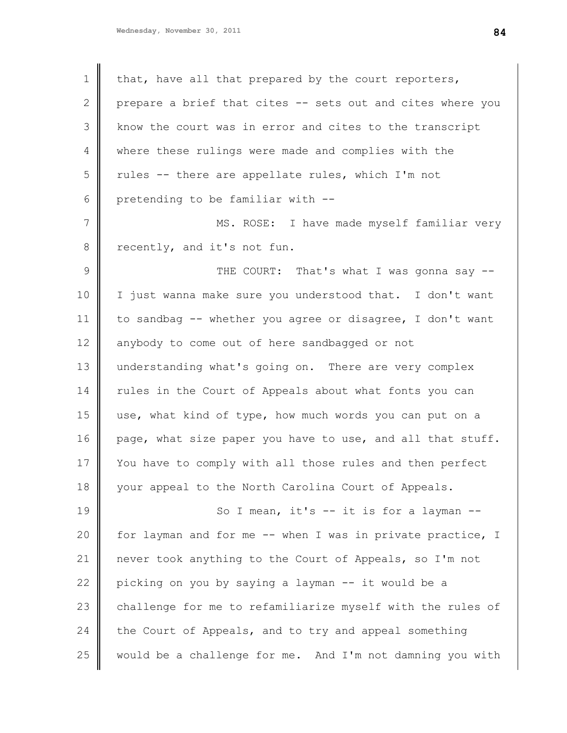that, have all that prepared by the court reporters, prepare a brief that cites -- sets out and cites where you know the court was in error and cites to the transcript where these rulings were made and complies with the rules -- there are appellate rules, which I'm not pretending to be familiar with --

MS. ROSE: I have made myself familiar very recently, and it's not fun.

THE COURT: That's what I was gonna say -- I just wanna make sure you understood that. I don't want to sandbag -- whether you agree or disagree, I don't want anybody to come out of here sandbagged or not understanding what's going on. There are very complex rules in the Court of Appeals about what fonts you can use, what kind of type, how much words you can put on a page, what size paper you have to use, and all that stuff. You have to comply with all those rules and then perfect your appeal to the North Carolina Court of Appeals.

So I mean, it's -- it is for a layman -- for layman and for me -- when I was in private practice, I never took anything to the Court of Appeals, so I'm not picking on you by saying a layman -- it would be a challenge for me to refamiliarize myself with the rules of the Court of Appeals, and to try and appeal something would be a challenge for me. And I'm not damning you with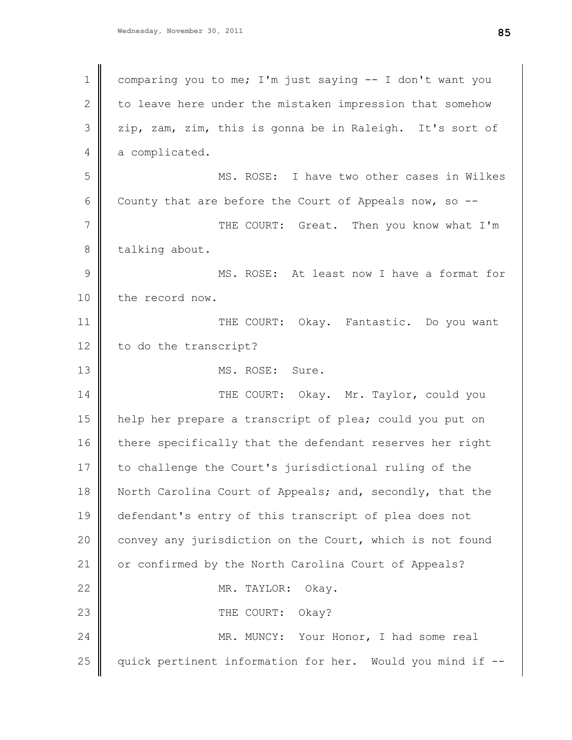comparing you to me; I'm just saying -- I don't want you to leave here under the mistaken impression that somehow zip, zam, zim, this is gonna be in Raleigh. It's sort of a complicated.

MS. ROSE: I have two other cases in Wilkes County that are before the Court of Appeals now, so --

THE COURT: Great. Then you know what I'm talking about.

MS. ROSE: At least now I have a format for the record now.

THE COURT: Okay. Fantastic. Do you want to do the transcript?

MS. ROSE: Sure.

THE COURT: Okay. Mr. Taylor, could you help her prepare a transcript of plea; could you put on there specifically that the defendant reserves her right to challenge the Court's jurisdictional ruling of the North Carolina Court of Appeals; and, secondly, that the defendant's entry of this transcript of plea does not convey any jurisdiction on the Court, which is not found or confirmed by the North Carolina Court of Appeals?

MR. TAYLOR: Okay.

THE COURT: Okay?

MR. MUNCY: Your Honor, I had some real quick pertinent information for her. Would you mind if --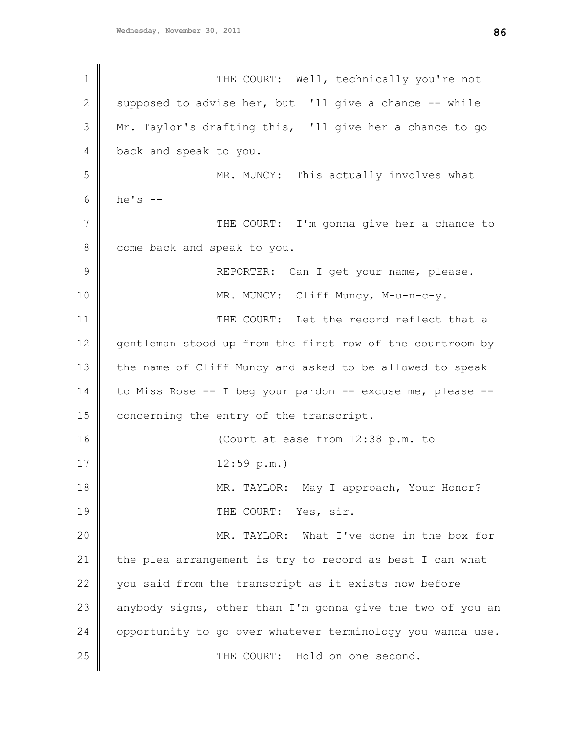1 THE COURT: Well, technically you're not
2 supposed to advise her, but I'll give a chance -- while
3 Mr. Taylor's drafting this, I'll give her a chance to go
4 back and speak to you.
5 MR. MUNCY: This actually involves what
6 he's --
7 THE COURT: I'm gonna give her a chance to
8 come back and speak to you.
9 REPORTER: Can I get your name, please.
10 MR. MUNCY: Cliff Muncy, M-u-n-c-y.
11 THE COURT: Let the record reflect that a
12 gentleman stood up from the first row of the courtroom by
13 the name of Cliff Muncy and asked to be allowed to speak
14 to Miss Rose -- I beg your pardon -- excuse me, please --
15 concerning the entry of the transcript.
16 (Court at ease from 12:38 p.m. to
17 12:59 p.m.)
18 MR. TAYLOR: May I approach, Your Honor?
19 THE COURT: Yes, sir.
20 MR. TAYLOR: What I've done in the box for
21 the plea arrangement is try to record as best I can what
22 you said from the transcript as it exists now before
23 anybody signs, other than I'm gonna give the two of you an
24 opportunity to go over whatever terminology you wanna use.
25 THE COURT: Hold on one second.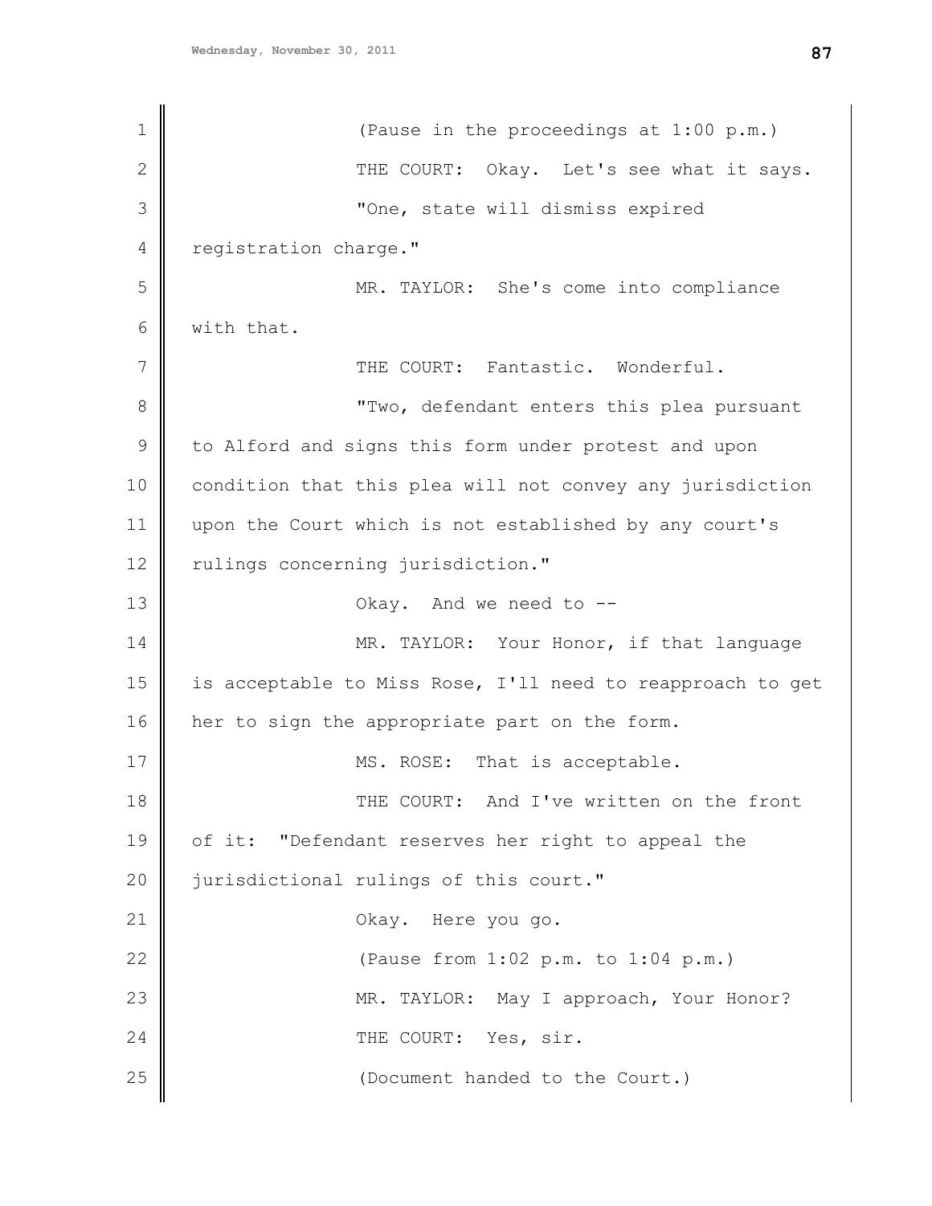(Pause in the proceedings at 1:00 p.m.)

THE COURT: Okay. Let's see what it says.

"One, state will dismiss expired registration charge."

MR. TAYLOR: She's come into compliance with that.

THE COURT: Fantastic. Wonderful.

"Two, defendant enters this plea pursuant to Alford and signs this form under protest and upon condition that this plea will not convey any jurisdiction upon the Court which is not established by any court's rulings concerning jurisdiction."

Okay. And we need to --

MR. TAYLOR: Your Honor, if that language is acceptable to Miss Rose, I'll need to reapproach to get her to sign the appropriate part on the form.

MS. ROSE: That is acceptable.

THE COURT: And I've written on the front of it: "Defendant reserves her right to appeal the jurisdictional rulings of this court."

Okay. Here you go.

(Pause from 1:02 p.m. to 1:04 p.m.)

MR. TAYLOR: May I approach, Your Honor?

THE COURT: Yes, sir.

(Document handed to the Court.)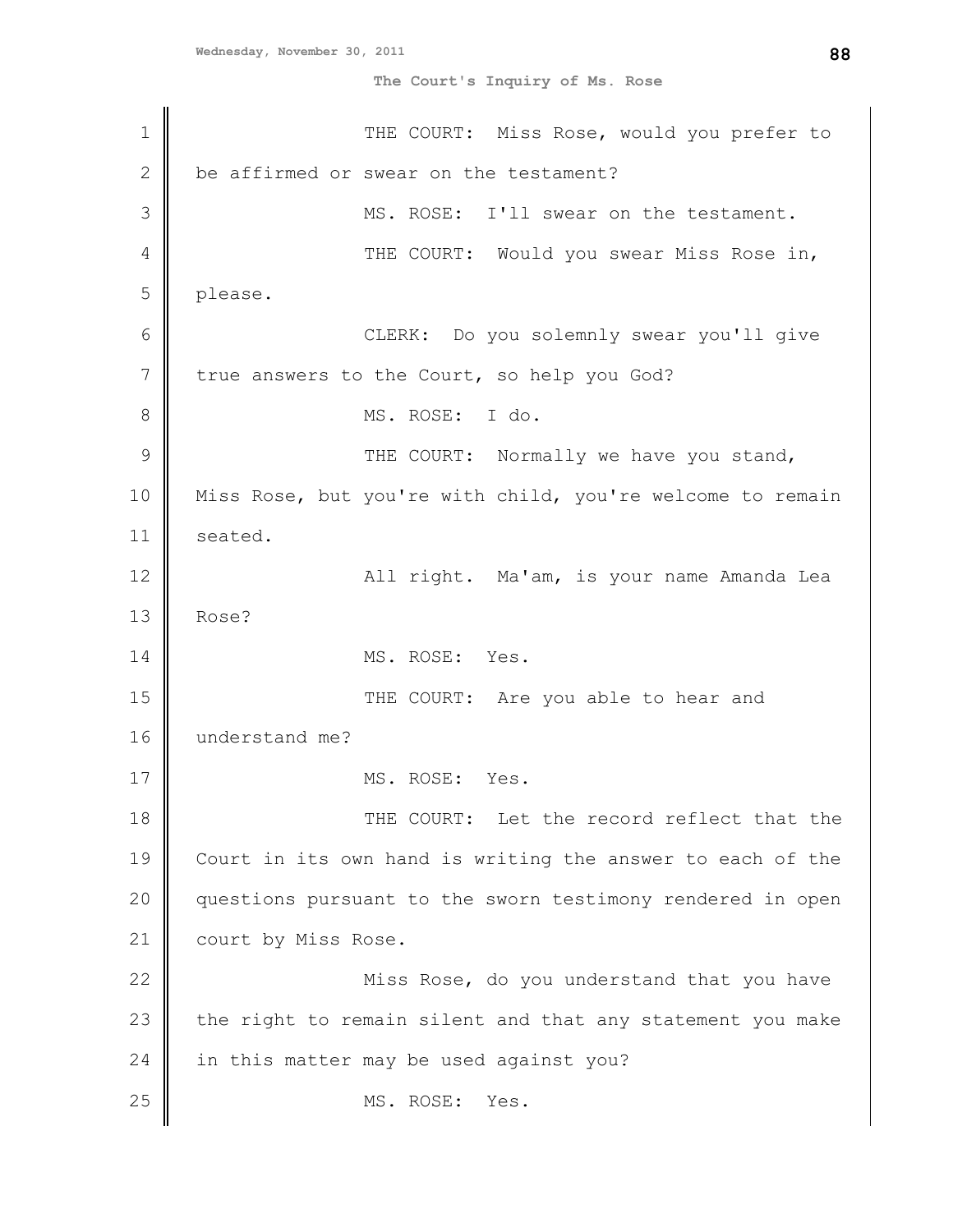The Court's Inquiry of Ms. Rose

THE COURT: Miss Rose, would you prefer to be affirmed or swear on the testament?

MS. ROSE: I'll swear on the testament.

THE COURT: Would you swear Miss Rose in, please.

CLERK: Do you solemnly swear you'll give true answers to the Court, so help you God?

MS. ROSE: I do.

THE COURT: Normally we have you stand, Miss Rose, but you're with child, you're welcome to remain seated.

All right. Ma'am, is your name Amanda Lea Rose?

MS. ROSE: Yes.

THE COURT: Are you able to hear and understand me?

MS. ROSE: Yes.

THE COURT: Let the record reflect that the Court in its own hand is writing the answer to each of the questions pursuant to the sworn testimony rendered in open court by Miss Rose.

Miss Rose, do you understand that you have the right to remain silent and that any statement you make in this matter may be used against you?

MS. ROSE: Yes.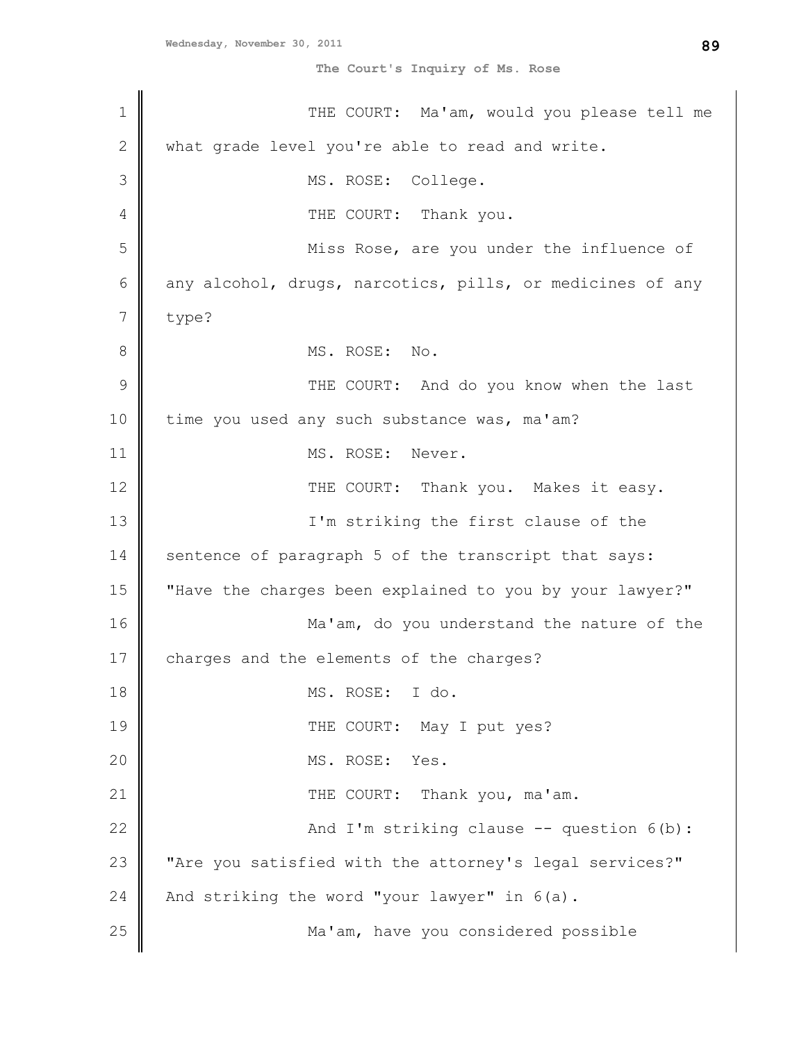THE COURT: Ma'am, would you please tell me what grade level you're able to read and write.

MS. ROSE: College.

THE COURT: Thank you.

Miss Rose, are you under the influence of any alcohol, drugs, narcotics, pills, or medicines of any type?

MS. ROSE: No.

THE COURT: And do you know when the last time you used any such substance was, ma'am?

MS. ROSE: Never.

THE COURT: Thank you. Makes it easy.

I'm striking the first clause of the sentence of paragraph 5 of the transcript that says: "Have the charges been explained to you by your lawyer?"

Ma'am, do you understand the nature of the charges and the elements of the charges?

MS. ROSE: I do.

THE COURT: May I put yes?

MS. ROSE: Yes.

THE COURT: Thank you, ma'am.

And I'm striking clause -- question 6(b): "Are you satisfied with the attorney's legal services?" And striking the word "your lawyer" in 6(a).

Ma'am, have you considered possible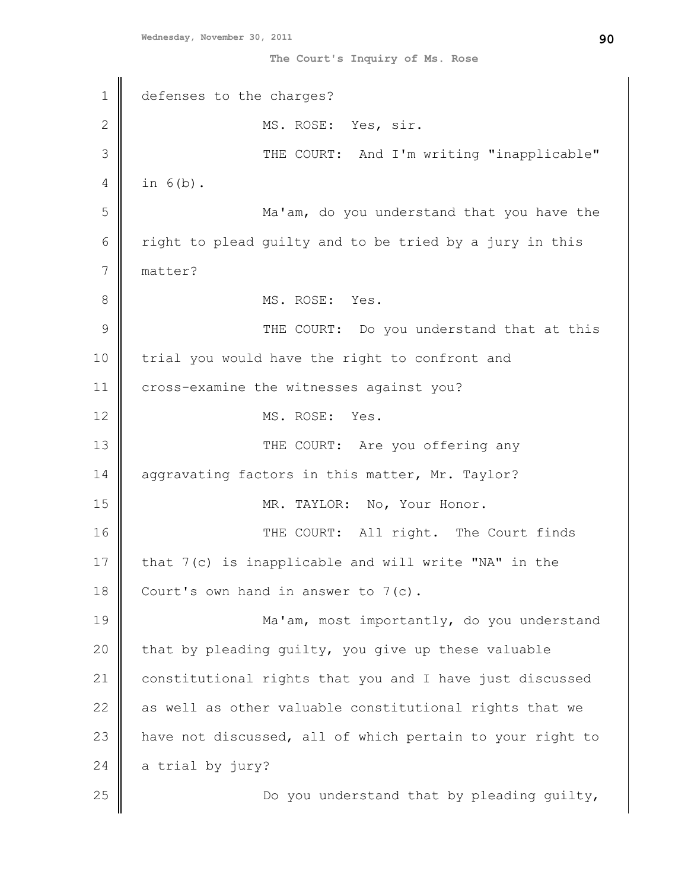defenses to the charges?

MS. ROSE: Yes, sir.

THE COURT: And I'm writing "inapplicable" in 6(b).

Ma'am, do you understand that you have the right to plead guilty and to be tried by a jury in this matter?

MS. ROSE: Yes.

THE COURT: Do you understand that at this trial you would have the right to confront and cross-examine the witnesses against you?

MS. ROSE: Yes.

THE COURT: Are you offering any aggravating factors in this matter, Mr. Taylor?

MR. TAYLOR: No, Your Honor.

THE COURT: All right. The Court finds that 7(c) is inapplicable and will write "NA" in the Court's own hand in answer to 7(c).

Ma'am, most importantly, do you understand that by pleading guilty, you give up these valuable constitutional rights that you and I have just discussed as well as other valuable constitutional rights that we have not discussed, all of which pertain to your right to a trial by jury?

Do you understand that by pleading guilty,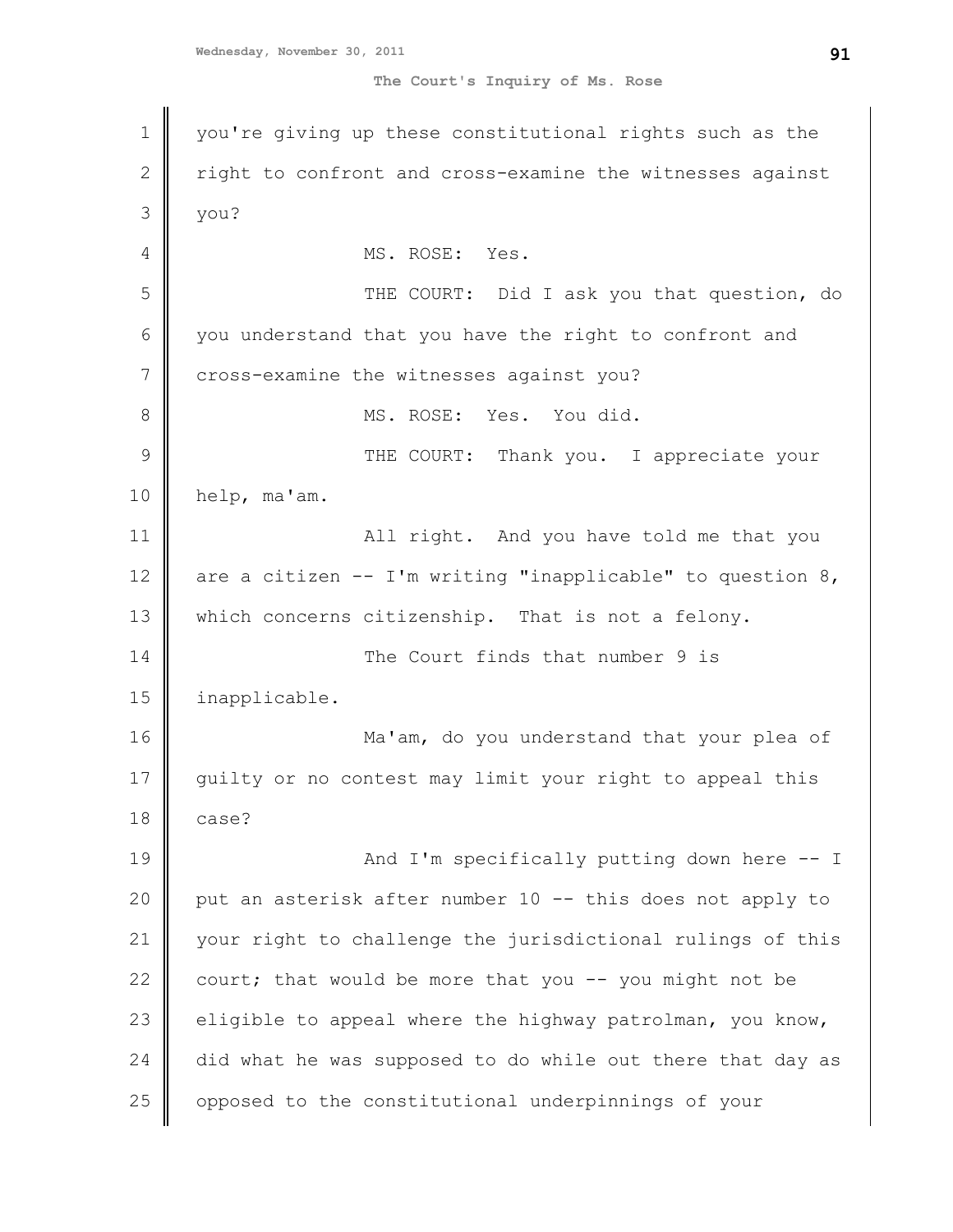you're giving up these constitutional rights such as the right to confront and cross-examine the witnesses against you?

MS. ROSE: Yes.

THE COURT: Did I ask you that question, do you understand that you have the right to confront and cross-examine the witnesses against you?

MS. ROSE: Yes. You did.

THE COURT: Thank you. I appreciate your help, ma'am.

All right. And you have told me that you are a citizen -- I'm writing "inapplicable" to question 8, which concerns citizenship. That is not a felony.

The Court finds that number 9 is inapplicable.

Ma'am, do you understand that your plea of guilty or no contest may limit your right to appeal this case?

And I'm specifically putting down here -- I put an asterisk after number 10 -- this does not apply to your right to challenge the jurisdictional rulings of this court; that would be more that you -- you might not be eligible to appeal where the highway patrolman, you know, did what he was supposed to do while out there that day as opposed to the constitutional underpinnings of your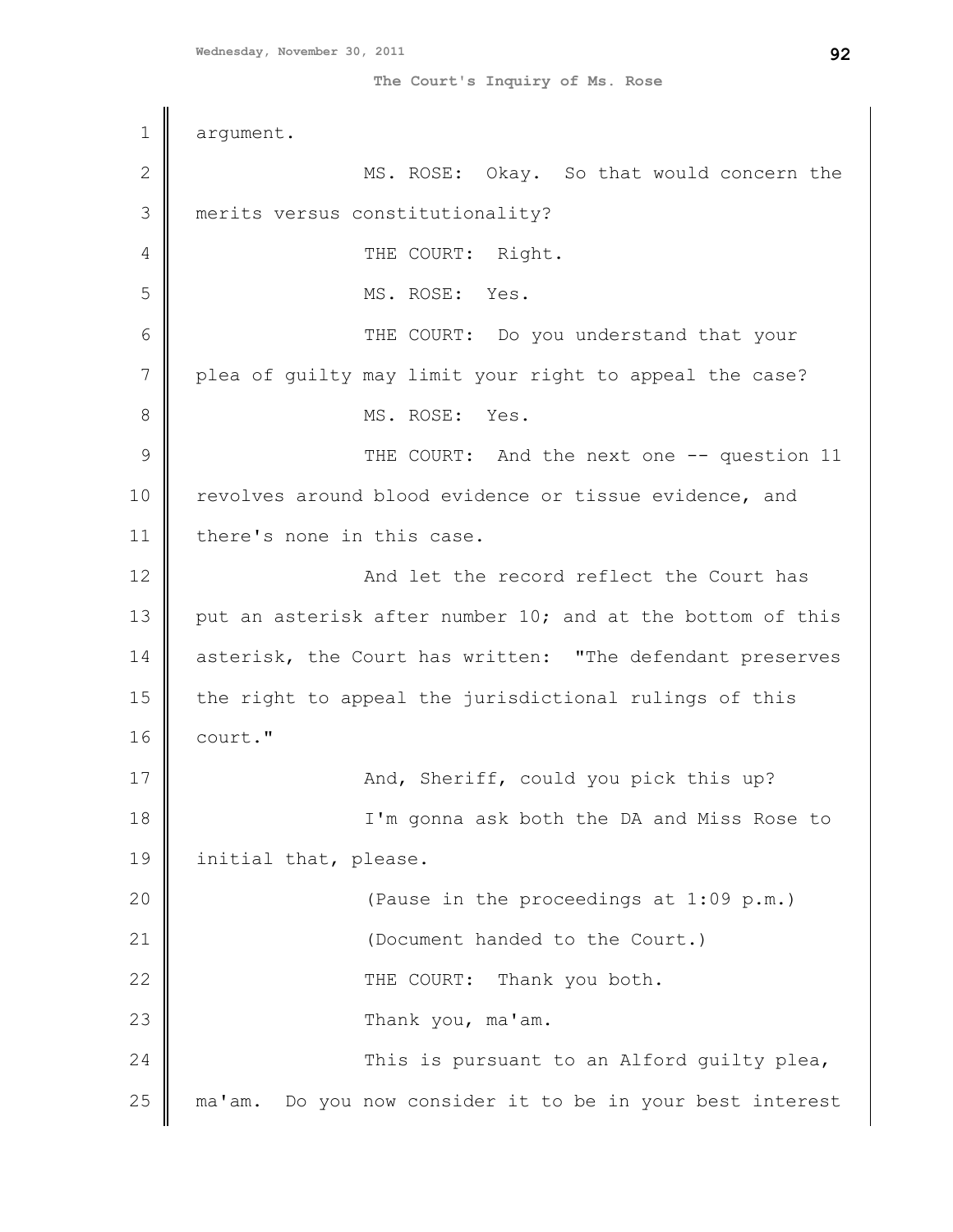argument.

MS. ROSE: Okay. So that would concern the merits versus constitutionality?

THE COURT: Right.

MS. ROSE: Yes.

THE COURT: Do you understand that your plea of guilty may limit your right to appeal the case?

MS. ROSE: Yes.

THE COURT: And the next one -- question 11 revolves around blood evidence or tissue evidence, and there's none in this case.

And let the record reflect the Court has put an asterisk after number 10; and at the bottom of this asterisk, the Court has written: "The defendant preserves the right to appeal the jurisdictional rulings of this court."

And, Sheriff, could you pick this up?

I'm gonna ask both the DA and Miss Rose to initial that, please.

(Pause in the proceedings at 1:09 p.m.)

(Document handed to the Court.)

THE COURT: Thank you both.

Thank you, ma'am.

This is pursuant to an Alford guilty plea, ma'am. Do you now consider it to be in your best interest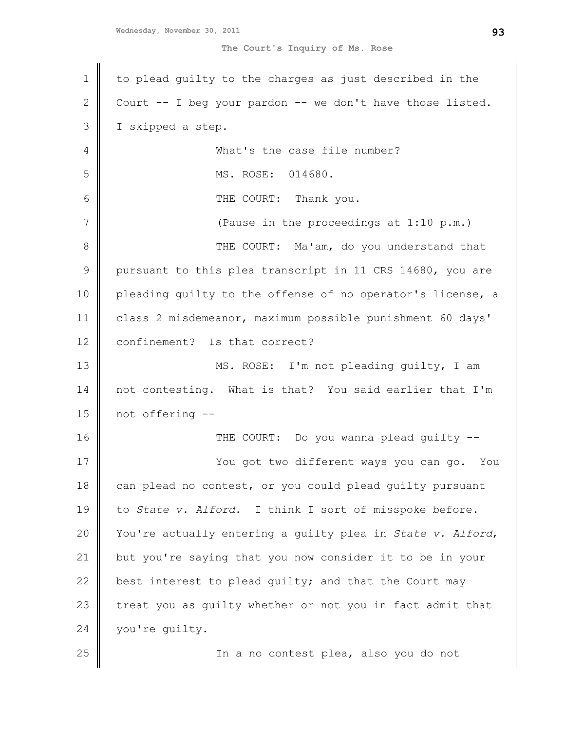to plead guilty to the charges as just described in the Court -- I beg your pardon -- we don't have those listed. I skipped a step.

What's the case file number?

MS. ROSE: 014680.

THE COURT: Thank you.

(Pause in the proceedings at 1:10 p.m.)

THE COURT: Ma'am, do you understand that pursuant to this plea transcript in 11 CRS 14680, you are pleading guilty to the offense of no operator's license, a class 2 misdemeanor, maximum possible punishment 60 days' confinement? Is that correct?

MS. ROSE: I'm not pleading guilty, I am not contesting. What is that? You said earlier that I'm not offering --

THE COURT: Do you wanna plead guilty --

You got two different ways you can go. You can plead no contest, or you could plead guilty pursuant to *State v. Alford*. I think I sort of misspoke before. You're actually entering a guilty plea in *State v. Alford*, but you're saying that you now consider it to be in your best interest to plead guilty; and that the Court may treat you as guilty whether or not you in fact admit that you're guilty.

In a no contest plea, also you do not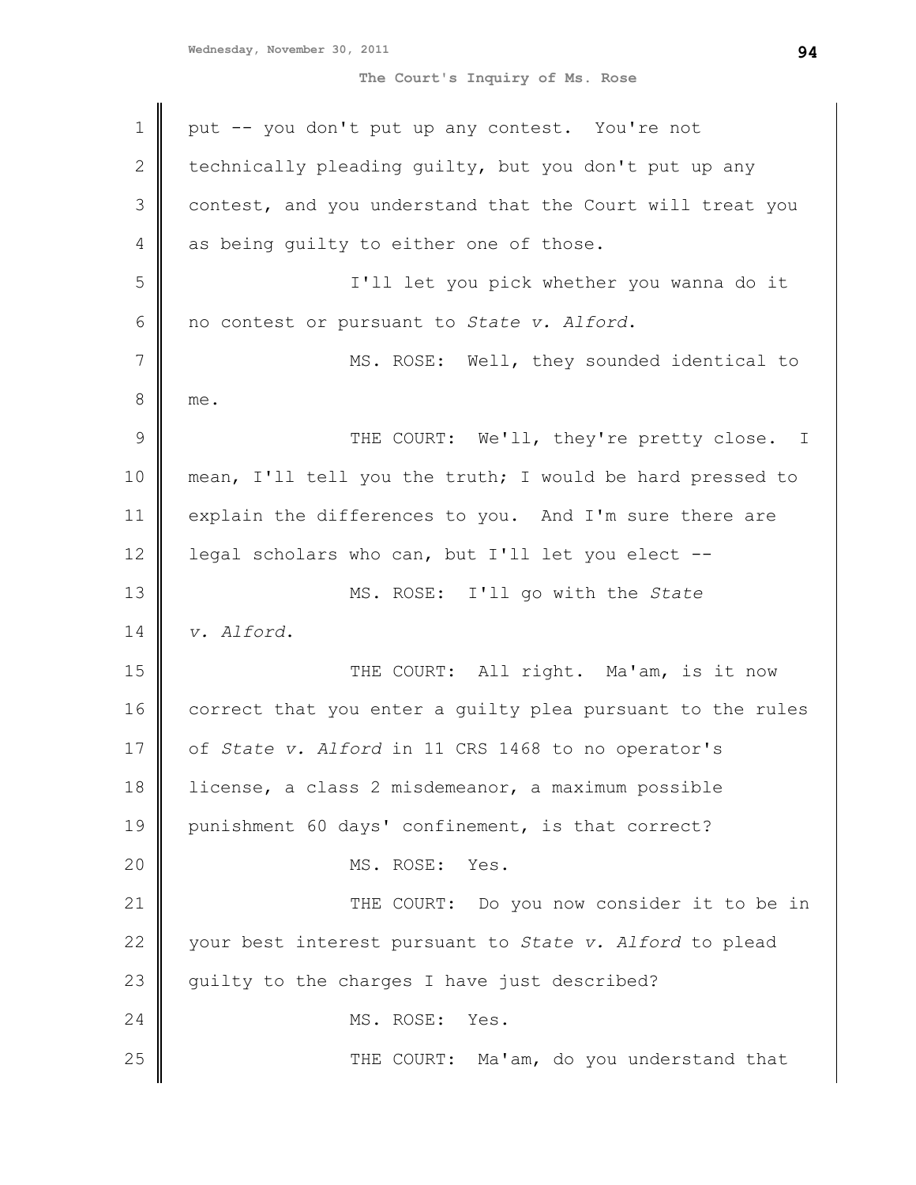put -- you don't put up any contest. You're not technically pleading guilty, but you don't put up any contest, and you understand that the Court will treat you as being guilty to either one of those.

I'll let you pick whether you wanna do it no contest or pursuant to *State v. Alford*.

MS. ROSE: Well, they sounded identical to me.

THE COURT: We'll, they're pretty close. I mean, I'll tell you the truth; I would be hard pressed to explain the differences to you. And I'm sure there are legal scholars who can, but I'll let you elect --

MS. ROSE: I'll go with the *State v. Alford*.

THE COURT: All right. Ma'am, is it now correct that you enter a guilty plea pursuant to the rules of *State v. Alford* in 11 CRS 1468 to no operator's license, a class 2 misdemeanor, a maximum possible punishment 60 days' confinement, is that correct?

MS. ROSE: Yes.

THE COURT: Do you now consider it to be in your best interest pursuant to *State v. Alford* to plead guilty to the charges I have just described?

MS. ROSE: Yes.

THE COURT: Ma'am, do you understand that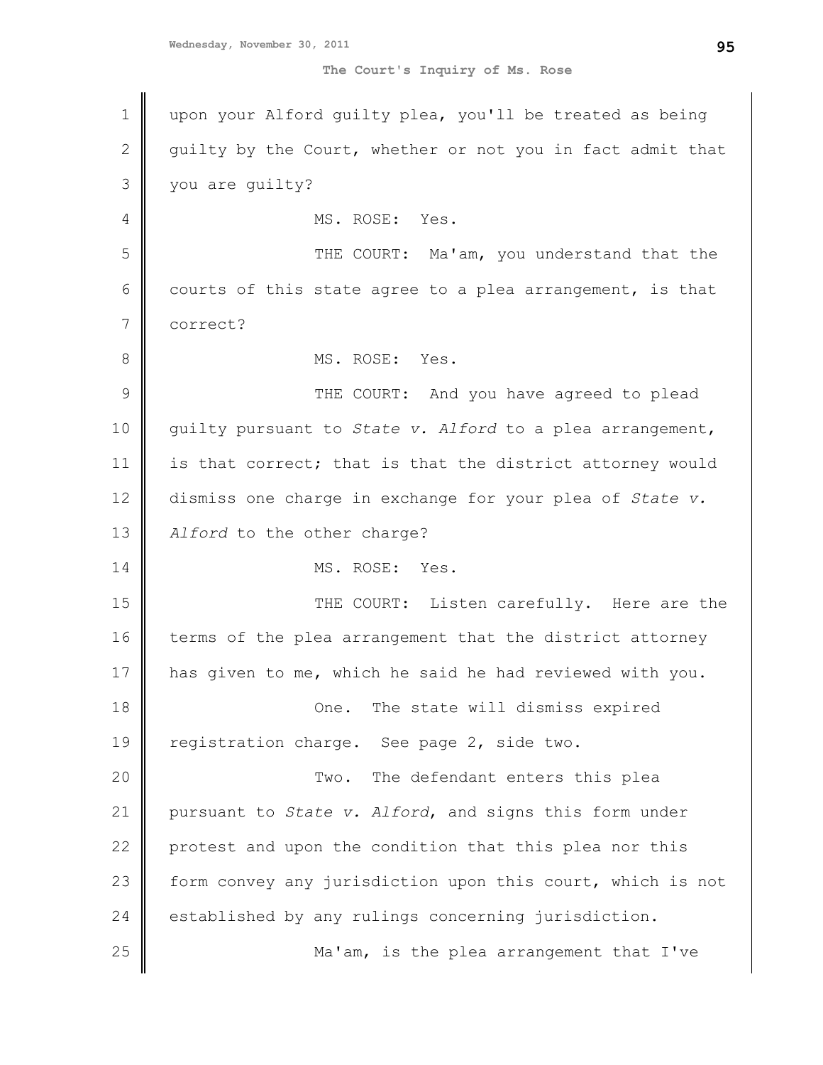upon your Alford guilty plea, you'll be treated as being guilty by the Court, whether or not you in fact admit that you are guilty?

MS. ROSE: Yes.

THE COURT: Ma'am, you understand that the courts of this state agree to a plea arrangement, is that correct?

MS. ROSE: Yes.

THE COURT: And you have agreed to plead guilty pursuant to *State v. Alford* to a plea arrangement, is that correct; that is that the district attorney would dismiss one charge in exchange for your plea of *State v. Alford* to the other charge?

MS. ROSE: Yes.

THE COURT: Listen carefully. Here are the terms of the plea arrangement that the district attorney has given to me, which he said he had reviewed with you.

One. The state will dismiss expired registration charge. See page 2, side two.

Two. The defendant enters this plea pursuant to *State v. Alford*, and signs this form under protest and upon the condition that this plea nor this form convey any jurisdiction upon this court, which is not established by any rulings concerning jurisdiction.

Ma'am, is the plea arrangement that I've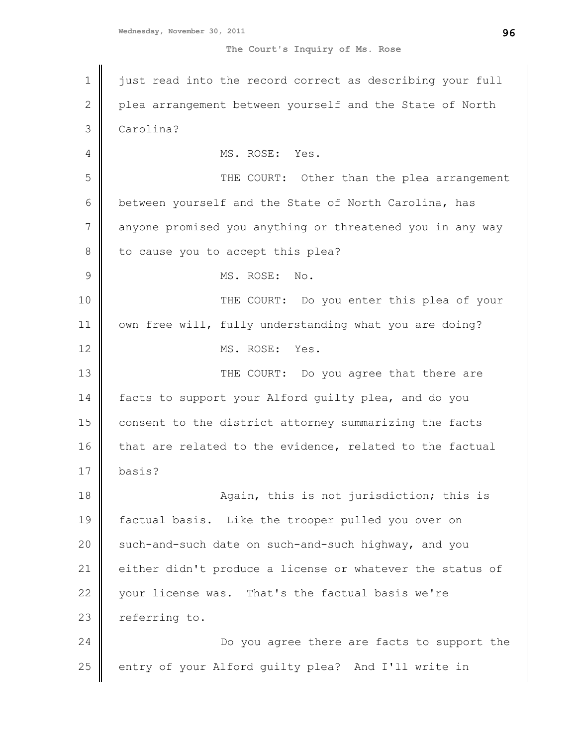just read into the record correct as describing your full plea arrangement between yourself and the State of North Carolina?

MS. ROSE: Yes.

THE COURT: Other than the plea arrangement between yourself and the State of North Carolina, has anyone promised you anything or threatened you in any way to cause you to accept this plea?

MS. ROSE: No.

THE COURT: Do you enter this plea of your own free will, fully understanding what you are doing?

MS. ROSE: Yes.

THE COURT: Do you agree that there are facts to support your Alford guilty plea, and do you consent to the district attorney summarizing the facts that are related to the evidence, related to the factual basis?

Again, this is not jurisdiction; this is factual basis. Like the trooper pulled you over on such-and-such date on such-and-such highway, and you either didn't produce a license or whatever the status of your license was. That's the factual basis we're referring to.

Do you agree there are facts to support the entry of your Alford guilty plea? And I'll write in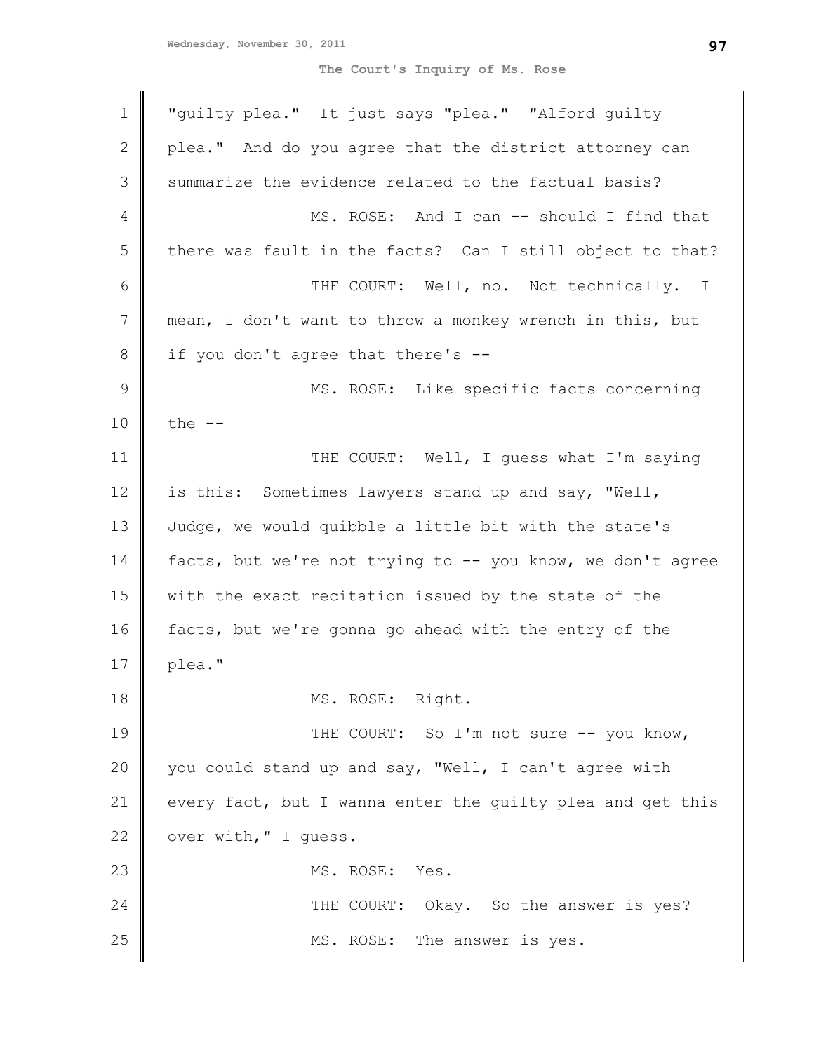"guilty plea." It just says "plea." "Alford guilty plea." And do you agree that the district attorney can summarize the evidence related to the factual basis?

MS. ROSE: And I can -- should I find that there was fault in the facts? Can I still object to that?

THE COURT: Well, no. Not technically. I mean, I don't want to throw a monkey wrench in this, but if you don't agree that there's --

MS. ROSE: Like specific facts concerning the --

THE COURT: Well, I guess what I'm saying is this: Sometimes lawyers stand up and say, "Well, Judge, we would quibble a little bit with the state's facts, but we're not trying to -- you know, we don't agree with the exact recitation issued by the state of the facts, but we're gonna go ahead with the entry of the plea."

MS. ROSE: Right.

THE COURT: So I'm not sure -- you know, you could stand up and say, "Well, I can't agree with every fact, but I wanna enter the guilty plea and get this over with," I guess.

MS. ROSE: Yes.

THE COURT: Okay. So the answer is yes?

MS. ROSE: The answer is yes.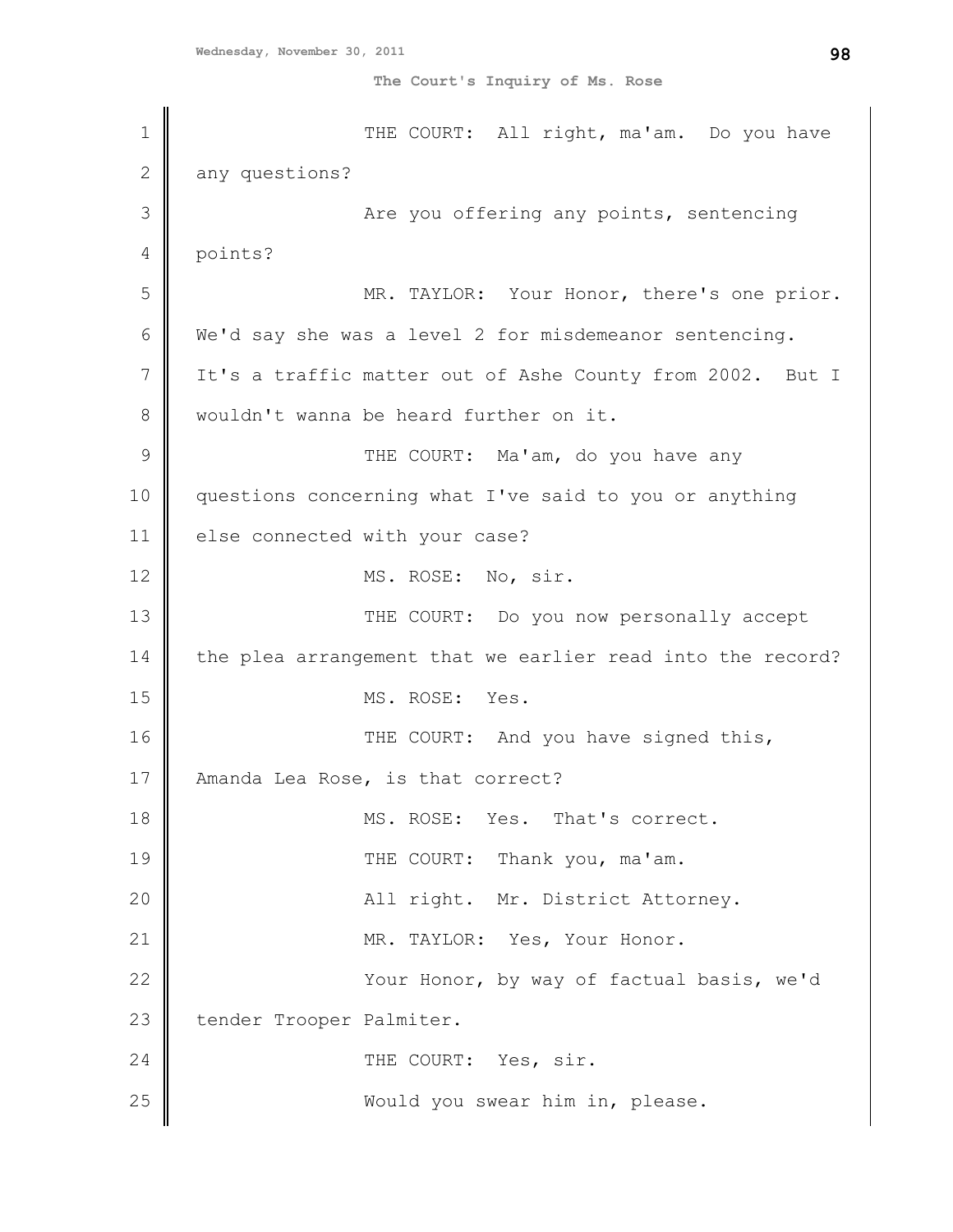THE COURT: All right, ma'am. Do you have any questions?

Are you offering any points, sentencing points?

MR. TAYLOR: Your Honor, there's one prior. We'd say she was a level 2 for misdemeanor sentencing. It's a traffic matter out of Ashe County from 2002. But I wouldn't wanna be heard further on it.

THE COURT: Ma'am, do you have any questions concerning what I've said to you or anything else connected with your case?

MS. ROSE: No, sir.

THE COURT: Do you now personally accept the plea arrangement that we earlier read into the record?

MS. ROSE: Yes.

THE COURT: And you have signed this, Amanda Lea Rose, is that correct?

MS. ROSE: Yes. That's correct.

THE COURT: Thank you, ma'am.

All right. Mr. District Attorney.

MR. TAYLOR: Yes, Your Honor.

Your Honor, by way of factual basis, we'd tender Trooper Palmiter.

THE COURT: Yes, sir.

Would you swear him in, please.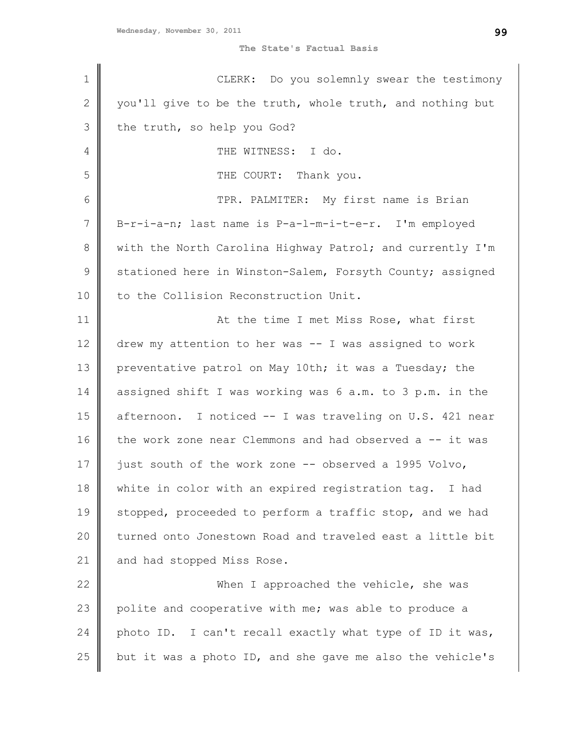CLERK: Do you solemnly swear the testimony you'll give to be the truth, whole truth, and nothing but the truth, so help you God?

THE WITNESS: I do.

THE COURT: Thank you.

TPR. PALMITER: My first name is Brian B-r-i-a-n; last name is P-a-l-m-i-t-e-r. I'm employed with the North Carolina Highway Patrol; and currently I'm stationed here in Winston-Salem, Forsyth County; assigned to the Collision Reconstruction Unit.

At the time I met Miss Rose, what first drew my attention to her was -- I was assigned to work preventative patrol on May 10th; it was a Tuesday; the assigned shift I was working was 6 a.m. to 3 p.m. in the afternoon. I noticed -- I was traveling on U.S. 421 near the work zone near Clemmons and had observed a -- it was just south of the work zone -- observed a 1995 Volvo, white in color with an expired registration tag. I had stopped, proceeded to perform a traffic stop, and we had turned onto Jonestown Road and traveled east a little bit and had stopped Miss Rose.

When I approached the vehicle, she was polite and cooperative with me; was able to produce a photo ID. I can't recall exactly what type of ID it was, but it was a photo ID, and she gave me also the vehicle's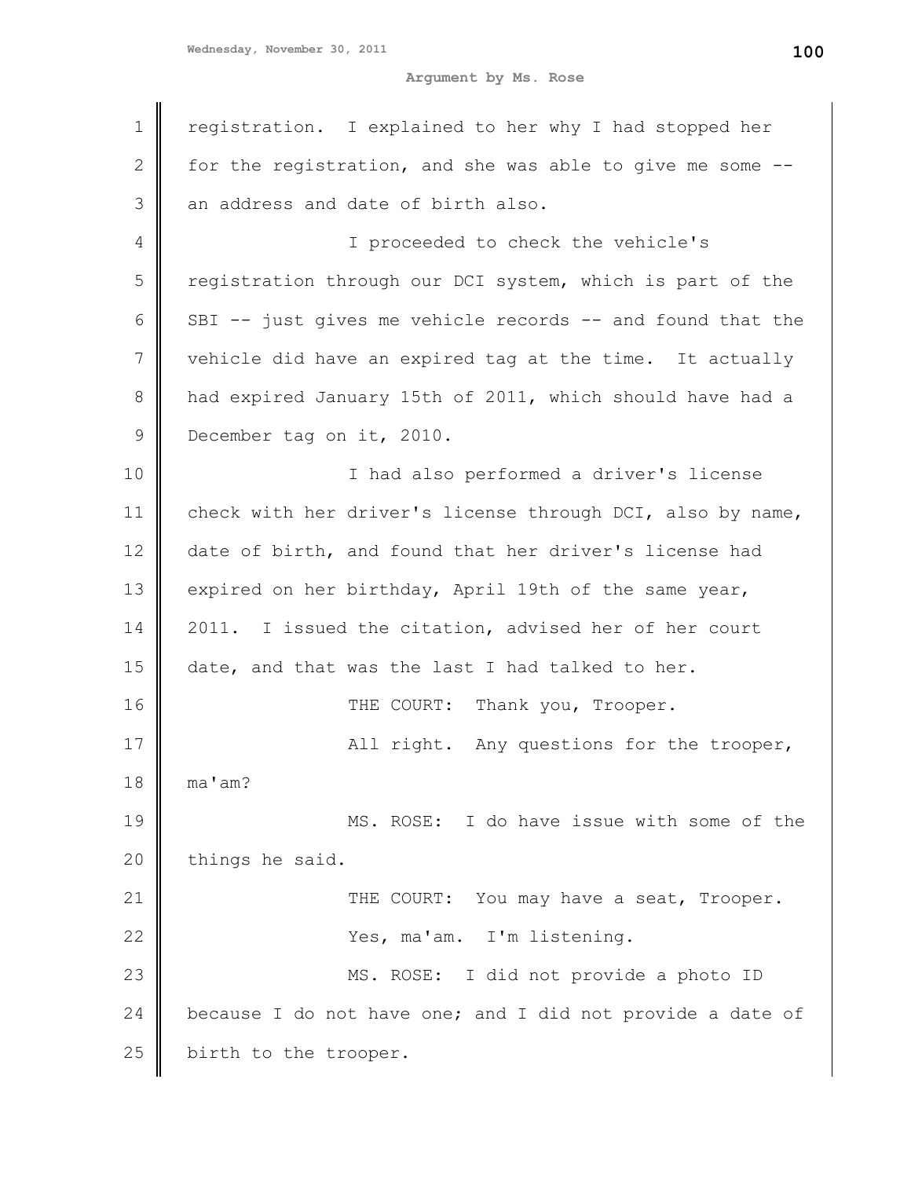registration. I explained to her why I had stopped her for the registration, and she was able to give me some -- an address and date of birth also.

I proceeded to check the vehicle's registration through our DCI system, which is part of the SBI -- just gives me vehicle records -- and found that the vehicle did have an expired tag at the time. It actually had expired January 15th of 2011, which should have had a December tag on it, 2010.

I had also performed a driver's license check with her driver's license through DCI, also by name, date of birth, and found that her driver's license had expired on her birthday, April 19th of the same year, 2011. I issued the citation, advised her of her court date, and that was the last I had talked to her.

THE COURT: Thank you, Trooper.

All right. Any questions for the trooper, ma'am?

MS. ROSE: I do have issue with some of the things he said.

THE COURT: You may have a seat, Trooper.

Yes, ma'am. I'm listening.

MS. ROSE: I did not provide a photo ID because I do not have one; and I did not provide a date of birth to the trooper.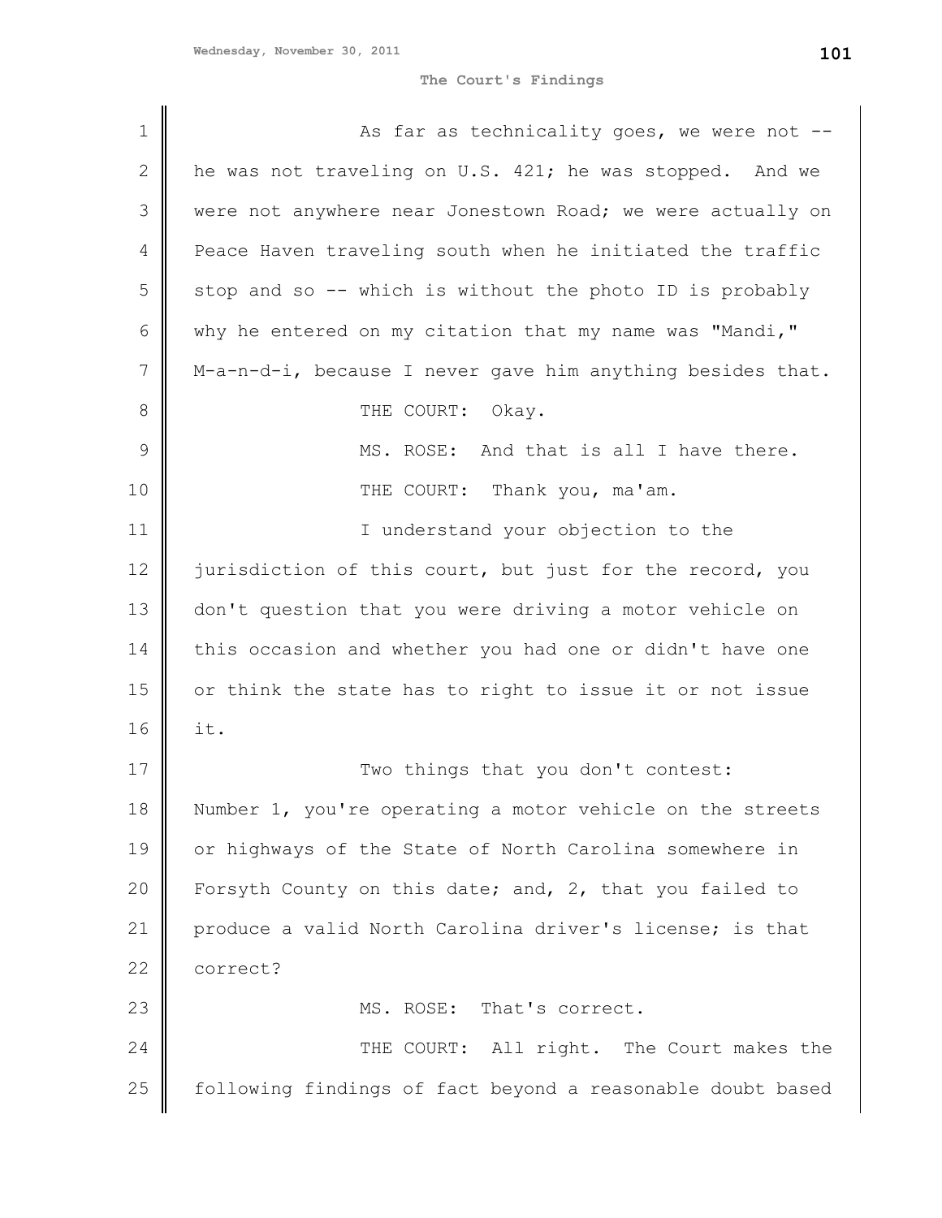As far as technicality goes, we were not -- he was not traveling on U.S. 421; he was stopped. And we were not anywhere near Jonestown Road; we were actually on Peace Haven traveling south when he initiated the traffic stop and so -- which is without the photo ID is probably why he entered on my citation that my name was "Mandi," M-a-n-d-i, because I never gave him anything besides that.

THE COURT: Okay.

MS. ROSE: And that is all I have there.

THE COURT: Thank you, ma'am.

I understand your objection to the jurisdiction of this court, but just for the record, you don't question that you were driving a motor vehicle on this occasion and whether you had one or didn't have one or think the state has to right to issue it or not issue it.

Two things that you don't contest: Number 1, you're operating a motor vehicle on the streets or highways of the State of North Carolina somewhere in Forsyth County on this date; and, 2, that you failed to produce a valid North Carolina driver's license; is that correct?

MS. ROSE: That's correct.

THE COURT: All right. The Court makes the following findings of fact beyond a reasonable doubt based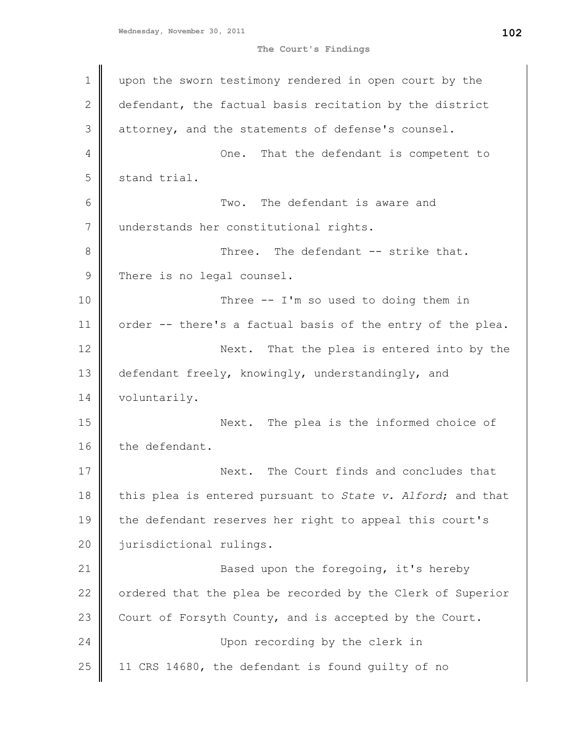upon the sworn testimony rendered in open court by the defendant, the factual basis recitation by the district attorney, and the statements of defense's counsel.

One. That the defendant is competent to stand trial.

Two. The defendant is aware and understands her constitutional rights.

Three. The defendant -- strike that. There is no legal counsel.

Three -- I'm so used to doing them in order -- there's a factual basis of the entry of the plea.

Next. That the plea is entered into by the defendant freely, knowingly, understandingly, and voluntarily.

Next. The plea is the informed choice of the defendant.

Next. The Court finds and concludes that this plea is entered pursuant to *State v. Alford*; and that the defendant reserves her right to appeal this court's jurisdictional rulings.

Based upon the foregoing, it's hereby ordered that the plea be recorded by the Clerk of Superior Court of Forsyth County, and is accepted by the Court.

Upon recording by the clerk in 11 CRS 14680, the defendant is found guilty of no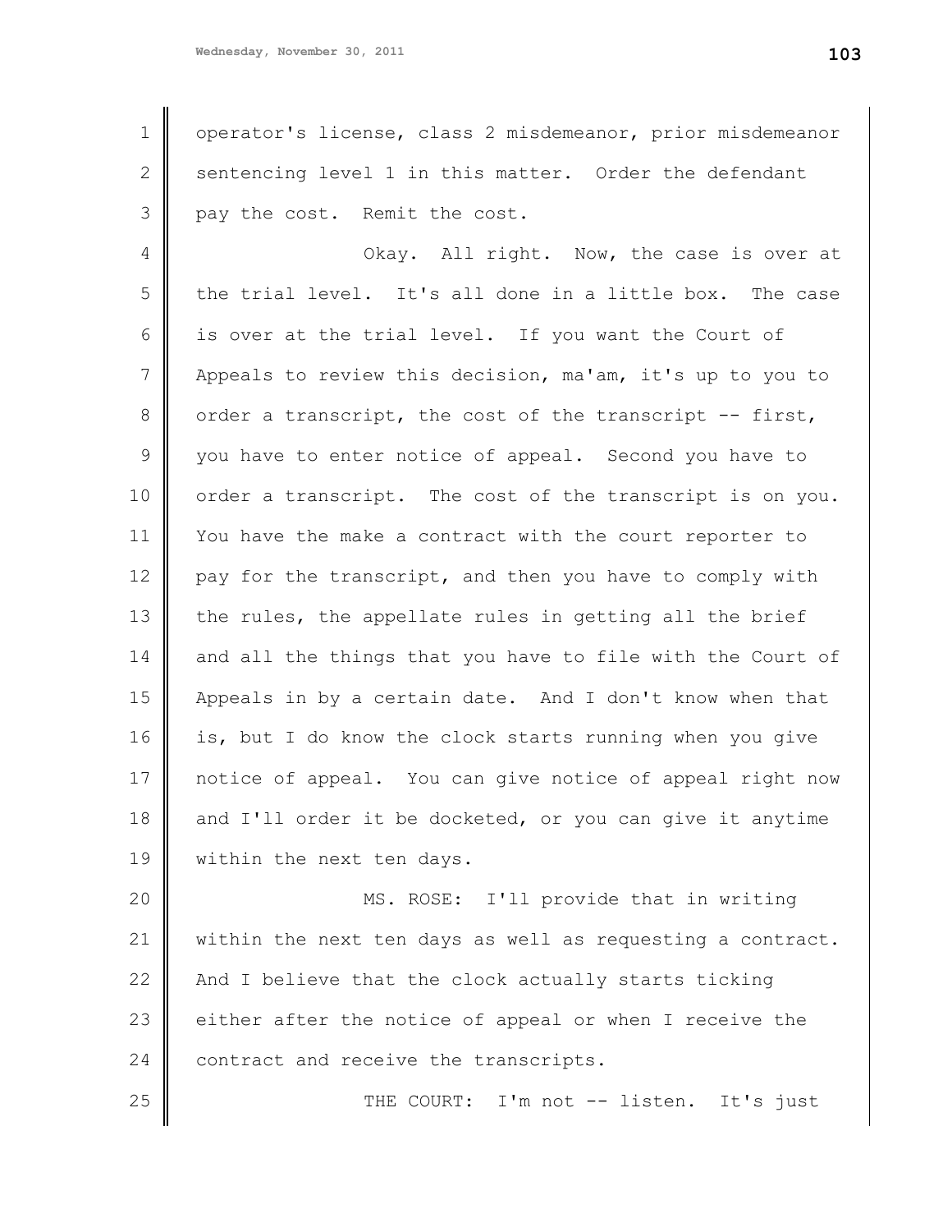operator's license, class 2 misdemeanor, prior misdemeanor sentencing level 1 in this matter. Order the defendant pay the cost. Remit the cost.

Okay. All right. Now, the case is over at the trial level. It's all done in a little box. The case is over at the trial level. If you want the Court of Appeals to review this decision, ma'am, it's up to you to order a transcript, the cost of the transcript -- first, you have to enter notice of appeal. Second you have to order a transcript. The cost of the transcript is on you. You have the make a contract with the court reporter to pay for the transcript, and then you have to comply with the rules, the appellate rules in getting all the brief and all the things that you have to file with the Court of Appeals in by a certain date. And I don't know when that is, but I do know the clock starts running when you give notice of appeal. You can give notice of appeal right now and I'll order it be docketed, or you can give it anytime within the next ten days.

MS. ROSE: I'll provide that in writing within the next ten days as well as requesting a contract. And I believe that the clock actually starts ticking either after the notice of appeal or when I receive the contract and receive the transcripts.

THE COURT: I'm not -- listen. It's just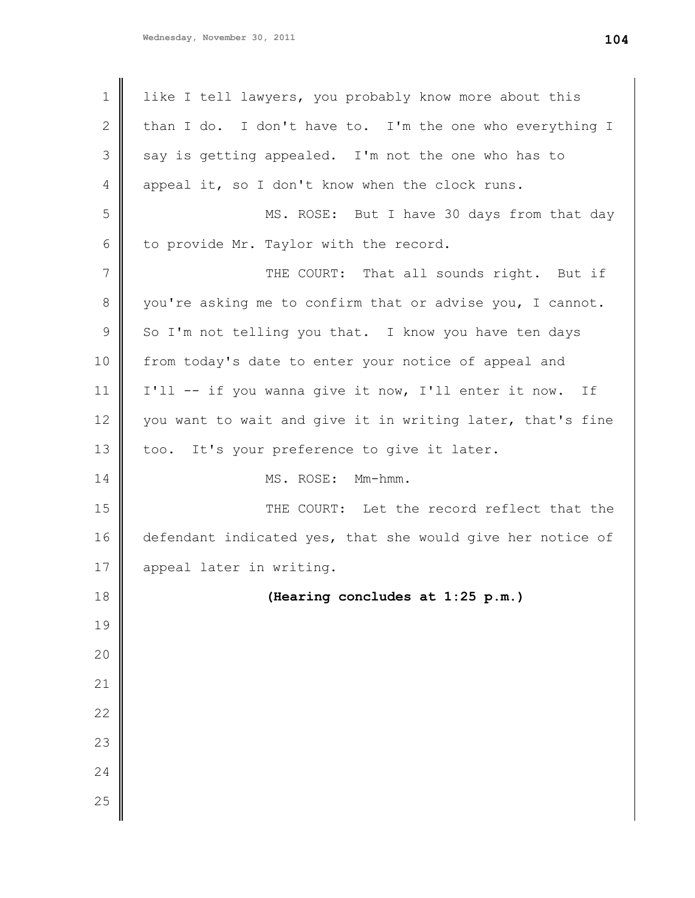like I tell lawyers, you probably know more about this than I do. I don't have to. I'm the one who everything I say is getting appealed. I'm not the one who has to appeal it, so I don't know when the clock runs.

MS. ROSE: But I have 30 days from that day to provide Mr. Taylor with the record.

THE COURT: That all sounds right. But if you're asking me to confirm that or advise you, I cannot. So I'm not telling you that. I know you have ten days from today's date to enter your notice of appeal and I'll -- if you wanna give it now, I'll enter it now. If you want to wait and give it in writing later, that's fine too. It's your preference to give it later.

MS. ROSE: Mm-hmm.

THE COURT: Let the record reflect that the defendant indicated yes, that she would give her notice of appeal later in writing.

**(Hearing concludes at 1:25 p.m.)**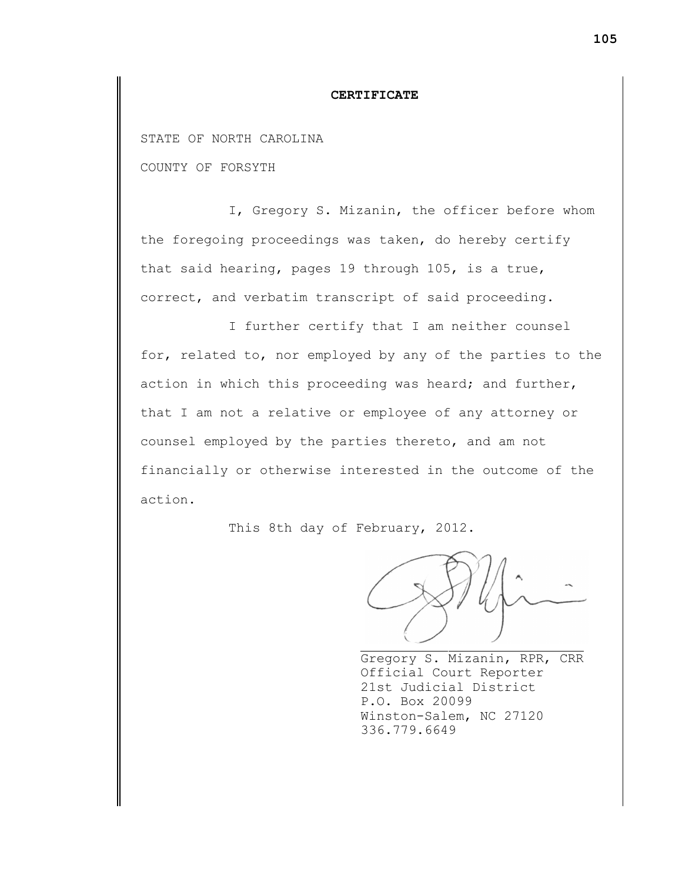**CERTIFICATE**

STATE OF NORTH CAROLINA

COUNTY OF FORSYTH

I, Gregory S. Mizanin, the officer before whom the foregoing proceedings was taken, do hereby certify that said hearing, pages 19 through 105, is a true, correct, and verbatim transcript of said proceeding.

I further certify that I am neither counsel for, related to, nor employed by any of the parties to the action in which this proceeding was heard; and further, that I am not a relative or employee of any attorney or counsel employed by the parties thereto, and am not financially or otherwise interested in the outcome of the action.

This 8th day of February, 2012.

Gregory S. Mizanin, RPR, CRR
Official Court Reporter
21st Judicial District
P.O. Box 20099
Winston-Salem, NC 27120
336.779.6649